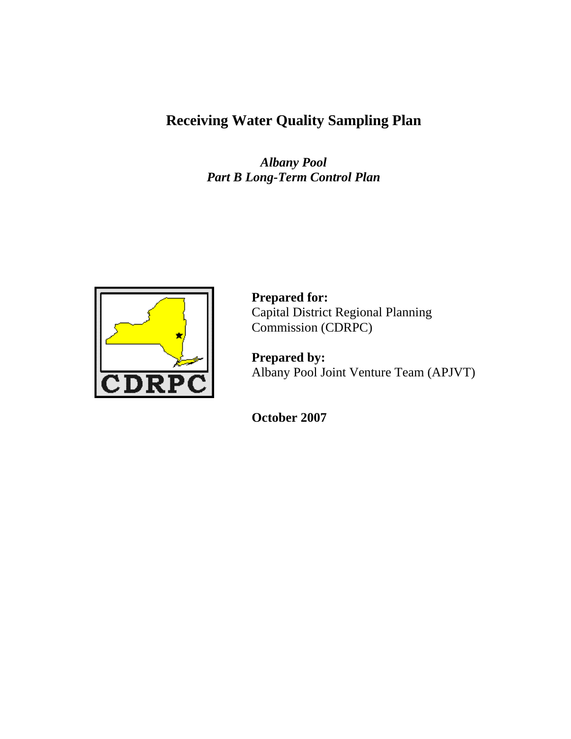# Receiving Water Quality Sampling Plan

***Albany Pool***
***Part B Long-Term Control Plan***

**Prepared for:**
Capital District Regional Planning Commission (CDRPC)

**Prepared by:**
Albany Pool Joint Venture Team (APJVT)

**October 2007**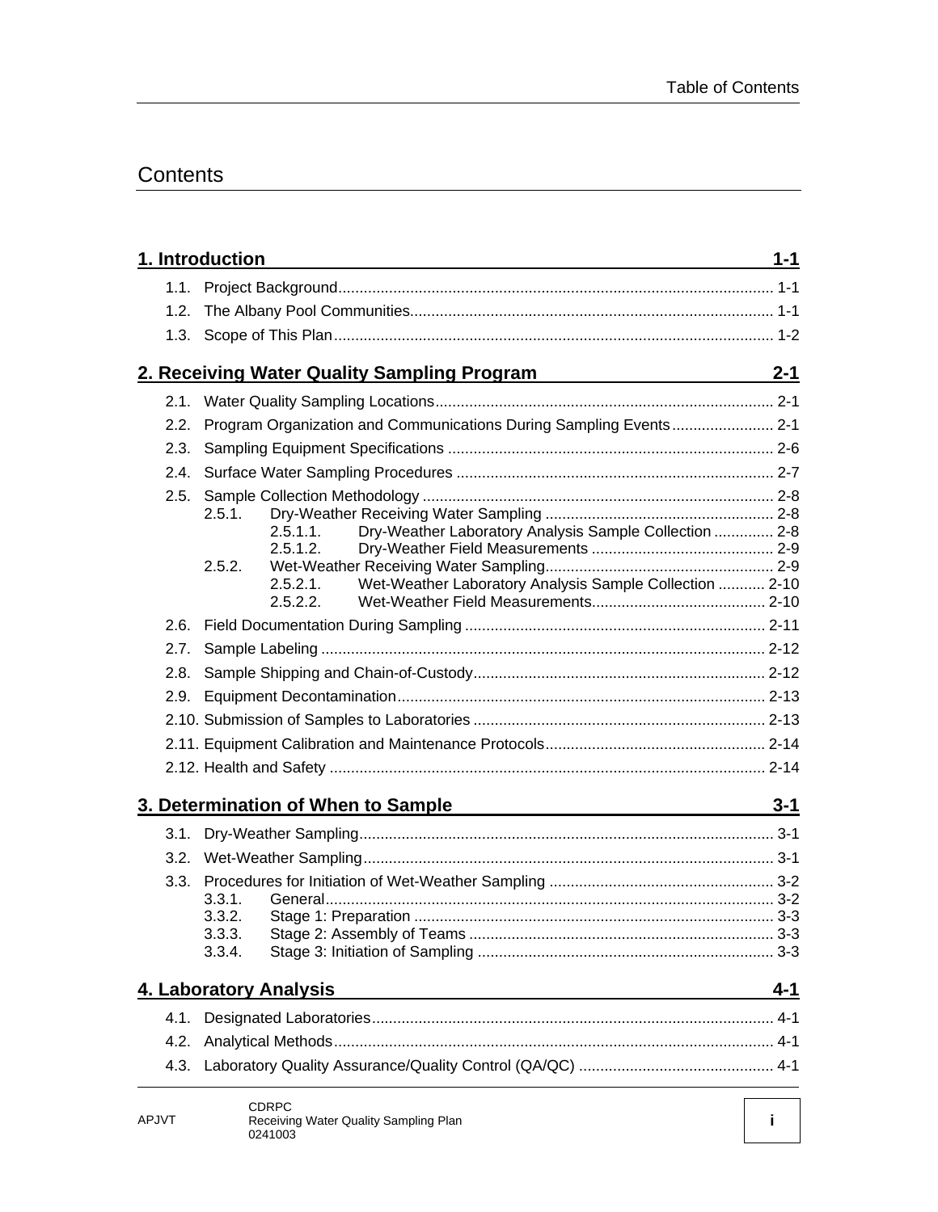# Contents

**1. Introduction** **1-1**

- 1.1. Project Background ..... 1-1
- 1.2. The Albany Pool Communities ..... 1-1
- 1.3. Scope of This Plan ..... 1-2

**2. Receiving Water Quality Sampling Program** **2-1**

- 2.1. Water Quality Sampling Locations ..... 2-1
- 2.2. Program Organization and Communications During Sampling Events ..... 2-1
- 2.3. Sampling Equipment Specifications ..... 2-6
- 2.4. Surface Water Sampling Procedures ..... 2-7
- 2.5. Sample Collection Methodology ..... 2-8
  - 2.5.1. Dry-Weather Receiving Water Sampling ..... 2-8
    - 2.5.1.1. Dry-Weather Laboratory Analysis Sample Collection ..... 2-8
    - 2.5.1.2. Dry-Weather Field Measurements ..... 2-9
  - 2.5.2. Wet-Weather Receiving Water Sampling ..... 2-9
    - 2.5.2.1. Wet-Weather Laboratory Analysis Sample Collection ..... 2-10
    - 2.5.2.2. Wet-Weather Field Measurements ..... 2-10
- 2.6. Field Documentation During Sampling ..... 2-11
- 2.7. Sample Labeling ..... 2-12
- 2.8. Sample Shipping and Chain-of-Custody ..... 2-12
- 2.9. Equipment Decontamination ..... 2-13
- 2.10. Submission of Samples to Laboratories ..... 2-13
- 2.11. Equipment Calibration and Maintenance Protocols ..... 2-14
- 2.12. Health and Safety ..... 2-14

**3. Determination of When to Sample** **3-1**

- 3.1. Dry-Weather Sampling ..... 3-1
- 3.2. Wet-Weather Sampling ..... 3-1
- 3.3. Procedures for Initiation of Wet-Weather Sampling ..... 3-2
  - 3.3.1. General ..... 3-2
  - 3.3.2. Stage 1: Preparation ..... 3-3
  - 3.3.3. Stage 2: Assembly of Teams ..... 3-3
  - 3.3.4. Stage 3: Initiation of Sampling ..... 3-3

**4. Laboratory Analysis** **4-1**

- 4.1. Designated Laboratories ..... 4-1
- 4.2. Analytical Methods ..... 4-1
- 4.3. Laboratory Quality Assurance/Quality Control (QA/QC) ..... 4-1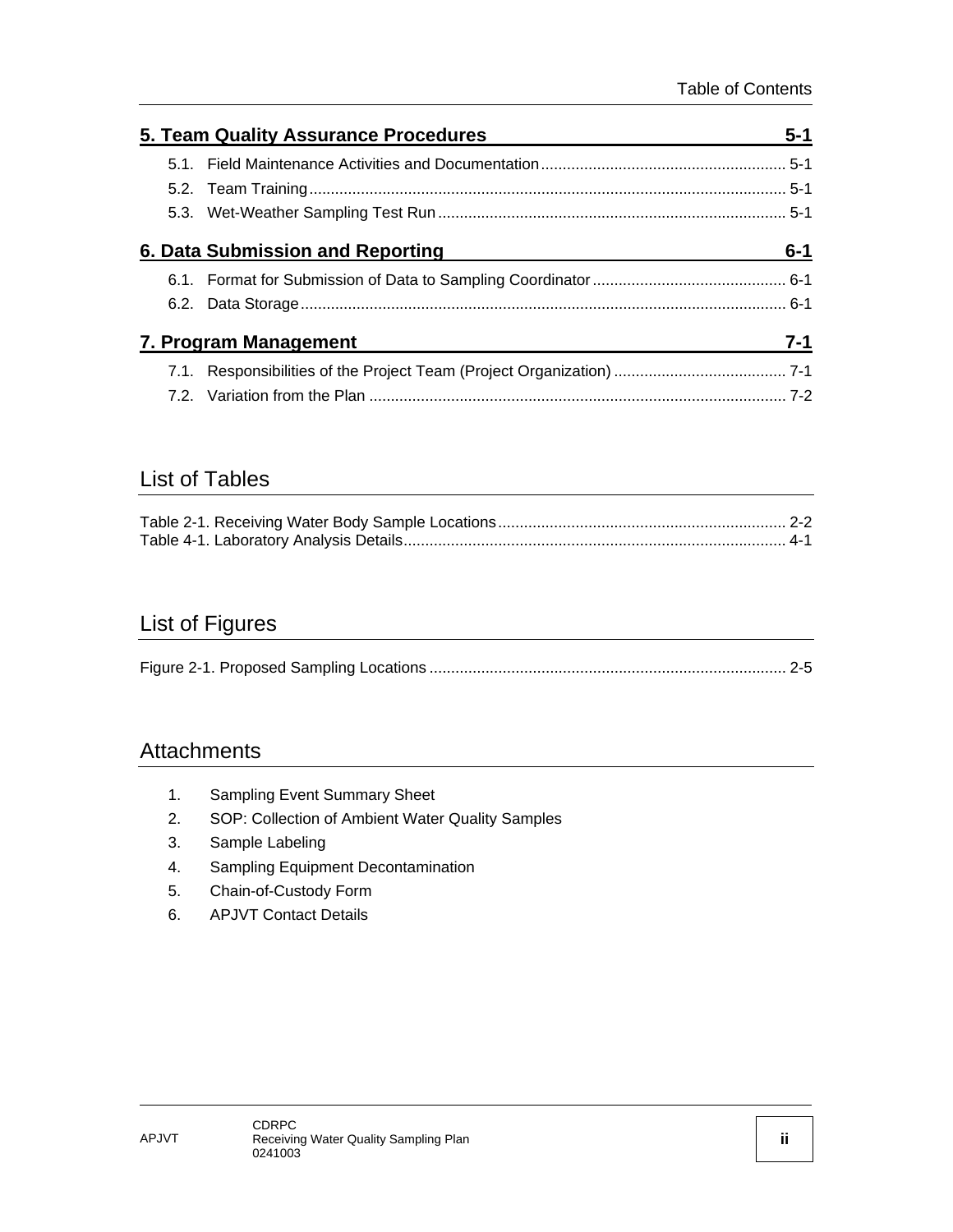## 5. Team Quality Assurance Procedures — 5-1

- 5.1. Field Maintenance Activities and Documentation ... 5-1
- 5.2. Team Training ... 5-1
- 5.3. Wet-Weather Sampling Test Run ... 5-1

## 6. Data Submission and Reporting — 6-1

- 6.1. Format for Submission of Data to Sampling Coordinator ... 6-1
- 6.2. Data Storage ... 6-1

## 7. Program Management — 7-1

- 7.1. Responsibilities of the Project Team (Project Organization) ... 7-1
- 7.2. Variation from the Plan ... 7-2

# List of Tables

Table 2-1. Receiving Water Body Sample Locations ... 2-2
Table 4-1. Laboratory Analysis Details ... 4-1

# List of Figures

Figure 2-1. Proposed Sampling Locations ... 2-5

# Attachments

1. Sampling Event Summary Sheet
2. SOP: Collection of Ambient Water Quality Samples
3. Sample Labeling
4. Sampling Equipment Decontamination
5. Chain-of-Custody Form
6. APJVT Contact Details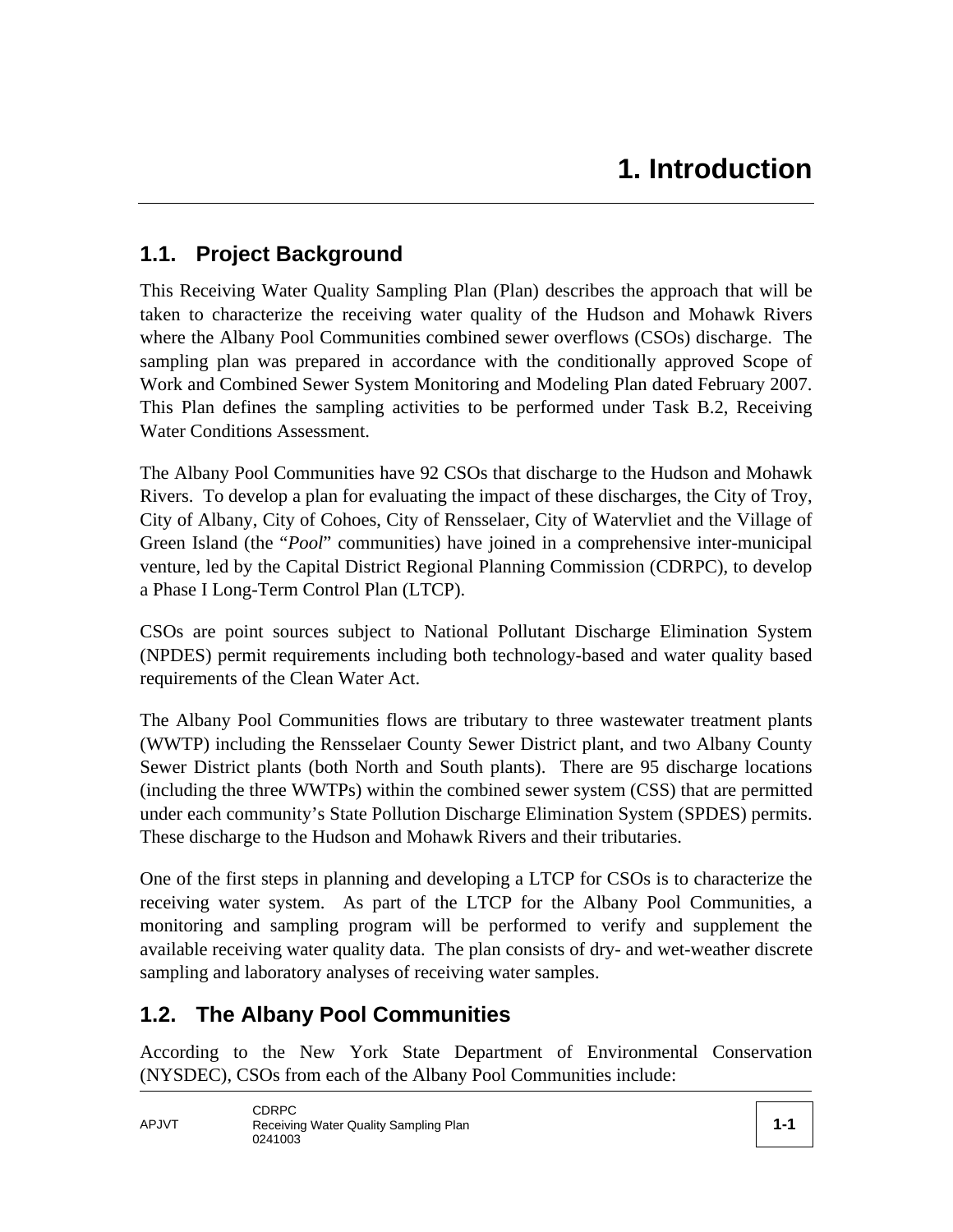# 1. Introduction

## 1.1. Project Background

This Receiving Water Quality Sampling Plan (Plan) describes the approach that will be taken to characterize the receiving water quality of the Hudson and Mohawk Rivers where the Albany Pool Communities combined sewer overflows (CSOs) discharge. The sampling plan was prepared in accordance with the conditionally approved Scope of Work and Combined Sewer System Monitoring and Modeling Plan dated February 2007. This Plan defines the sampling activities to be performed under Task B.2, Receiving Water Conditions Assessment.

The Albany Pool Communities have 92 CSOs that discharge to the Hudson and Mohawk Rivers. To develop a plan for evaluating the impact of these discharges, the City of Troy, City of Albany, City of Cohoes, City of Rensselaer, City of Watervliet and the Village of Green Island (the "*Pool*" communities) have joined in a comprehensive inter-municipal venture, led by the Capital District Regional Planning Commission (CDRPC), to develop a Phase I Long-Term Control Plan (LTCP).

CSOs are point sources subject to National Pollutant Discharge Elimination System (NPDES) permit requirements including both technology-based and water quality based requirements of the Clean Water Act.

The Albany Pool Communities flows are tributary to three wastewater treatment plants (WWTP) including the Rensselaer County Sewer District plant, and two Albany County Sewer District plants (both North and South plants). There are 95 discharge locations (including the three WWTPs) within the combined sewer system (CSS) that are permitted under each community's State Pollution Discharge Elimination System (SPDES) permits. These discharge to the Hudson and Mohawk Rivers and their tributaries.

One of the first steps in planning and developing a LTCP for CSOs is to characterize the receiving water system. As part of the LTCP for the Albany Pool Communities, a monitoring and sampling program will be performed to verify and supplement the available receiving water quality data. The plan consists of dry- and wet-weather discrete sampling and laboratory analyses of receiving water samples.

## 1.2. The Albany Pool Communities

According to the New York State Department of Environmental Conservation (NYSDEC), CSOs from each of the Albany Pool Communities include: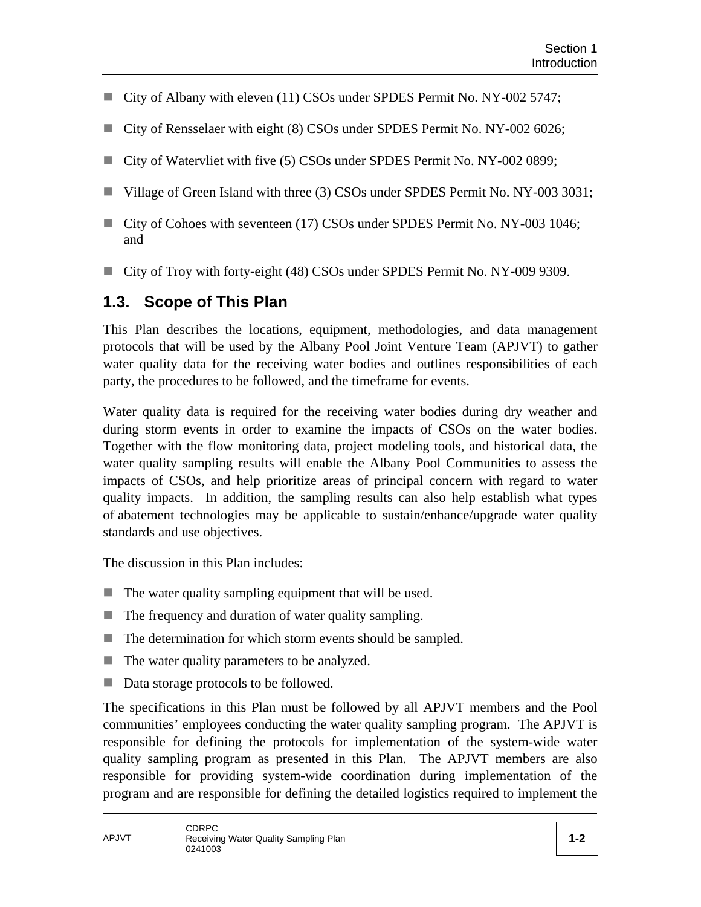- City of Albany with eleven (11) CSOs under SPDES Permit No. NY-002 5747;
- City of Rensselaer with eight (8) CSOs under SPDES Permit No. NY-002 6026;
- City of Watervliet with five (5) CSOs under SPDES Permit No. NY-002 0899;
- Village of Green Island with three (3) CSOs under SPDES Permit No. NY-003 3031;
- City of Cohoes with seventeen (17) CSOs under SPDES Permit No. NY-003 1046; and
- City of Troy with forty-eight (48) CSOs under SPDES Permit No. NY-009 9309.

## 1.3. Scope of This Plan

This Plan describes the locations, equipment, methodologies, and data management protocols that will be used by the Albany Pool Joint Venture Team (APJVT) to gather water quality data for the receiving water bodies and outlines responsibilities of each party, the procedures to be followed, and the timeframe for events.

Water quality data is required for the receiving water bodies during dry weather and during storm events in order to examine the impacts of CSOs on the water bodies. Together with the flow monitoring data, project modeling tools, and historical data, the water quality sampling results will enable the Albany Pool Communities to assess the impacts of CSOs, and help prioritize areas of principal concern with regard to water quality impacts. In addition, the sampling results can also help establish what types of abatement technologies may be applicable to sustain/enhance/upgrade water quality standards and use objectives.

The discussion in this Plan includes:

- The water quality sampling equipment that will be used.
- The frequency and duration of water quality sampling.
- The determination for which storm events should be sampled.
- The water quality parameters to be analyzed.
- Data storage protocols to be followed.

The specifications in this Plan must be followed by all APJVT members and the Pool communities' employees conducting the water quality sampling program. The APJVT is responsible for defining the protocols for implementation of the system-wide water quality sampling program as presented in this Plan. The APJVT members are also responsible for providing system-wide coordination during implementation of the program and are responsible for defining the detailed logistics required to implement the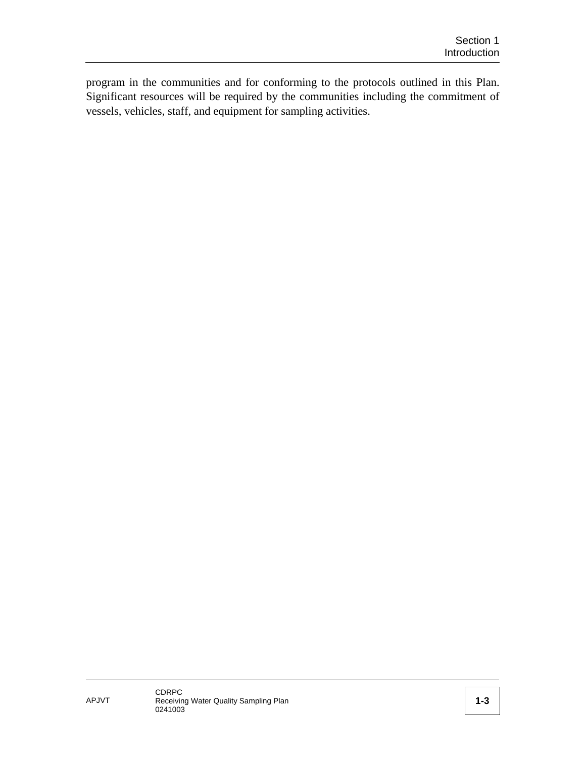program in the communities and for conforming to the protocols outlined in this Plan. Significant resources will be required by the communities including the commitment of vessels, vehicles, staff, and equipment for sampling activities.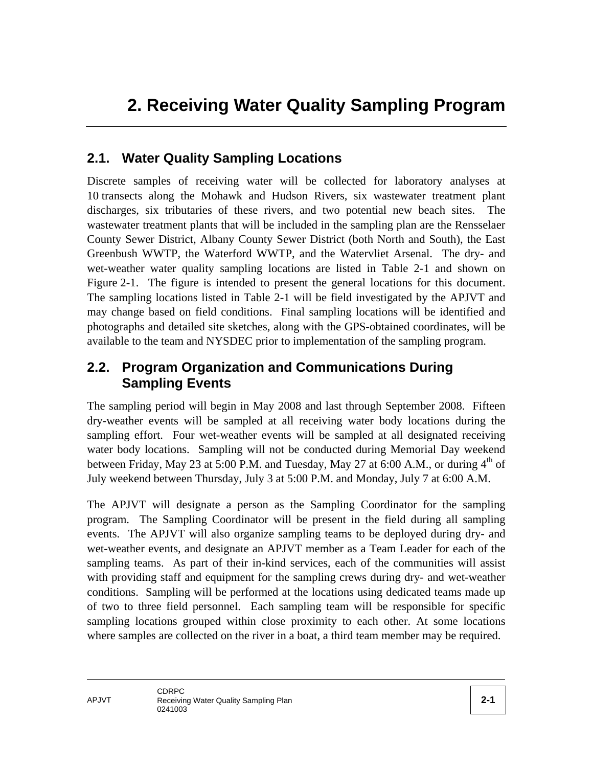# 2. Receiving Water Quality Sampling Program

## 2.1. Water Quality Sampling Locations

Discrete samples of receiving water will be collected for laboratory analyses at 10 transects along the Mohawk and Hudson Rivers, six wastewater treatment plant discharges, six tributaries of these rivers, and two potential new beach sites. The wastewater treatment plants that will be included in the sampling plan are the Rensselaer County Sewer District, Albany County Sewer District (both North and South), the East Greenbush WWTP, the Waterford WWTP, and the Watervliet Arsenal. The dry- and wet-weather water quality sampling locations are listed in Table 2-1 and shown on Figure 2-1. The figure is intended to present the general locations for this document. The sampling locations listed in Table 2-1 will be field investigated by the APJVT and may change based on field conditions. Final sampling locations will be identified and photographs and detailed site sketches, along with the GPS-obtained coordinates, will be available to the team and NYSDEC prior to implementation of the sampling program.

## 2.2. Program Organization and Communications During Sampling Events

The sampling period will begin in May 2008 and last through September 2008. Fifteen dry-weather events will be sampled at all receiving water body locations during the sampling effort. Four wet-weather events will be sampled at all designated receiving water body locations. Sampling will not be conducted during Memorial Day weekend between Friday, May 23 at 5:00 P.M. and Tuesday, May 27 at 6:00 A.M., or during 4th of July weekend between Thursday, July 3 at 5:00 P.M. and Monday, July 7 at 6:00 A.M.

The APJVT will designate a person as the Sampling Coordinator for the sampling program. The Sampling Coordinator will be present in the field during all sampling events. The APJVT will also organize sampling teams to be deployed during dry- and wet-weather events, and designate an APJVT member as a Team Leader for each of the sampling teams. As part of their in-kind services, each of the communities will assist with providing staff and equipment for the sampling crews during dry- and wet-weather conditions. Sampling will be performed at the locations using dedicated teams made up of two to three field personnel. Each sampling team will be responsible for specific sampling locations grouped within close proximity to each other. At some locations where samples are collected on the river in a boat, a third team member may be required.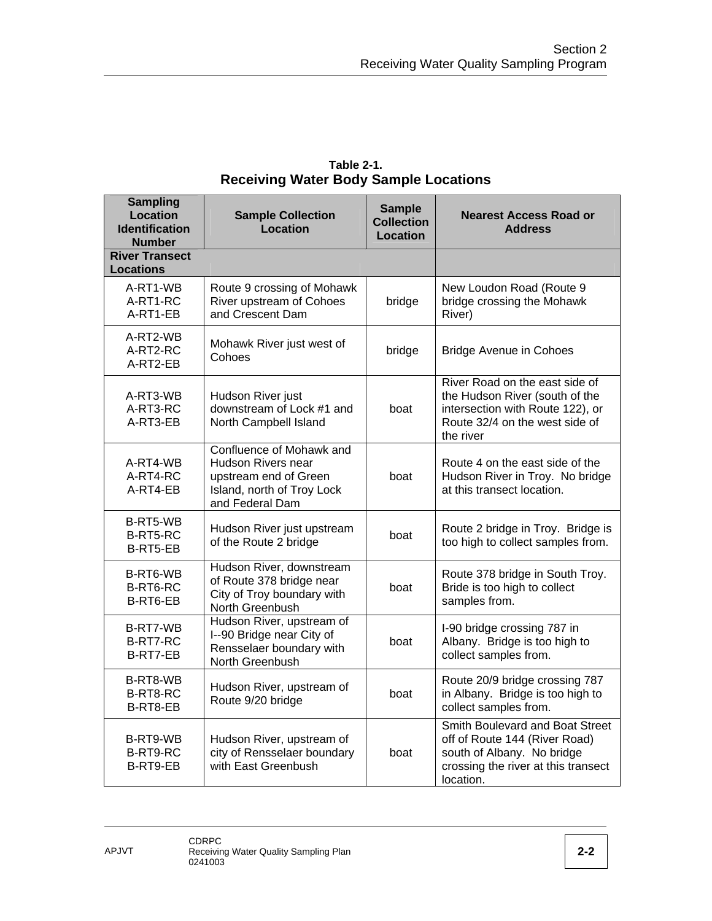**Table 2-1.**
**Receiving Water Body Sample Locations**

| Sampling Location Identification Number | Sample Collection Location | Sample Collection Location | Nearest Access Road or Address |
|---|---|---|---|
| **River Transect Locations** | | | |
| A-RT1-WB<br>A-RT1-RC<br>A-RT1-EB | Route 9 crossing of Mohawk River upstream of Cohoes and Crescent Dam | bridge | New Loudon Road (Route 9 bridge crossing the Mohawk River) |
| A-RT2-WB<br>A-RT2-RC<br>A-RT2-EB | Mohawk River just west of Cohoes | bridge | Bridge Avenue in Cohoes |
| A-RT3-WB<br>A-RT3-RC<br>A-RT3-EB | Hudson River just downstream of Lock #1 and North Campbell Island | boat | River Road on the east side of the Hudson River (south of the intersection with Route 122), or Route 32/4 on the west side of the river |
| A-RT4-WB<br>A-RT4-RC<br>A-RT4-EB | Confluence of Mohawk and Hudson Rivers near upstream end of Green Island, north of Troy Lock and Federal Dam | boat | Route 4 on the east side of the Hudson River in Troy. No bridge at this transect location. |
| B-RT5-WB<br>B-RT5-RC<br>B-RT5-EB | Hudson River just upstream of the Route 2 bridge | boat | Route 2 bridge in Troy. Bridge is too high to collect samples from. |
| B-RT6-WB<br>B-RT6-RC<br>B-RT6-EB | Hudson River, downstream of Route 378 bridge near City of Troy boundary with North Greenbush | boat | Route 378 bridge in South Troy. Bride is too high to collect samples from. |
| B-RT7-WB<br>B-RT7-RC<br>B-RT7-EB | Hudson River, upstream of I--90 Bridge near City of Rensselaer boundary with North Greenbush | boat | I-90 bridge crossing 787 in Albany. Bridge is too high to collect samples from. |
| B-RT8-WB<br>B-RT8-RC<br>B-RT8-EB | Hudson River, upstream of Route 9/20 bridge | boat | Route 20/9 bridge crossing 787 in Albany. Bridge is too high to collect samples from. |
| B-RT9-WB<br>B-RT9-RC<br>B-RT9-EB | Hudson River, upstream of city of Rensselaer boundary with East Greenbush | boat | Smith Boulevard and Boat Street off of Route 144 (River Road) south of Albany. No bridge crossing the river at this transect location. |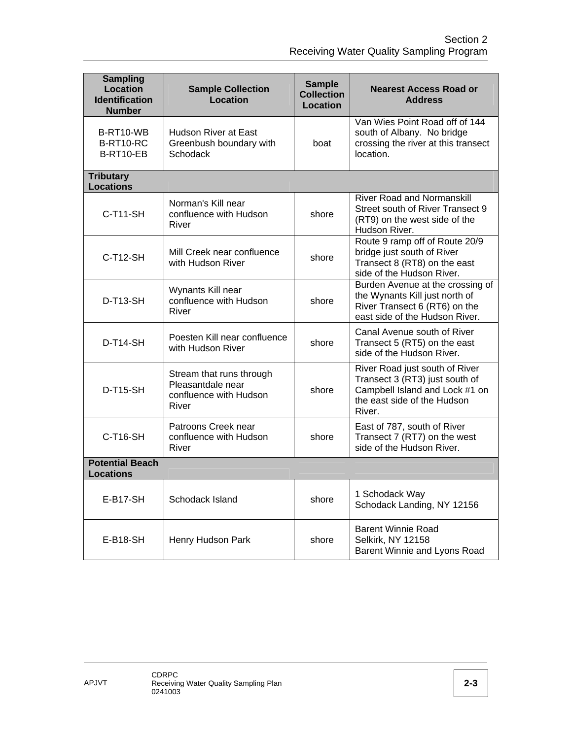| Sampling Location Identification Number | Sample Collection Location | Sample Collection Location | Nearest Access Road or Address |
|---|---|---|---|
| B-RT10-WB<br>B-RT10-RC<br>B-RT10-EB | Hudson River at East Greenbush boundary with Schodack | boat | Van Wies Point Road off of 144 south of Albany. No bridge crossing the river at this transect location. |
| **Tributary Locations** | | | |
| C-T11-SH | Norman's Kill near confluence with Hudson River | shore | River Road and Normanskill Street south of River Transect 9 (RT9) on the west side of the Hudson River. |
| C-T12-SH | Mill Creek near confluence with Hudson River | shore | Route 9 ramp off of Route 20/9 bridge just south of River Transect 8 (RT8) on the east side of the Hudson River. |
| D-T13-SH | Wynants Kill near confluence with Hudson River | shore | Burden Avenue at the crossing of the Wynants Kill just north of River Transect 6 (RT6) on the east side of the Hudson River. |
| D-T14-SH | Poesten Kill near confluence with Hudson River | shore | Canal Avenue south of River Transect 5 (RT5) on the east side of the Hudson River. |
| D-T15-SH | Stream that runs through Pleasantdale near confluence with Hudson River | shore | River Road just south of River Transect 3 (RT3) just south of Campbell Island and Lock #1 on the east side of the Hudson River. |
| C-T16-SH | Patroons Creek near confluence with Hudson River | shore | East of 787, south of River Transect 7 (RT7) on the west side of the Hudson River. |
| **Potential Beach Locations** | | | |
| E-B17-SH | Schodack Island | shore | 1 Schodack Way<br>Schodack Landing, NY 12156 |
| E-B18-SH | Henry Hudson Park | shore | Barent Winnie Road<br>Selkirk, NY 12158<br>Barent Winnie and Lyons Road |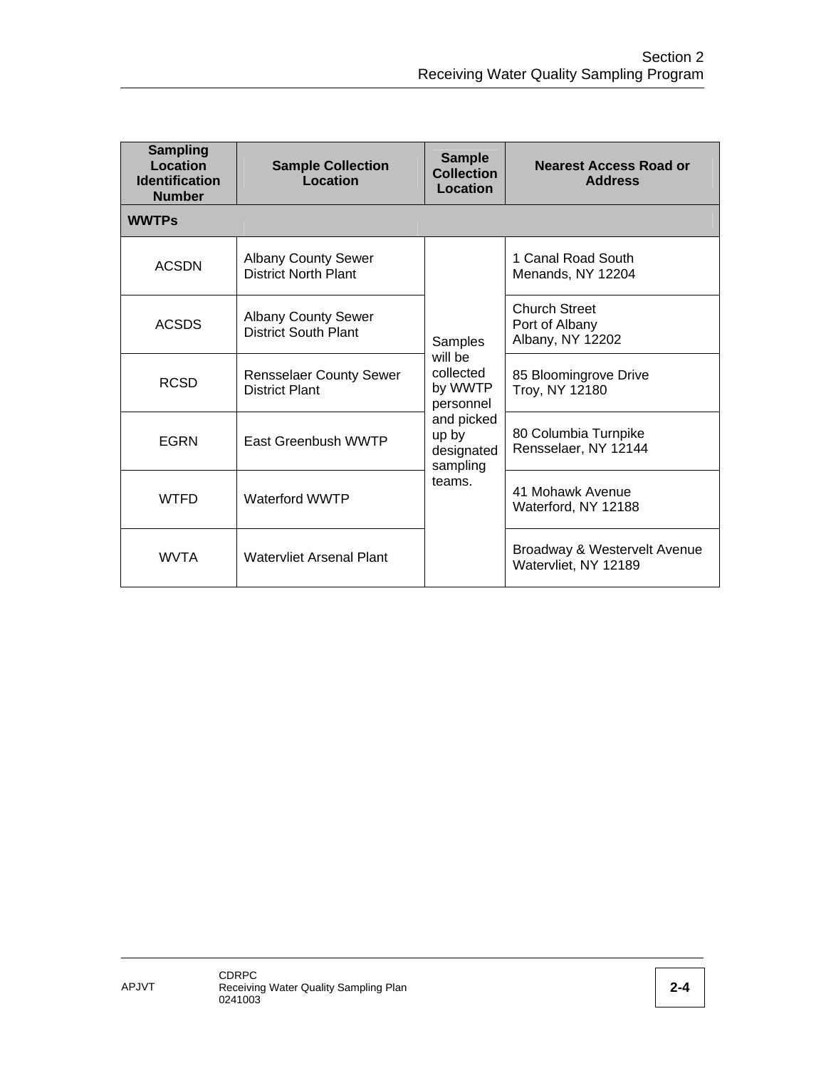| Sampling Location Identification Number | Sample Collection Location | Sample Collection Location | Nearest Access Road or Address |
|---|---|---|---|
| **WWTPs** | | | |
| ACSDN | Albany County Sewer District North Plant | Samples will be collected by WWTP personnel and picked up by designated sampling teams. | 1 Canal Road South<br>Menands, NY 12204 |
| ACSDS | Albany County Sewer District South Plant | | Church Street<br>Port of Albany<br>Albany, NY 12202 |
| RCSD | Rensselaer County Sewer District Plant | | 85 Bloomingrove Drive<br>Troy, NY 12180 |
| EGRN | East Greenbush WWTP | | 80 Columbia Turnpike<br>Rensselaer, NY 12144 |
| WTFD | Waterford WWTP | | 41 Mohawk Avenue<br>Waterford, NY 12188 |
| WVTA | Watervliet Arsenal Plant | | Broadway & Westervelt Avenue<br>Watervliet, NY 12189 |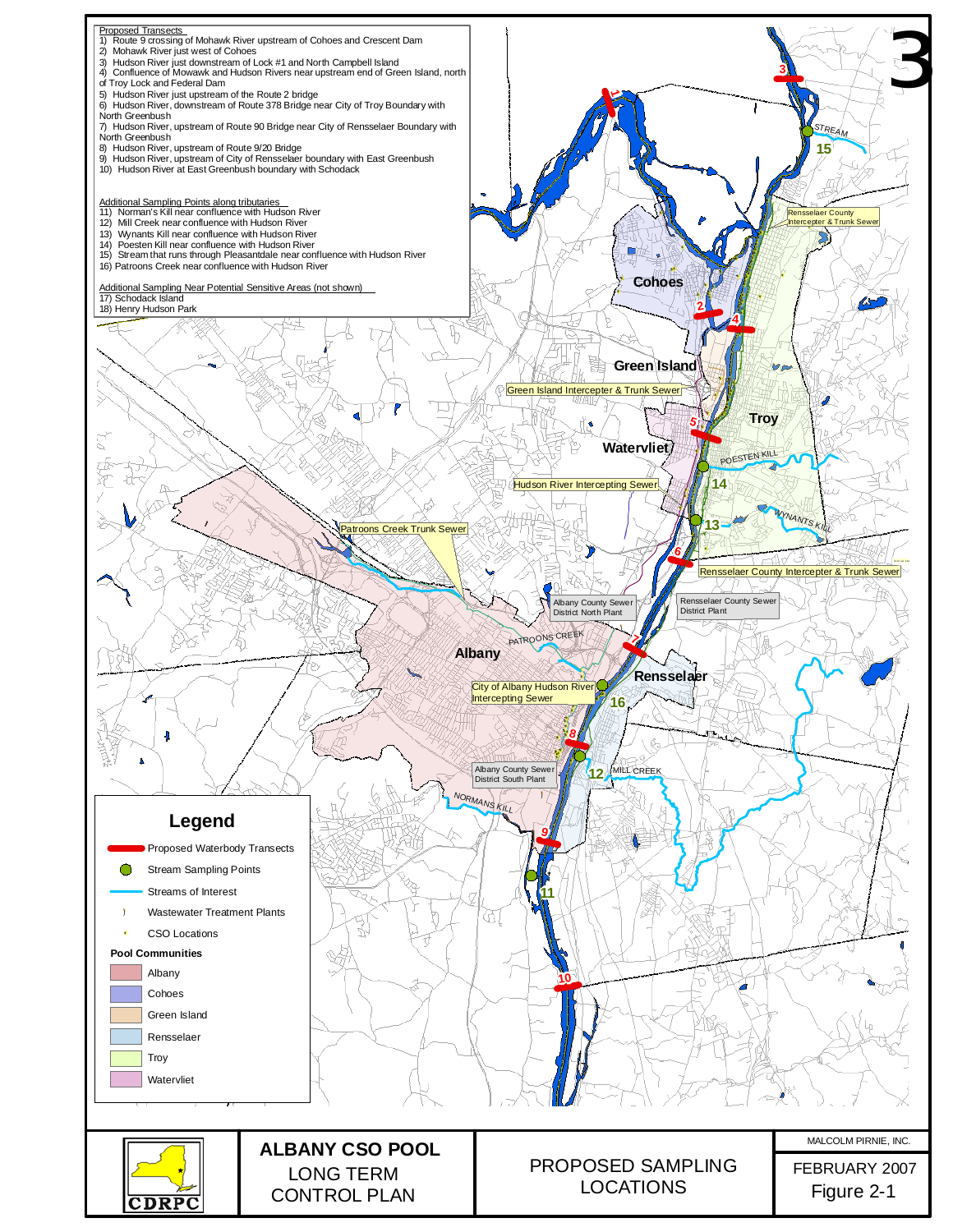Proposed Transects

1) Route 9 crossing of Mohawk River upstream of Cohoes and Crescent Dam
2) Mohawk River just west of Cohoes
3) Hudson River just downstream of Lock #1 and North Campbell Island
4) Confluence of Mowawk and Hudson Rivers near upstream end of Green Island, north of Troy Lock and Federal Dam
5) Hudson River just upstream of the Route 2 bridge
6) Hudson River, downstream of Route 378 Bridge near City of Troy Boundary with North Greenbush
7) Hudson River, upstream of Route 90 Bridge near City of Rensselaer Boundary with North Greenbush
8) Hudson River, upstream of Route 9/20 Bridge
9) Hudson River, upstream of City of Rensselaer boundary with East Greenbush
10) Hudson River at East Greenbush boundary with Schodack

Additional Sampling Points along tributaries

11) Norman's Kill near confluence with Hudson River
12) Mill Creek near confluence with Hudson River
13) Wynants Kill near confluence with Hudson River
14) Poesten Kill near confluence with Hudson River
15) Stream that runs through Pleasantdale near confluence with Hudson River
16) Patroons Creek near confluence with Hudson River

Additional Sampling Near Potential Sensitive Areas (not shown)

17) Schodack Island
18) Henry Hudson Park

3

Cohoes
Green Island
Troy
Watervliet
Albany
Rensselaer

Rensselaer County Intercepter & Trunk Sewer
Green Island Intercepter & Trunk Sewer
Hudson River Intercepting Sewer
Patroons Creek Trunk Sewer
Rensselaer County Intercepter & Trunk Sewer
Albany County Sewer District North Plant
Rensselaer County Sewer District Plant
City of Albany Hudson River Intercepting Sewer
Albany County Sewer District South Plant

STREAM
POESTEN KILL
WYNANTS KILL
PATROONS CREEK
MILL CREEK
NORMANS KILL

**Legend**

- Proposed Waterbody Transects
- Stream Sampling Points
- Streams of Interest
- Wastewater Treatment Plants
- CSO Locations

**Pool Communities**

- Albany
- Cohoes
- Green Island
- Rensselaer
- Troy
- Watervliet

CDRPC

**ALBANY CSO POOL**
LONG TERM CONTROL PLAN

PROPOSED SAMPLING LOCATIONS

MALCOLM PIRNIE, INC.

FEBRUARY 2007

Figure 2-1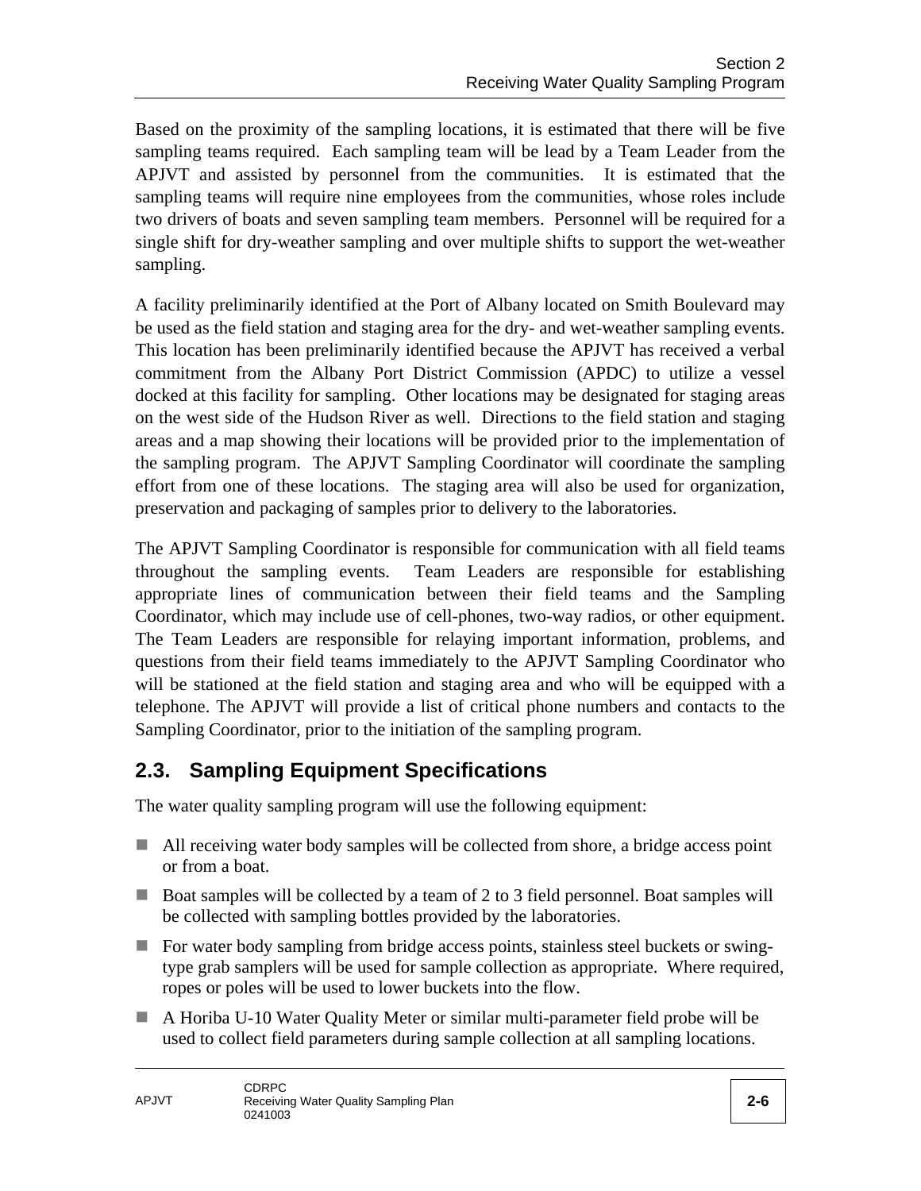Based on the proximity of the sampling locations, it is estimated that there will be five sampling teams required. Each sampling team will be lead by a Team Leader from the APJVT and assisted by personnel from the communities. It is estimated that the sampling teams will require nine employees from the communities, whose roles include two drivers of boats and seven sampling team members. Personnel will be required for a single shift for dry-weather sampling and over multiple shifts to support the wet-weather sampling.

A facility preliminarily identified at the Port of Albany located on Smith Boulevard may be used as the field station and staging area for the dry- and wet-weather sampling events. This location has been preliminarily identified because the APJVT has received a verbal commitment from the Albany Port District Commission (APDC) to utilize a vessel docked at this facility for sampling. Other locations may be designated for staging areas on the west side of the Hudson River as well. Directions to the field station and staging areas and a map showing their locations will be provided prior to the implementation of the sampling program. The APJVT Sampling Coordinator will coordinate the sampling effort from one of these locations. The staging area will also be used for organization, preservation and packaging of samples prior to delivery to the laboratories.

The APJVT Sampling Coordinator is responsible for communication with all field teams throughout the sampling events. Team Leaders are responsible for establishing appropriate lines of communication between their field teams and the Sampling Coordinator, which may include use of cell-phones, two-way radios, or other equipment. The Team Leaders are responsible for relaying important information, problems, and questions from their field teams immediately to the APJVT Sampling Coordinator who will be stationed at the field station and staging area and who will be equipped with a telephone. The APJVT will provide a list of critical phone numbers and contacts to the Sampling Coordinator, prior to the initiation of the sampling program.

## 2.3. Sampling Equipment Specifications

The water quality sampling program will use the following equipment:

- All receiving water body samples will be collected from shore, a bridge access point or from a boat.
- Boat samples will be collected by a team of 2 to 3 field personnel. Boat samples will be collected with sampling bottles provided by the laboratories.
- For water body sampling from bridge access points, stainless steel buckets or swing-type grab samplers will be used for sample collection as appropriate. Where required, ropes or poles will be used to lower buckets into the flow.
- A Horiba U-10 Water Quality Meter or similar multi-parameter field probe will be used to collect field parameters during sample collection at all sampling locations.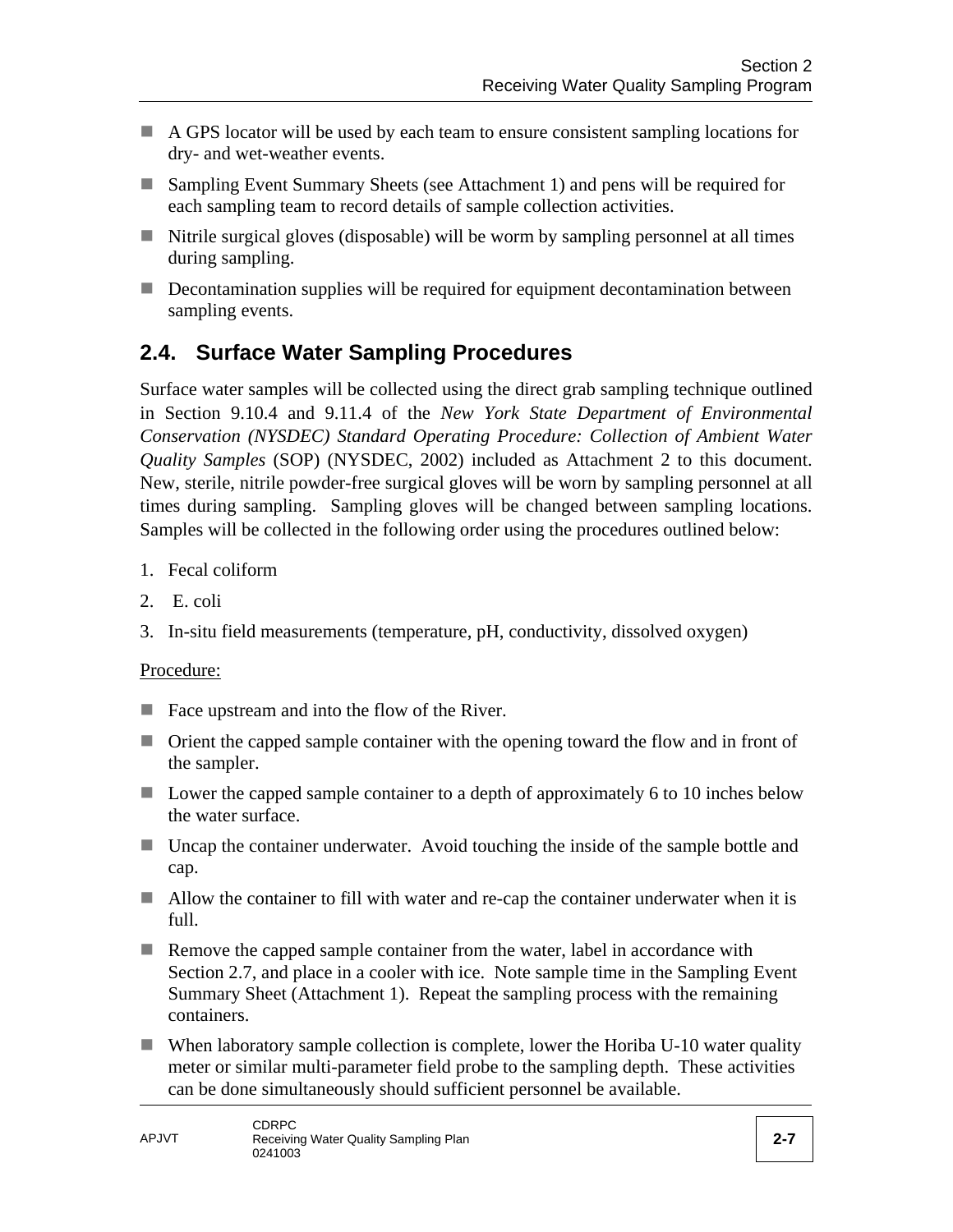- A GPS locator will be used by each team to ensure consistent sampling locations for dry- and wet-weather events.
- Sampling Event Summary Sheets (see Attachment 1) and pens will be required for each sampling team to record details of sample collection activities.
- Nitrile surgical gloves (disposable) will be worm by sampling personnel at all times during sampling.
- Decontamination supplies will be required for equipment decontamination between sampling events.

## 2.4. Surface Water Sampling Procedures

Surface water samples will be collected using the direct grab sampling technique outlined in Section 9.10.4 and 9.11.4 of the *New York State Department of Environmental Conservation (NYSDEC) Standard Operating Procedure: Collection of Ambient Water Quality Samples* (SOP) (NYSDEC, 2002) included as Attachment 2 to this document. New, sterile, nitrile powder-free surgical gloves will be worn by sampling personnel at all times during sampling. Sampling gloves will be changed between sampling locations. Samples will be collected in the following order using the procedures outlined below:

1. Fecal coliform
2. E. coli
3. In-situ field measurements (temperature, pH, conductivity, dissolved oxygen)

<u>Procedure:</u>

- Face upstream and into the flow of the River.
- Orient the capped sample container with the opening toward the flow and in front of the sampler.
- Lower the capped sample container to a depth of approximately 6 to 10 inches below the water surface.
- Uncap the container underwater. Avoid touching the inside of the sample bottle and cap.
- Allow the container to fill with water and re-cap the container underwater when it is full.
- Remove the capped sample container from the water, label in accordance with Section 2.7, and place in a cooler with ice. Note sample time in the Sampling Event Summary Sheet (Attachment 1). Repeat the sampling process with the remaining containers.
- When laboratory sample collection is complete, lower the Horiba U-10 water quality meter or similar multi-parameter field probe to the sampling depth. These activities can be done simultaneously should sufficient personnel be available.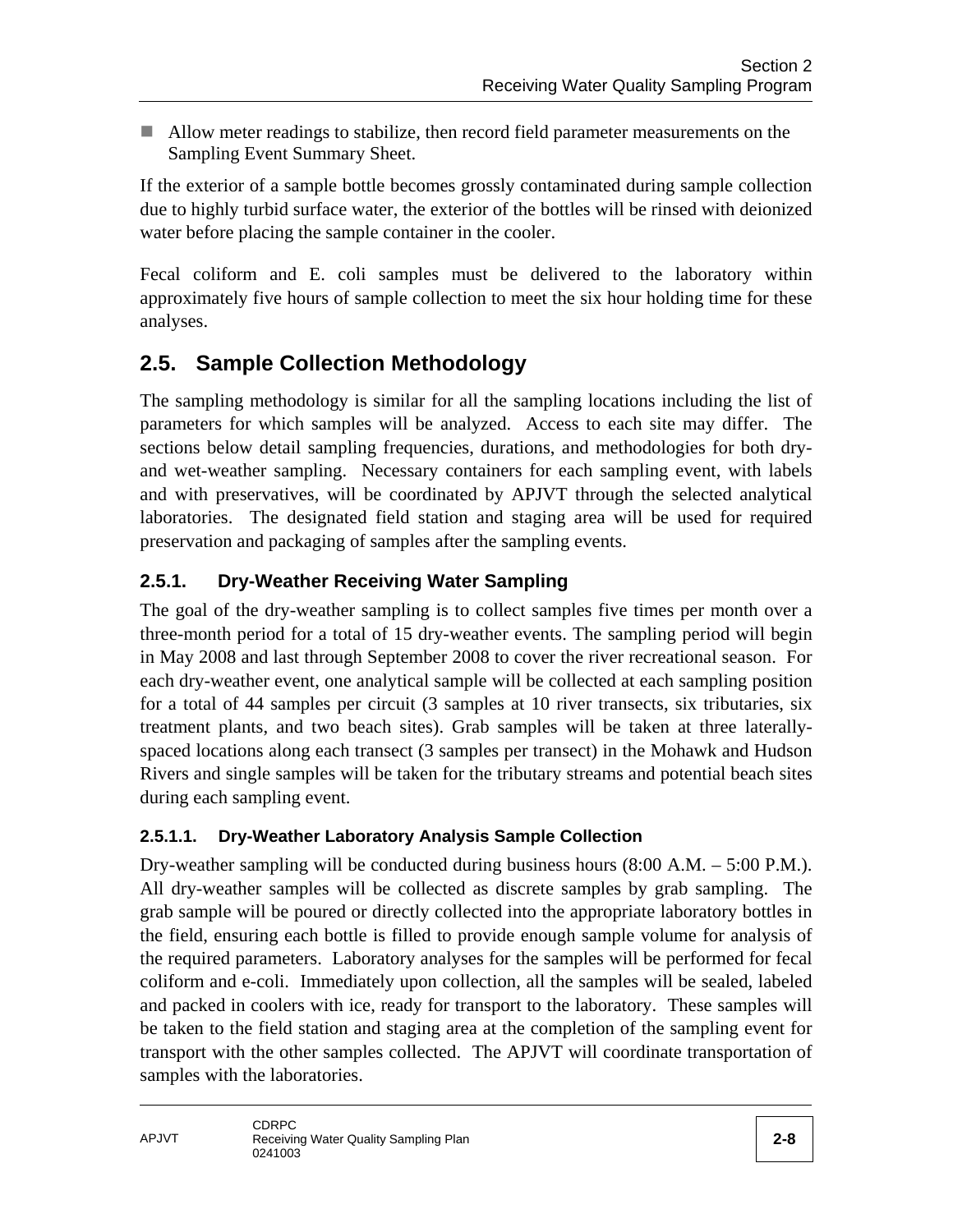- Allow meter readings to stabilize, then record field parameter measurements on the Sampling Event Summary Sheet.

If the exterior of a sample bottle becomes grossly contaminated during sample collection due to highly turbid surface water, the exterior of the bottles will be rinsed with deionized water before placing the sample container in the cooler.

Fecal coliform and E. coli samples must be delivered to the laboratory within approximately five hours of sample collection to meet the six hour holding time for these analyses.

## 2.5. Sample Collection Methodology

The sampling methodology is similar for all the sampling locations including the list of parameters for which samples will be analyzed. Access to each site may differ. The sections below detail sampling frequencies, durations, and methodologies for both dry- and wet-weather sampling. Necessary containers for each sampling event, with labels and with preservatives, will be coordinated by APJVT through the selected analytical laboratories. The designated field station and staging area will be used for required preservation and packaging of samples after the sampling events.

### 2.5.1. Dry-Weather Receiving Water Sampling

The goal of the dry-weather sampling is to collect samples five times per month over a three-month period for a total of 15 dry-weather events. The sampling period will begin in May 2008 and last through September 2008 to cover the river recreational season. For each dry-weather event, one analytical sample will be collected at each sampling position for a total of 44 samples per circuit (3 samples at 10 river transects, six tributaries, six treatment plants, and two beach sites). Grab samples will be taken at three laterally-spaced locations along each transect (3 samples per transect) in the Mohawk and Hudson Rivers and single samples will be taken for the tributary streams and potential beach sites during each sampling event.

#### 2.5.1.1. Dry-Weather Laboratory Analysis Sample Collection

Dry-weather sampling will be conducted during business hours (8:00 A.M. – 5:00 P.M.). All dry-weather samples will be collected as discrete samples by grab sampling. The grab sample will be poured or directly collected into the appropriate laboratory bottles in the field, ensuring each bottle is filled to provide enough sample volume for analysis of the required parameters. Laboratory analyses for the samples will be performed for fecal coliform and e-coli. Immediately upon collection, all the samples will be sealed, labeled and packed in coolers with ice, ready for transport to the laboratory. These samples will be taken to the field station and staging area at the completion of the sampling event for transport with the other samples collected. The APJVT will coordinate transportation of samples with the laboratories.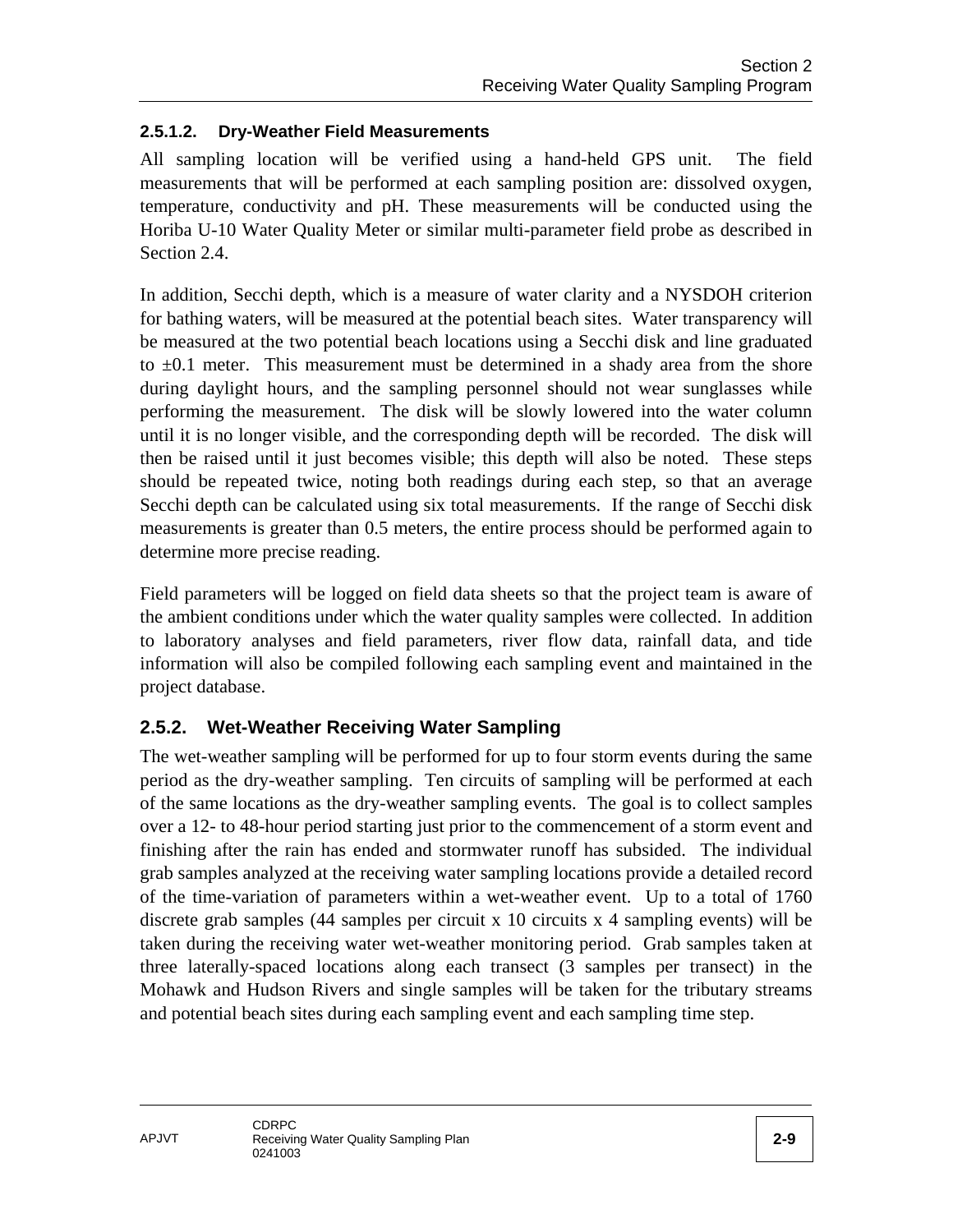#### 2.5.1.2. Dry-Weather Field Measurements

All sampling location will be verified using a hand-held GPS unit. The field measurements that will be performed at each sampling position are: dissolved oxygen, temperature, conductivity and pH. These measurements will be conducted using the Horiba U-10 Water Quality Meter or similar multi-parameter field probe as described in Section 2.4.

In addition, Secchi depth, which is a measure of water clarity and a NYSDOH criterion for bathing waters, will be measured at the potential beach sites. Water transparency will be measured at the two potential beach locations using a Secchi disk and line graduated to ±0.1 meter. This measurement must be determined in a shady area from the shore during daylight hours, and the sampling personnel should not wear sunglasses while performing the measurement. The disk will be slowly lowered into the water column until it is no longer visible, and the corresponding depth will be recorded. The disk will then be raised until it just becomes visible; this depth will also be noted. These steps should be repeated twice, noting both readings during each step, so that an average Secchi depth can be calculated using six total measurements. If the range of Secchi disk measurements is greater than 0.5 meters, the entire process should be performed again to determine more precise reading.

Field parameters will be logged on field data sheets so that the project team is aware of the ambient conditions under which the water quality samples were collected. In addition to laboratory analyses and field parameters, river flow data, rainfall data, and tide information will also be compiled following each sampling event and maintained in the project database.

### 2.5.2. Wet-Weather Receiving Water Sampling

The wet-weather sampling will be performed for up to four storm events during the same period as the dry-weather sampling. Ten circuits of sampling will be performed at each of the same locations as the dry-weather sampling events. The goal is to collect samples over a 12- to 48-hour period starting just prior to the commencement of a storm event and finishing after the rain has ended and stormwater runoff has subsided. The individual grab samples analyzed at the receiving water sampling locations provide a detailed record of the time-variation of parameters within a wet-weather event. Up to a total of 1760 discrete grab samples (44 samples per circuit x 10 circuits x 4 sampling events) will be taken during the receiving water wet-weather monitoring period. Grab samples taken at three laterally-spaced locations along each transect (3 samples per transect) in the Mohawk and Hudson Rivers and single samples will be taken for the tributary streams and potential beach sites during each sampling event and each sampling time step.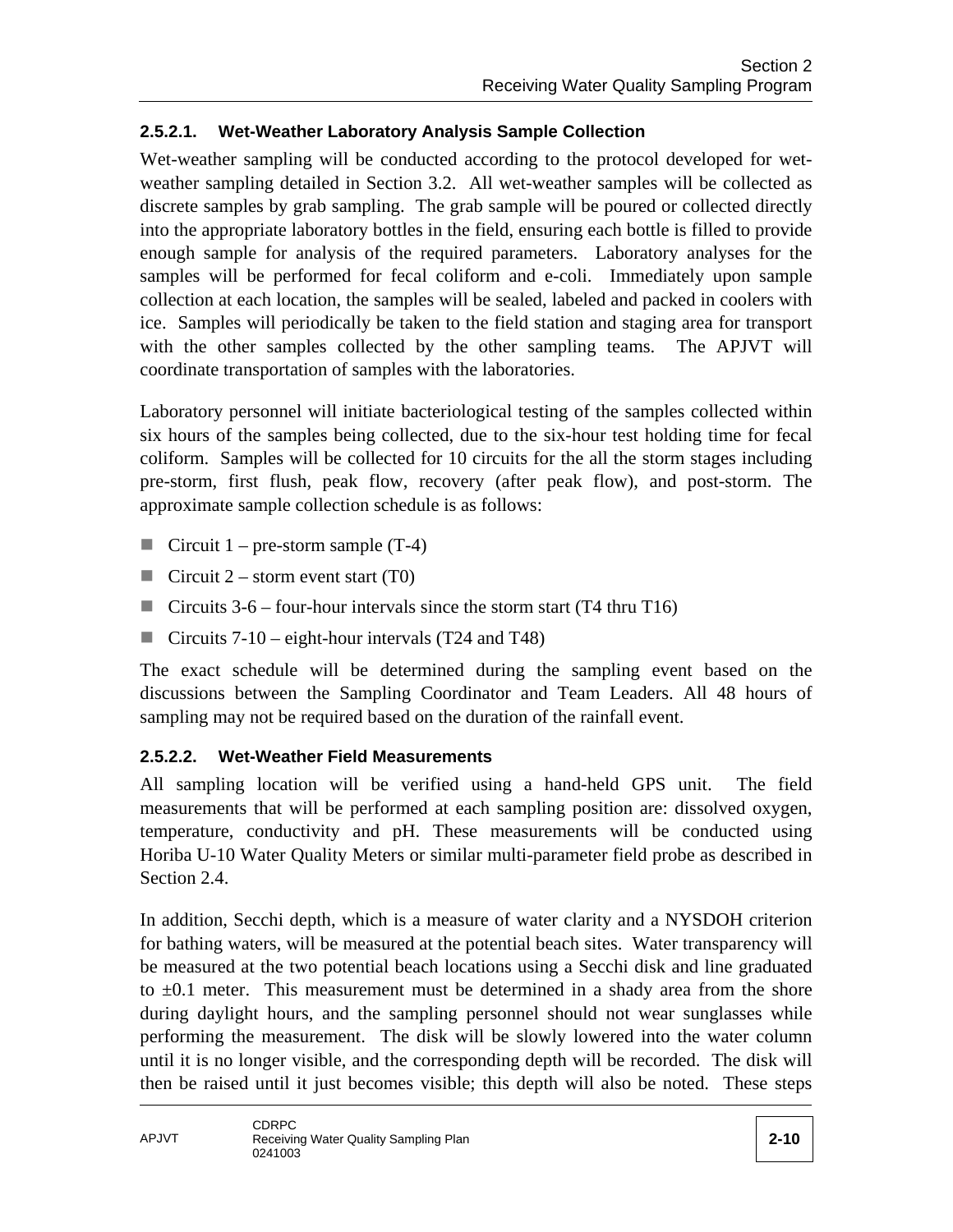#### 2.5.2.1. Wet-Weather Laboratory Analysis Sample Collection

Wet-weather sampling will be conducted according to the protocol developed for wet-weather sampling detailed in Section 3.2. All wet-weather samples will be collected as discrete samples by grab sampling. The grab sample will be poured or collected directly into the appropriate laboratory bottles in the field, ensuring each bottle is filled to provide enough sample for analysis of the required parameters. Laboratory analyses for the samples will be performed for fecal coliform and e-coli. Immediately upon sample collection at each location, the samples will be sealed, labeled and packed in coolers with ice. Samples will periodically be taken to the field station and staging area for transport with the other samples collected by the other sampling teams. The APJVT will coordinate transportation of samples with the laboratories.

Laboratory personnel will initiate bacteriological testing of the samples collected within six hours of the samples being collected, due to the six-hour test holding time for fecal coliform. Samples will be collected for 10 circuits for the all the storm stages including pre-storm, first flush, peak flow, recovery (after peak flow), and post-storm. The approximate sample collection schedule is as follows:

- Circuit 1 – pre-storm sample (T-4)
- Circuit 2 – storm event start (T0)
- Circuits 3-6 – four-hour intervals since the storm start (T4 thru T16)
- Circuits 7-10 – eight-hour intervals (T24 and T48)

The exact schedule will be determined during the sampling event based on the discussions between the Sampling Coordinator and Team Leaders. All 48 hours of sampling may not be required based on the duration of the rainfall event.

#### 2.5.2.2. Wet-Weather Field Measurements

All sampling location will be verified using a hand-held GPS unit. The field measurements that will be performed at each sampling position are: dissolved oxygen, temperature, conductivity and pH. These measurements will be conducted using Horiba U-10 Water Quality Meters or similar multi-parameter field probe as described in Section 2.4.

In addition, Secchi depth, which is a measure of water clarity and a NYSDOH criterion for bathing waters, will be measured at the potential beach sites. Water transparency will be measured at the two potential beach locations using a Secchi disk and line graduated to ±0.1 meter. This measurement must be determined in a shady area from the shore during daylight hours, and the sampling personnel should not wear sunglasses while performing the measurement. The disk will be slowly lowered into the water column until it is no longer visible, and the corresponding depth will be recorded. The disk will then be raised until it just becomes visible; this depth will also be noted. These steps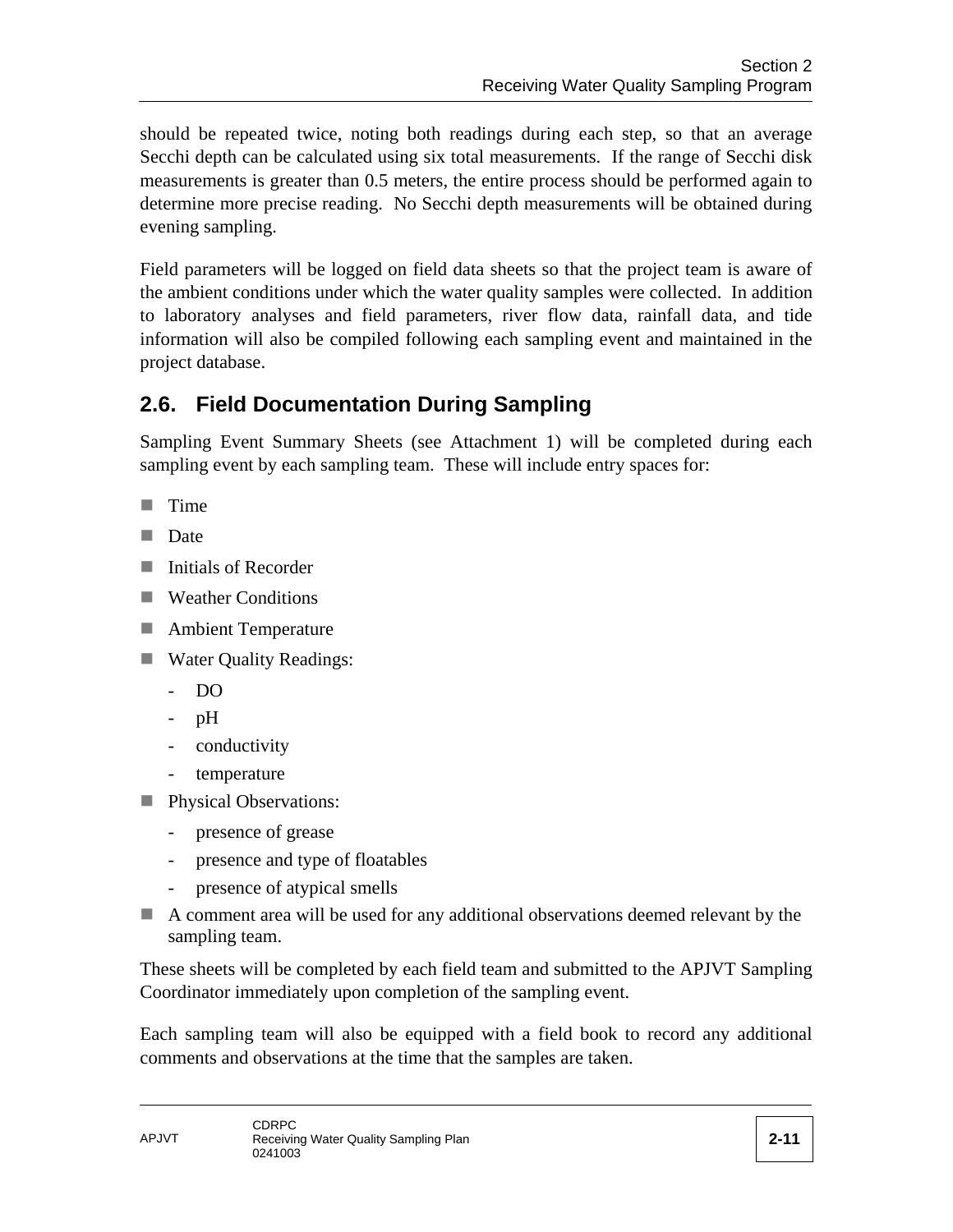should be repeated twice, noting both readings during each step, so that an average Secchi depth can be calculated using six total measurements. If the range of Secchi disk measurements is greater than 0.5 meters, the entire process should be performed again to determine more precise reading. No Secchi depth measurements will be obtained during evening sampling.

Field parameters will be logged on field data sheets so that the project team is aware of the ambient conditions under which the water quality samples were collected. In addition to laboratory analyses and field parameters, river flow data, rainfall data, and tide information will also be compiled following each sampling event and maintained in the project database.

## 2.6. Field Documentation During Sampling

Sampling Event Summary Sheets (see Attachment 1) will be completed during each sampling event by each sampling team. These will include entry spaces for:

- Time
- Date
- Initials of Recorder
- Weather Conditions
- Ambient Temperature
- Water Quality Readings:
  - DO
  - pH
  - conductivity
  - temperature
- Physical Observations:
  - presence of grease
  - presence and type of floatables
  - presence of atypical smells
- A comment area will be used for any additional observations deemed relevant by the sampling team.

These sheets will be completed by each field team and submitted to the APJVT Sampling Coordinator immediately upon completion of the sampling event.

Each sampling team will also be equipped with a field book to record any additional comments and observations at the time that the samples are taken.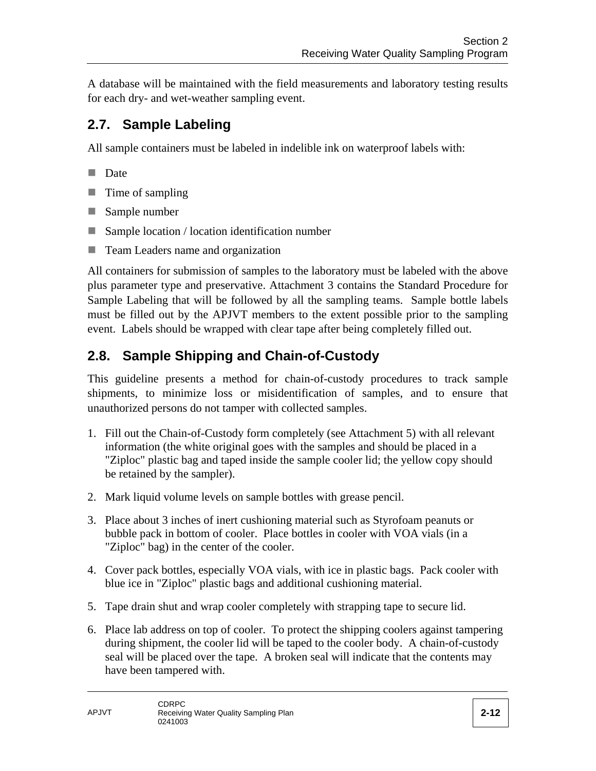A database will be maintained with the field measurements and laboratory testing results for each dry- and wet-weather sampling event.

## 2.7. Sample Labeling

All sample containers must be labeled in indelible ink on waterproof labels with:

- Date
- Time of sampling
- Sample number
- Sample location / location identification number
- Team Leaders name and organization

All containers for submission of samples to the laboratory must be labeled with the above plus parameter type and preservative. Attachment 3 contains the Standard Procedure for Sample Labeling that will be followed by all the sampling teams. Sample bottle labels must be filled out by the APJVT members to the extent possible prior to the sampling event. Labels should be wrapped with clear tape after being completely filled out.

## 2.8. Sample Shipping and Chain-of-Custody

This guideline presents a method for chain-of-custody procedures to track sample shipments, to minimize loss or misidentification of samples, and to ensure that unauthorized persons do not tamper with collected samples.

1. Fill out the Chain-of-Custody form completely (see Attachment 5) with all relevant information (the white original goes with the samples and should be placed in a "Ziploc" plastic bag and taped inside the sample cooler lid; the yellow copy should be retained by the sampler).
2. Mark liquid volume levels on sample bottles with grease pencil.
3. Place about 3 inches of inert cushioning material such as Styrofoam peanuts or bubble pack in bottom of cooler. Place bottles in cooler with VOA vials (in a "Ziploc" bag) in the center of the cooler.
4. Cover pack bottles, especially VOA vials, with ice in plastic bags. Pack cooler with blue ice in "Ziploc" plastic bags and additional cushioning material.
5. Tape drain shut and wrap cooler completely with strapping tape to secure lid.
6. Place lab address on top of cooler. To protect the shipping coolers against tampering during shipment, the cooler lid will be taped to the cooler body. A chain-of-custody seal will be placed over the tape. A broken seal will indicate that the contents may have been tampered with.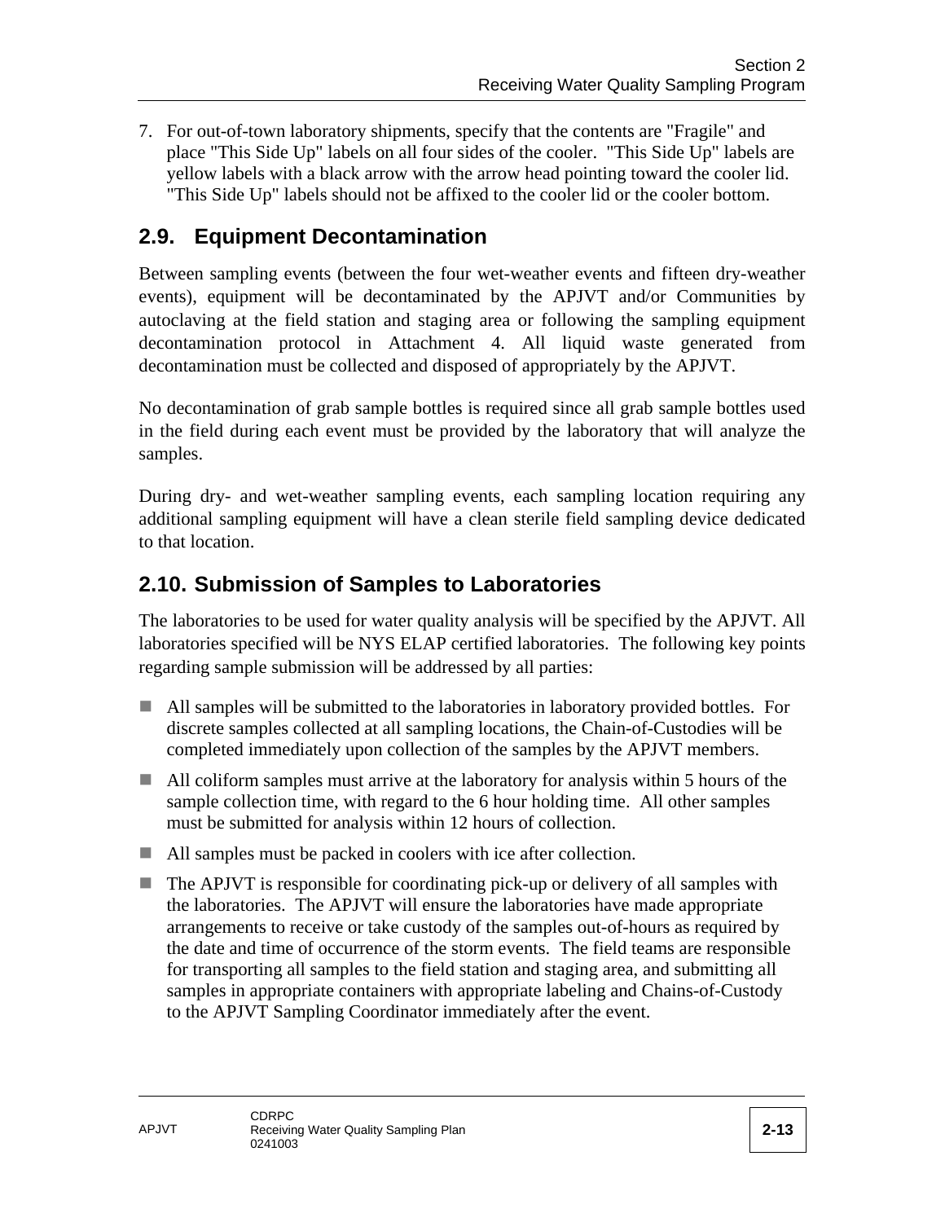7. For out-of-town laboratory shipments, specify that the contents are "Fragile" and place "This Side Up" labels on all four sides of the cooler. "This Side Up" labels are yellow labels with a black arrow with the arrow head pointing toward the cooler lid. "This Side Up" labels should not be affixed to the cooler lid or the cooler bottom.

## 2.9. Equipment Decontamination

Between sampling events (between the four wet-weather events and fifteen dry-weather events), equipment will be decontaminated by the APJVT and/or Communities by autoclaving at the field station and staging area or following the sampling equipment decontamination protocol in Attachment 4. All liquid waste generated from decontamination must be collected and disposed of appropriately by the APJVT.

No decontamination of grab sample bottles is required since all grab sample bottles used in the field during each event must be provided by the laboratory that will analyze the samples.

During dry- and wet-weather sampling events, each sampling location requiring any additional sampling equipment will have a clean sterile field sampling device dedicated to that location.

## 2.10. Submission of Samples to Laboratories

The laboratories to be used for water quality analysis will be specified by the APJVT. All laboratories specified will be NYS ELAP certified laboratories. The following key points regarding sample submission will be addressed by all parties:

- All samples will be submitted to the laboratories in laboratory provided bottles. For discrete samples collected at all sampling locations, the Chain-of-Custodies will be completed immediately upon collection of the samples by the APJVT members.
- All coliform samples must arrive at the laboratory for analysis within 5 hours of the sample collection time, with regard to the 6 hour holding time. All other samples must be submitted for analysis within 12 hours of collection.
- All samples must be packed in coolers with ice after collection.
- The APJVT is responsible for coordinating pick-up or delivery of all samples with the laboratories. The APJVT will ensure the laboratories have made appropriate arrangements to receive or take custody of the samples out-of-hours as required by the date and time of occurrence of the storm events. The field teams are responsible for transporting all samples to the field station and staging area, and submitting all samples in appropriate containers with appropriate labeling and Chains-of-Custody to the APJVT Sampling Coordinator immediately after the event.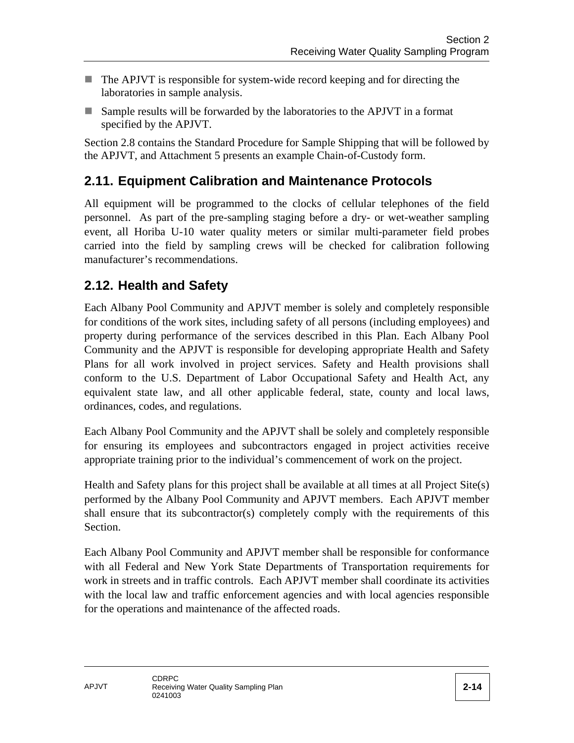- The APJVT is responsible for system-wide record keeping and for directing the laboratories in sample analysis.
- Sample results will be forwarded by the laboratories to the APJVT in a format specified by the APJVT.

Section 2.8 contains the Standard Procedure for Sample Shipping that will be followed by the APJVT, and Attachment 5 presents an example Chain-of-Custody form.

## 2.11. Equipment Calibration and Maintenance Protocols

All equipment will be programmed to the clocks of cellular telephones of the field personnel. As part of the pre-sampling staging before a dry- or wet-weather sampling event, all Horiba U-10 water quality meters or similar multi-parameter field probes carried into the field by sampling crews will be checked for calibration following manufacturer's recommendations.

## 2.12. Health and Safety

Each Albany Pool Community and APJVT member is solely and completely responsible for conditions of the work sites, including safety of all persons (including employees) and property during performance of the services described in this Plan. Each Albany Pool Community and the APJVT is responsible for developing appropriate Health and Safety Plans for all work involved in project services. Safety and Health provisions shall conform to the U.S. Department of Labor Occupational Safety and Health Act, any equivalent state law, and all other applicable federal, state, county and local laws, ordinances, codes, and regulations.

Each Albany Pool Community and the APJVT shall be solely and completely responsible for ensuring its employees and subcontractors engaged in project activities receive appropriate training prior to the individual's commencement of work on the project.

Health and Safety plans for this project shall be available at all times at all Project Site(s) performed by the Albany Pool Community and APJVT members. Each APJVT member shall ensure that its subcontractor(s) completely comply with the requirements of this Section.

Each Albany Pool Community and APJVT member shall be responsible for conformance with all Federal and New York State Departments of Transportation requirements for work in streets and in traffic controls. Each APJVT member shall coordinate its activities with the local law and traffic enforcement agencies and with local agencies responsible for the operations and maintenance of the affected roads.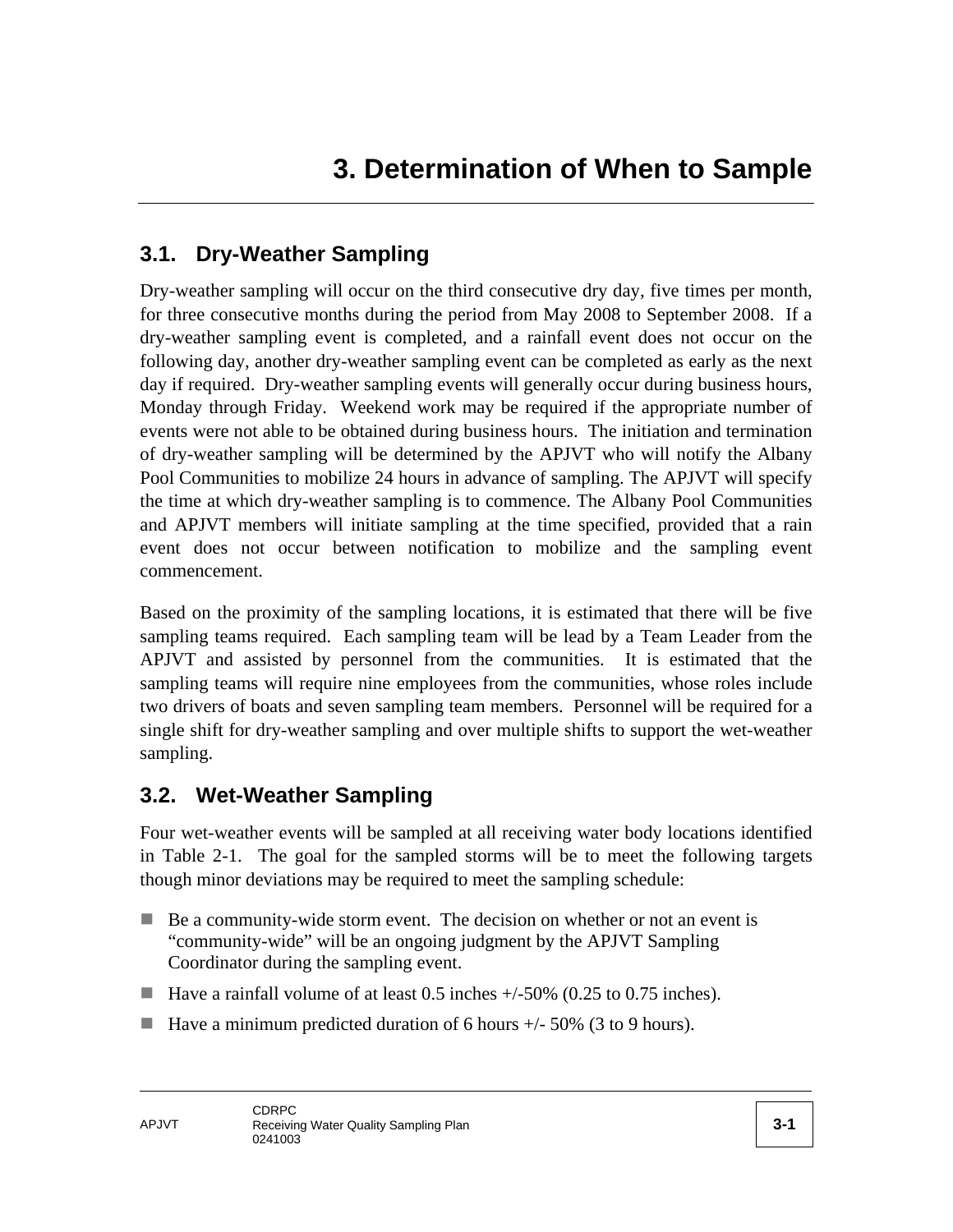# 3. Determination of When to Sample

## 3.1. Dry-Weather Sampling

Dry-weather sampling will occur on the third consecutive dry day, five times per month, for three consecutive months during the period from May 2008 to September 2008. If a dry-weather sampling event is completed, and a rainfall event does not occur on the following day, another dry-weather sampling event can be completed as early as the next day if required. Dry-weather sampling events will generally occur during business hours, Monday through Friday. Weekend work may be required if the appropriate number of events were not able to be obtained during business hours. The initiation and termination of dry-weather sampling will be determined by the APJVT who will notify the Albany Pool Communities to mobilize 24 hours in advance of sampling. The APJVT will specify the time at which dry-weather sampling is to commence. The Albany Pool Communities and APJVT members will initiate sampling at the time specified, provided that a rain event does not occur between notification to mobilize and the sampling event commencement.

Based on the proximity of the sampling locations, it is estimated that there will be five sampling teams required. Each sampling team will be lead by a Team Leader from the APJVT and assisted by personnel from the communities. It is estimated that the sampling teams will require nine employees from the communities, whose roles include two drivers of boats and seven sampling team members. Personnel will be required for a single shift for dry-weather sampling and over multiple shifts to support the wet-weather sampling.

## 3.2. Wet-Weather Sampling

Four wet-weather events will be sampled at all receiving water body locations identified in Table 2-1. The goal for the sampled storms will be to meet the following targets though minor deviations may be required to meet the sampling schedule:

- Be a community-wide storm event. The decision on whether or not an event is "community-wide" will be an ongoing judgment by the APJVT Sampling Coordinator during the sampling event.
- Have a rainfall volume of at least 0.5 inches +/-50% (0.25 to 0.75 inches).
- Have a minimum predicted duration of 6 hours +/- 50% (3 to 9 hours).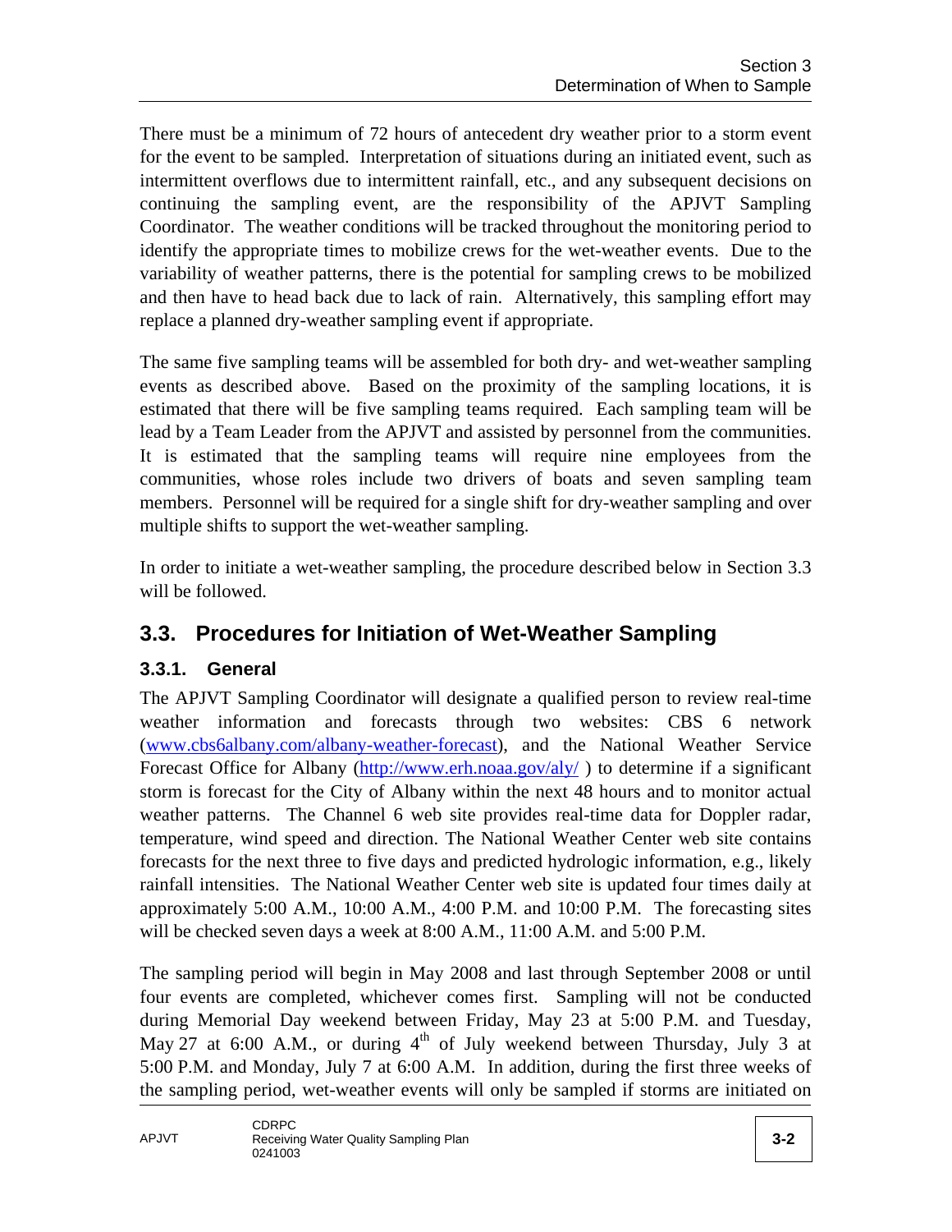There must be a minimum of 72 hours of antecedent dry weather prior to a storm event for the event to be sampled. Interpretation of situations during an initiated event, such as intermittent overflows due to intermittent rainfall, etc., and any subsequent decisions on continuing the sampling event, are the responsibility of the APJVT Sampling Coordinator. The weather conditions will be tracked throughout the monitoring period to identify the appropriate times to mobilize crews for the wet-weather events. Due to the variability of weather patterns, there is the potential for sampling crews to be mobilized and then have to head back due to lack of rain. Alternatively, this sampling effort may replace a planned dry-weather sampling event if appropriate.

The same five sampling teams will be assembled for both dry- and wet-weather sampling events as described above. Based on the proximity of the sampling locations, it is estimated that there will be five sampling teams required. Each sampling team will be lead by a Team Leader from the APJVT and assisted by personnel from the communities. It is estimated that the sampling teams will require nine employees from the communities, whose roles include two drivers of boats and seven sampling team members. Personnel will be required for a single shift for dry-weather sampling and over multiple shifts to support the wet-weather sampling.

In order to initiate a wet-weather sampling, the procedure described below in Section 3.3 will be followed.

## 3.3. Procedures for Initiation of Wet-Weather Sampling

### 3.3.1. General

The APJVT Sampling Coordinator will designate a qualified person to review real-time weather information and forecasts through two websites: CBS 6 network (www.cbs6albany.com/albany-weather-forecast), and the National Weather Service Forecast Office for Albany (http://www.erh.noaa.gov/aly/ ) to determine if a significant storm is forecast for the City of Albany within the next 48 hours and to monitor actual weather patterns. The Channel 6 web site provides real-time data for Doppler radar, temperature, wind speed and direction. The National Weather Center web site contains forecasts for the next three to five days and predicted hydrologic information, e.g., likely rainfall intensities. The National Weather Center web site is updated four times daily at approximately 5:00 A.M., 10:00 A.M., 4:00 P.M. and 10:00 P.M. The forecasting sites will be checked seven days a week at 8:00 A.M., 11:00 A.M. and 5:00 P.M.

The sampling period will begin in May 2008 and last through September 2008 or until four events are completed, whichever comes first. Sampling will not be conducted during Memorial Day weekend between Friday, May 23 at 5:00 P.M. and Tuesday, May 27 at 6:00 A.M., or during 4th of July weekend between Thursday, July 3 at 5:00 P.M. and Monday, July 7 at 6:00 A.M. In addition, during the first three weeks of the sampling period, wet-weather events will only be sampled if storms are initiated on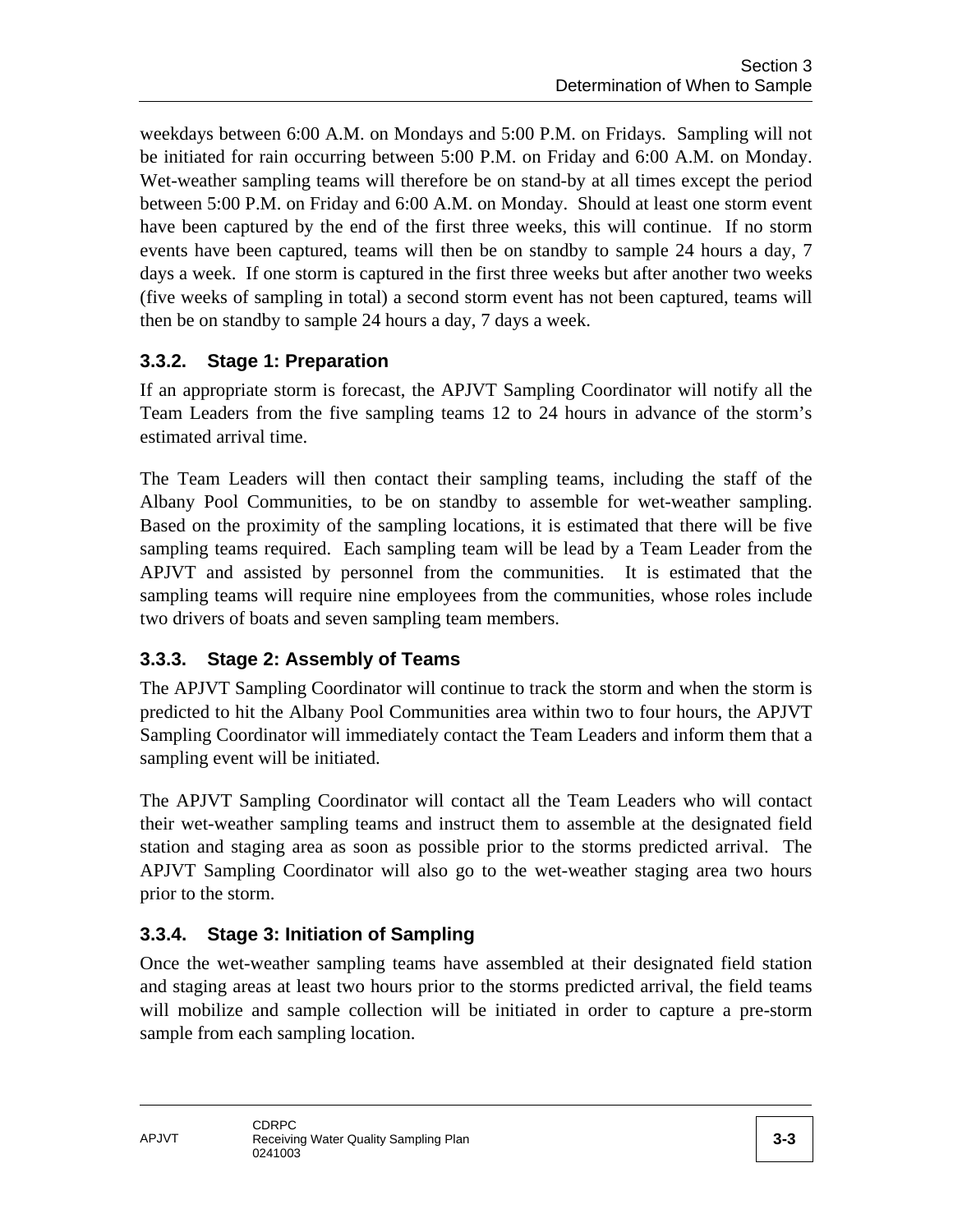weekdays between 6:00 A.M. on Mondays and 5:00 P.M. on Fridays. Sampling will not be initiated for rain occurring between 5:00 P.M. on Friday and 6:00 A.M. on Monday. Wet-weather sampling teams will therefore be on stand-by at all times except the period between 5:00 P.M. on Friday and 6:00 A.M. on Monday. Should at least one storm event have been captured by the end of the first three weeks, this will continue. If no storm events have been captured, teams will then be on standby to sample 24 hours a day, 7 days a week. If one storm is captured in the first three weeks but after another two weeks (five weeks of sampling in total) a second storm event has not been captured, teams will then be on standby to sample 24 hours a day, 7 days a week.

### 3.3.2. Stage 1: Preparation

If an appropriate storm is forecast, the APJVT Sampling Coordinator will notify all the Team Leaders from the five sampling teams 12 to 24 hours in advance of the storm's estimated arrival time.

The Team Leaders will then contact their sampling teams, including the staff of the Albany Pool Communities, to be on standby to assemble for wet-weather sampling. Based on the proximity of the sampling locations, it is estimated that there will be five sampling teams required. Each sampling team will be lead by a Team Leader from the APJVT and assisted by personnel from the communities. It is estimated that the sampling teams will require nine employees from the communities, whose roles include two drivers of boats and seven sampling team members.

### 3.3.3. Stage 2: Assembly of Teams

The APJVT Sampling Coordinator will continue to track the storm and when the storm is predicted to hit the Albany Pool Communities area within two to four hours, the APJVT Sampling Coordinator will immediately contact the Team Leaders and inform them that a sampling event will be initiated.

The APJVT Sampling Coordinator will contact all the Team Leaders who will contact their wet-weather sampling teams and instruct them to assemble at the designated field station and staging area as soon as possible prior to the storms predicted arrival. The APJVT Sampling Coordinator will also go to the wet-weather staging area two hours prior to the storm.

### 3.3.4. Stage 3: Initiation of Sampling

Once the wet-weather sampling teams have assembled at their designated field station and staging areas at least two hours prior to the storms predicted arrival, the field teams will mobilize and sample collection will be initiated in order to capture a pre-storm sample from each sampling location.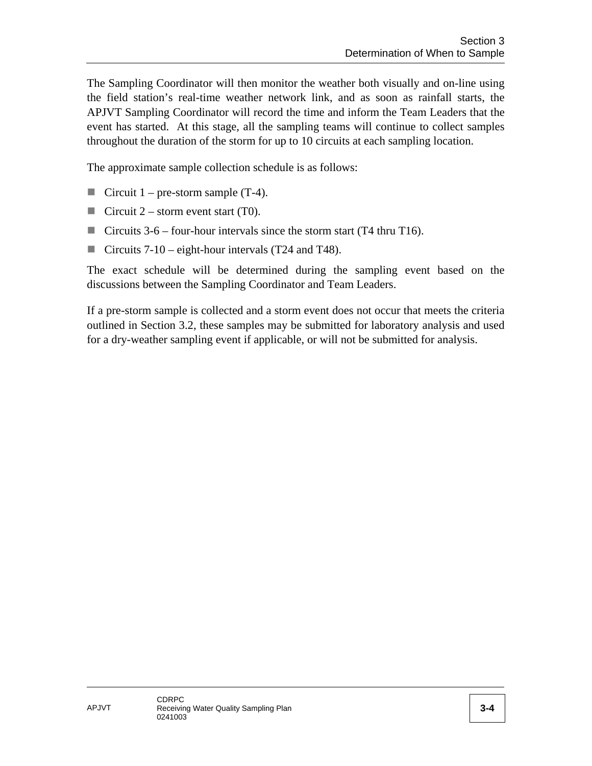The Sampling Coordinator will then monitor the weather both visually and on-line using the field station's real-time weather network link, and as soon as rainfall starts, the APJVT Sampling Coordinator will record the time and inform the Team Leaders that the event has started. At this stage, all the sampling teams will continue to collect samples throughout the duration of the storm for up to 10 circuits at each sampling location.

The approximate sample collection schedule is as follows:

- Circuit 1 – pre-storm sample (T-4).
- Circuit 2 – storm event start (T0).
- Circuits 3-6 – four-hour intervals since the storm start (T4 thru T16).
- Circuits 7-10 – eight-hour intervals (T24 and T48).

The exact schedule will be determined during the sampling event based on the discussions between the Sampling Coordinator and Team Leaders.

If a pre-storm sample is collected and a storm event does not occur that meets the criteria outlined in Section 3.2, these samples may be submitted for laboratory analysis and used for a dry-weather sampling event if applicable, or will not be submitted for analysis.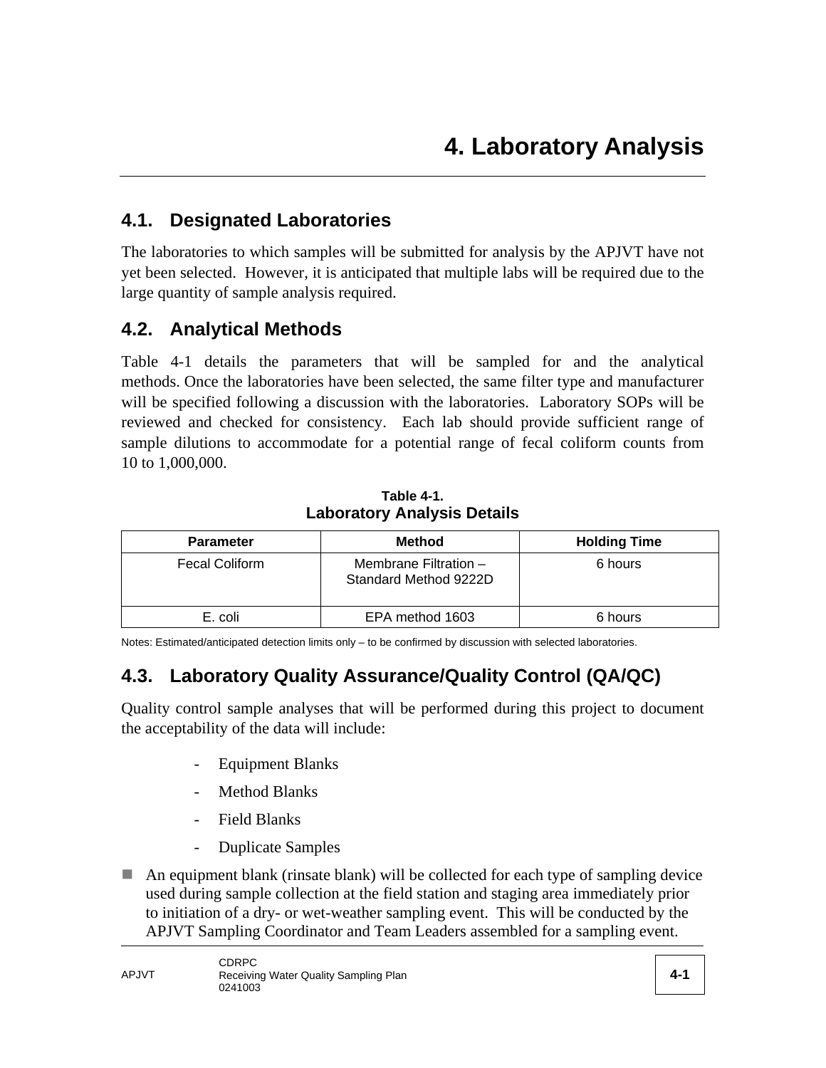# 4. Laboratory Analysis

## 4.1. Designated Laboratories

The laboratories to which samples will be submitted for analysis by the APJVT have not yet been selected. However, it is anticipated that multiple labs will be required due to the large quantity of sample analysis required.

## 4.2. Analytical Methods

Table 4-1 details the parameters that will be sampled for and the analytical methods. Once the laboratories have been selected, the same filter type and manufacturer will be specified following a discussion with the laboratories. Laboratory SOPs will be reviewed and checked for consistency. Each lab should provide sufficient range of sample dilutions to accommodate for a potential range of fecal coliform counts from 10 to 1,000,000.

**Table 4-1.**
**Laboratory Analysis Details**

| Parameter | Method | Holding Time |
|---|---|---|
| Fecal Coliform | Membrane Filtration – Standard Method 9222D | 6 hours |
| E. coli | EPA method 1603 | 6 hours |

Notes: Estimated/anticipated detection limits only – to be confirmed by discussion with selected laboratories.

## 4.3. Laboratory Quality Assurance/Quality Control (QA/QC)

Quality control sample analyses that will be performed during this project to document the acceptability of the data will include:

- Equipment Blanks
- Method Blanks
- Field Blanks
- Duplicate Samples

- An equipment blank (rinsate blank) will be collected for each type of sampling device used during sample collection at the field station and staging area immediately prior to initiation of a dry- or wet-weather sampling event. This will be conducted by the APJVT Sampling Coordinator and Team Leaders assembled for a sampling event.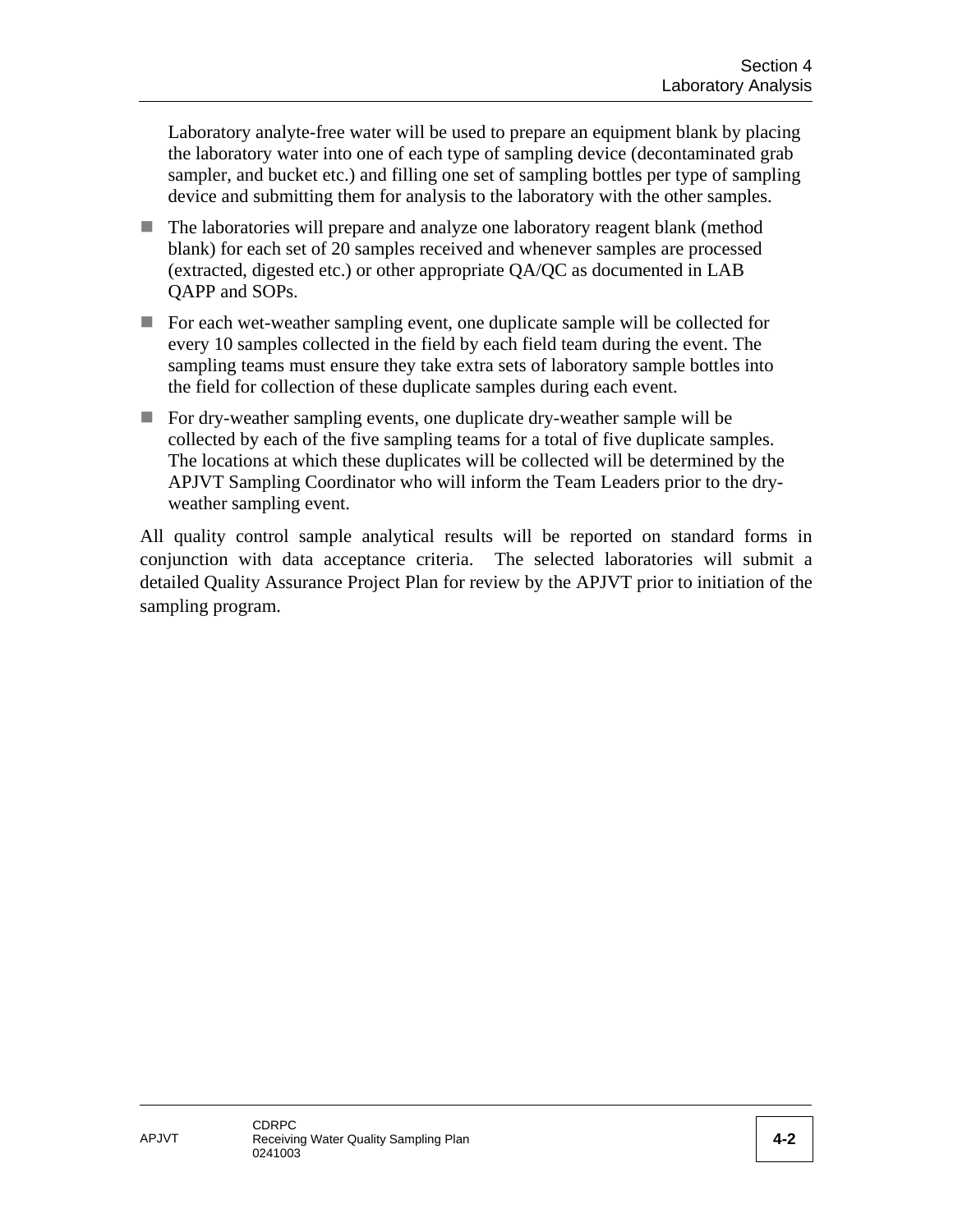Laboratory analyte-free water will be used to prepare an equipment blank by placing the laboratory water into one of each type of sampling device (decontaminated grab sampler, and bucket etc.) and filling one set of sampling bottles per type of sampling device and submitting them for analysis to the laboratory with the other samples.

- The laboratories will prepare and analyze one laboratory reagent blank (method blank) for each set of 20 samples received and whenever samples are processed (extracted, digested etc.) or other appropriate QA/QC as documented in LAB QAPP and SOPs.
- For each wet-weather sampling event, one duplicate sample will be collected for every 10 samples collected in the field by each field team during the event. The sampling teams must ensure they take extra sets of laboratory sample bottles into the field for collection of these duplicate samples during each event.
- For dry-weather sampling events, one duplicate dry-weather sample will be collected by each of the five sampling teams for a total of five duplicate samples. The locations at which these duplicates will be collected will be determined by the APJVT Sampling Coordinator who will inform the Team Leaders prior to the dry-weather sampling event.

All quality control sample analytical results will be reported on standard forms in conjunction with data acceptance criteria. The selected laboratories will submit a detailed Quality Assurance Project Plan for review by the APJVT prior to initiation of the sampling program.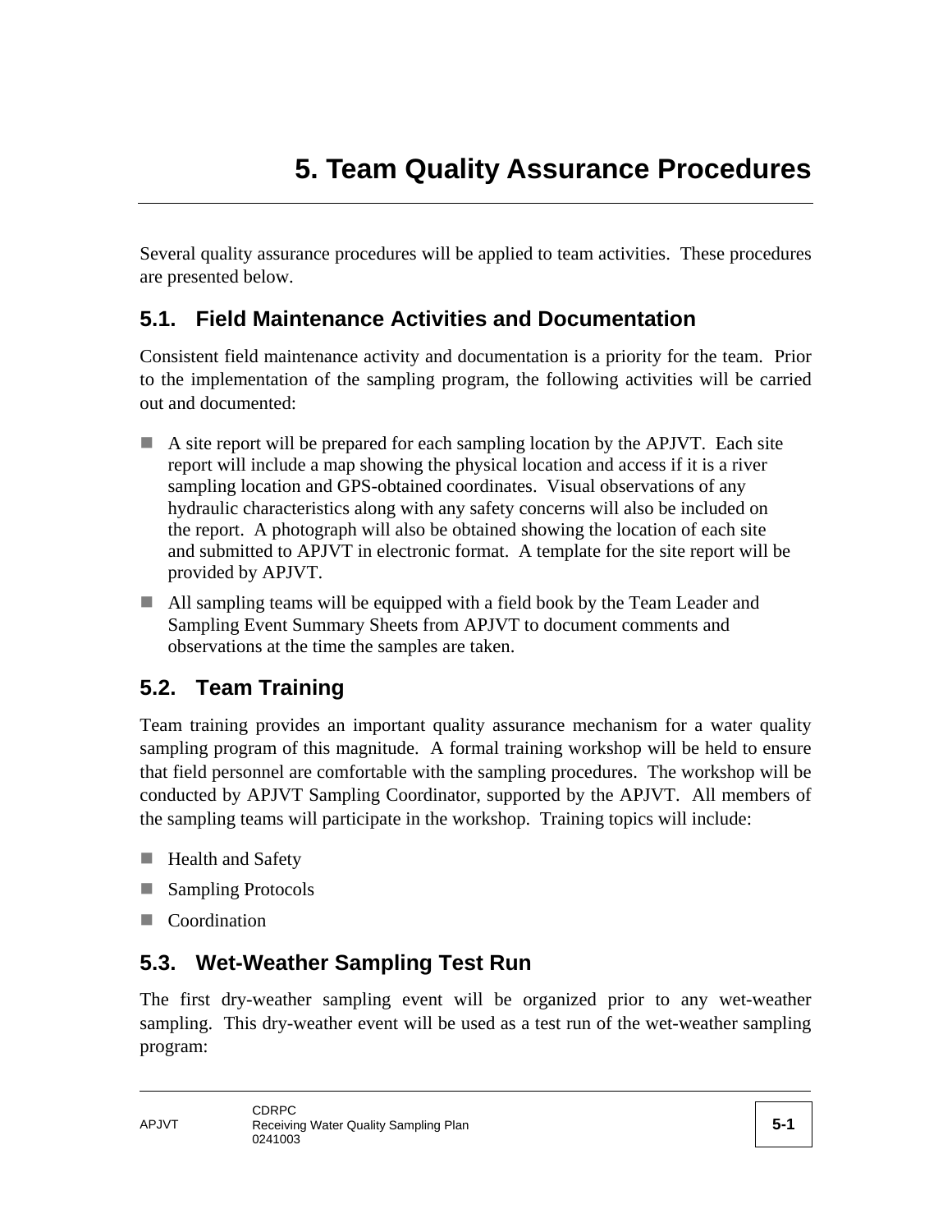# 5. Team Quality Assurance Procedures

Several quality assurance procedures will be applied to team activities. These procedures are presented below.

## 5.1. Field Maintenance Activities and Documentation

Consistent field maintenance activity and documentation is a priority for the team. Prior to the implementation of the sampling program, the following activities will be carried out and documented:

- A site report will be prepared for each sampling location by the APJVT. Each site report will include a map showing the physical location and access if it is a river sampling location and GPS-obtained coordinates. Visual observations of any hydraulic characteristics along with any safety concerns will also be included on the report. A photograph will also be obtained showing the location of each site and submitted to APJVT in electronic format. A template for the site report will be provided by APJVT.
- All sampling teams will be equipped with a field book by the Team Leader and Sampling Event Summary Sheets from APJVT to document comments and observations at the time the samples are taken.

## 5.2. Team Training

Team training provides an important quality assurance mechanism for a water quality sampling program of this magnitude. A formal training workshop will be held to ensure that field personnel are comfortable with the sampling procedures. The workshop will be conducted by APJVT Sampling Coordinator, supported by the APJVT. All members of the sampling teams will participate in the workshop. Training topics will include:

- Health and Safety
- Sampling Protocols
- Coordination

## 5.3. Wet-Weather Sampling Test Run

The first dry-weather sampling event will be organized prior to any wet-weather sampling. This dry-weather event will be used as a test run of the wet-weather sampling program: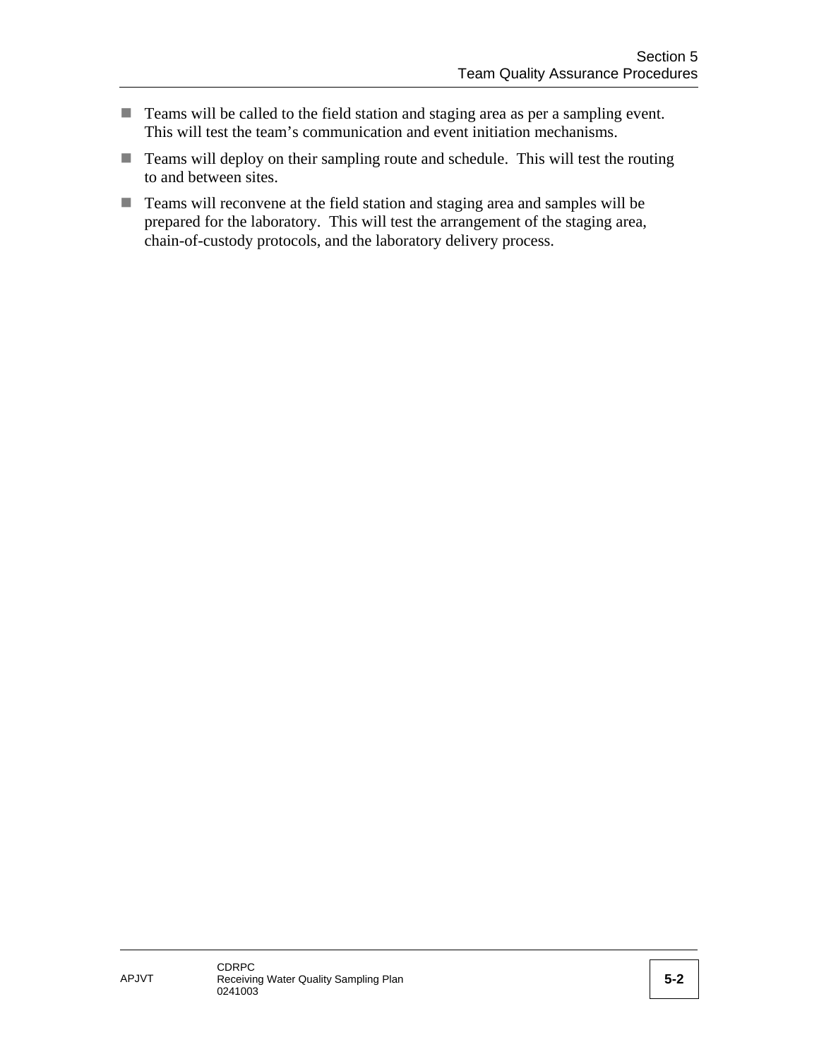- Teams will be called to the field station and staging area as per a sampling event. This will test the team's communication and event initiation mechanisms.
- Teams will deploy on their sampling route and schedule. This will test the routing to and between sites.
- Teams will reconvene at the field station and staging area and samples will be prepared for the laboratory. This will test the arrangement of the staging area, chain-of-custody protocols, and the laboratory delivery process.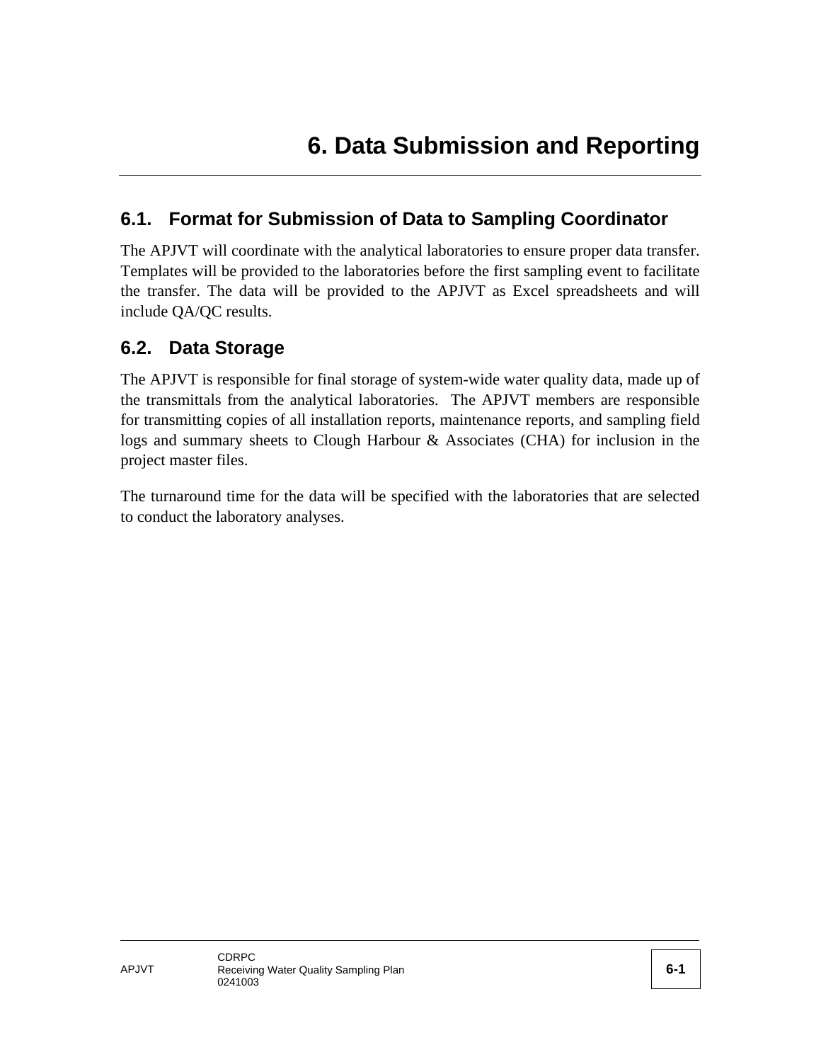# 6. Data Submission and Reporting

## 6.1. Format for Submission of Data to Sampling Coordinator

The APJVT will coordinate with the analytical laboratories to ensure proper data transfer. Templates will be provided to the laboratories before the first sampling event to facilitate the transfer. The data will be provided to the APJVT as Excel spreadsheets and will include QA/QC results.

## 6.2. Data Storage

The APJVT is responsible for final storage of system-wide water quality data, made up of the transmittals from the analytical laboratories. The APJVT members are responsible for transmitting copies of all installation reports, maintenance reports, and sampling field logs and summary sheets to Clough Harbour & Associates (CHA) for inclusion in the project master files.

The turnaround time for the data will be specified with the laboratories that are selected to conduct the laboratory analyses.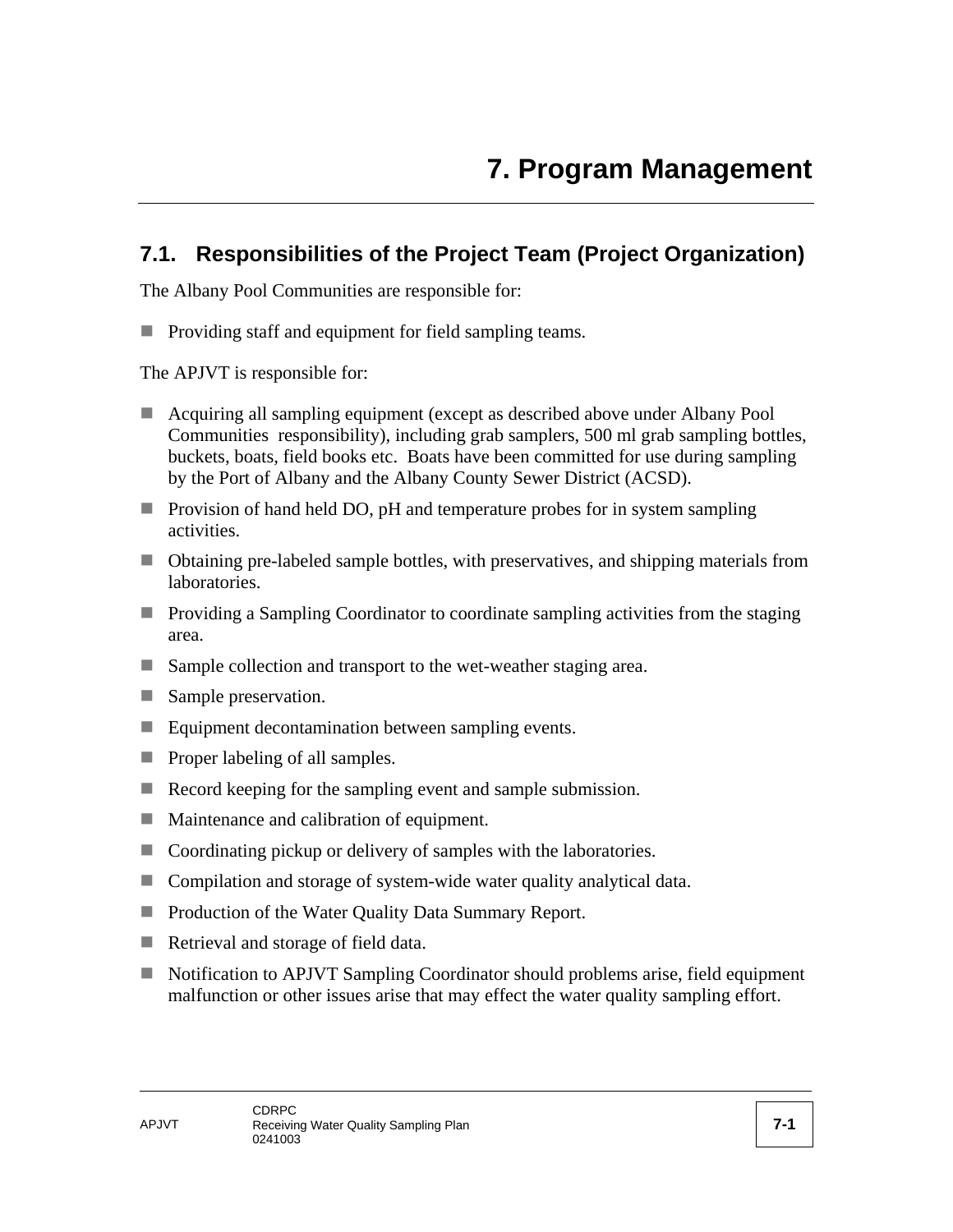# 7. Program Management

## 7.1. Responsibilities of the Project Team (Project Organization)

The Albany Pool Communities are responsible for:

- Providing staff and equipment for field sampling teams.

The APJVT is responsible for:

- Acquiring all sampling equipment (except as described above under Albany Pool Communities responsibility), including grab samplers, 500 ml grab sampling bottles, buckets, boats, field books etc. Boats have been committed for use during sampling by the Port of Albany and the Albany County Sewer District (ACSD).
- Provision of hand held DO, pH and temperature probes for in system sampling activities.
- Obtaining pre-labeled sample bottles, with preservatives, and shipping materials from laboratories.
- Providing a Sampling Coordinator to coordinate sampling activities from the staging area.
- Sample collection and transport to the wet-weather staging area.
- Sample preservation.
- Equipment decontamination between sampling events.
- Proper labeling of all samples.
- Record keeping for the sampling event and sample submission.
- Maintenance and calibration of equipment.
- Coordinating pickup or delivery of samples with the laboratories.
- Compilation and storage of system-wide water quality analytical data.
- Production of the Water Quality Data Summary Report.
- Retrieval and storage of field data.
- Notification to APJVT Sampling Coordinator should problems arise, field equipment malfunction or other issues arise that may effect the water quality sampling effort.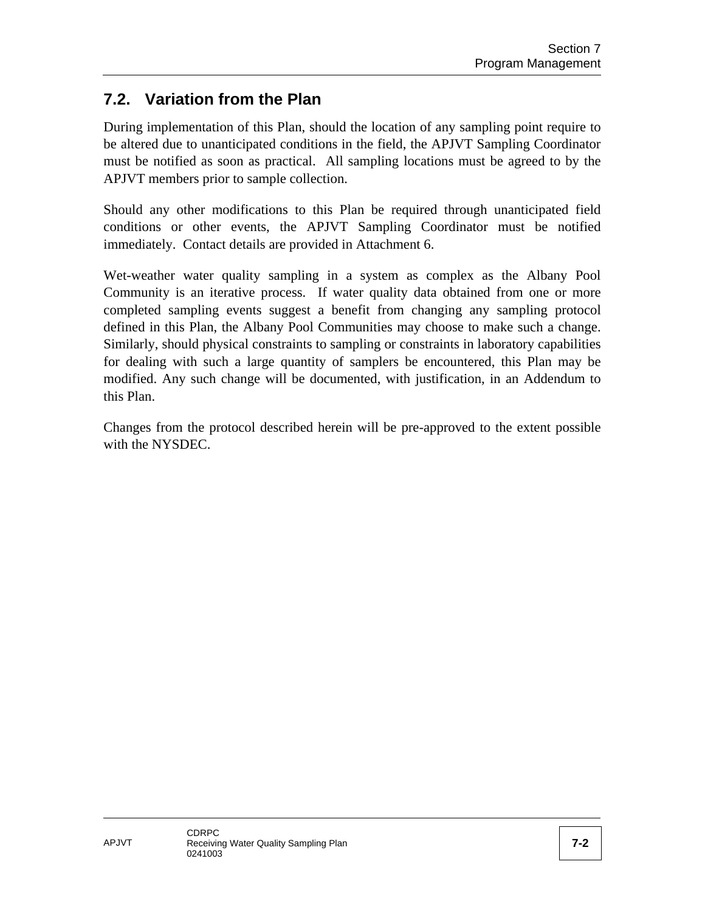## 7.2. Variation from the Plan

During implementation of this Plan, should the location of any sampling point require to be altered due to unanticipated conditions in the field, the APJVT Sampling Coordinator must be notified as soon as practical. All sampling locations must be agreed to by the APJVT members prior to sample collection.

Should any other modifications to this Plan be required through unanticipated field conditions or other events, the APJVT Sampling Coordinator must be notified immediately. Contact details are provided in Attachment 6.

Wet-weather water quality sampling in a system as complex as the Albany Pool Community is an iterative process. If water quality data obtained from one or more completed sampling events suggest a benefit from changing any sampling protocol defined in this Plan, the Albany Pool Communities may choose to make such a change. Similarly, should physical constraints to sampling or constraints in laboratory capabilities for dealing with such a large quantity of samplers be encountered, this Plan may be modified. Any such change will be documented, with justification, in an Addendum to this Plan.

Changes from the protocol described herein will be pre-approved to the extent possible with the NYSDEC.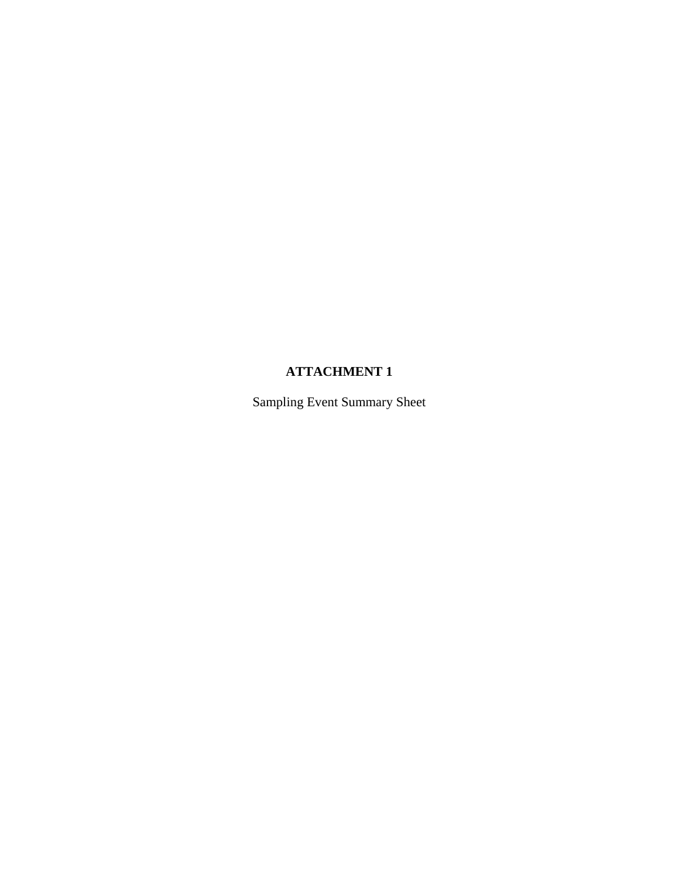# ATTACHMENT 1

Sampling Event Summary Sheet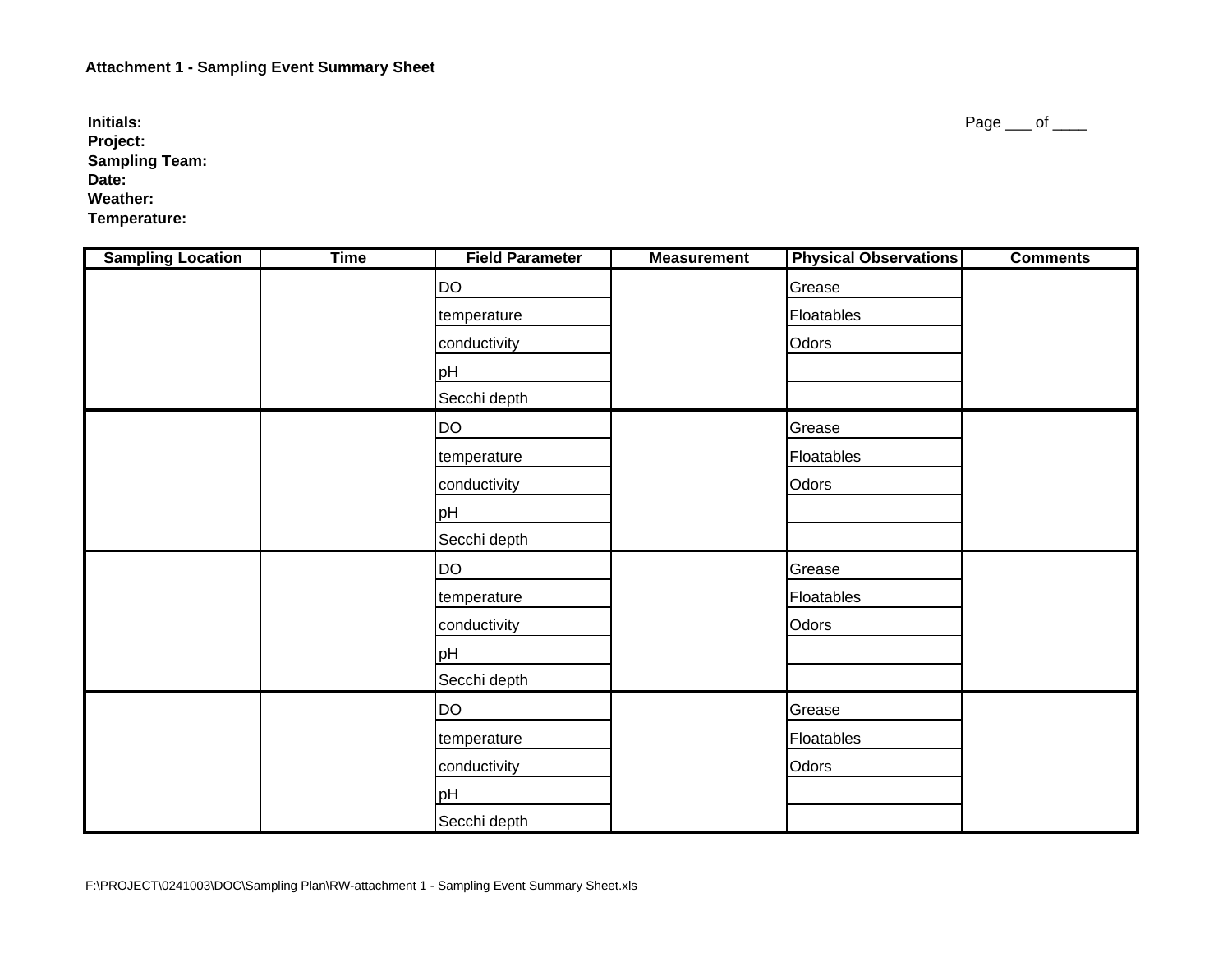**Attachment 1 - Sampling Event Summary Sheet**

**Initials:**
**Project:**
**Sampling Team:**
**Date:**
**Weather:**
**Temperature:**

Page ___ of ____

| Sampling Location | Time | Field Parameter | Measurement | Physical Observations | Comments |
|---|---|---|---|---|---|
| | | DO | | Grease | |
| | | temperature | | Floatables | |
| | | conductivity | | Odors | |
| | | pH | | | |
| | | Secchi depth | | | |
| | | DO | | Grease | |
| | | temperature | | Floatables | |
| | | conductivity | | Odors | |
| | | pH | | | |
| | | Secchi depth | | | |
| | | DO | | Grease | |
| | | temperature | | Floatables | |
| | | conductivity | | Odors | |
| | | pH | | | |
| | | Secchi depth | | | |
| | | DO | | Grease | |
| | | temperature | | Floatables | |
| | | conductivity | | Odors | |
| | | pH | | | |
| | | Secchi depth | | | |

F:\PROJECT\0241003\DOC\Sampling Plan\RW-attachment 1 - Sampling Event Summary Sheet.xls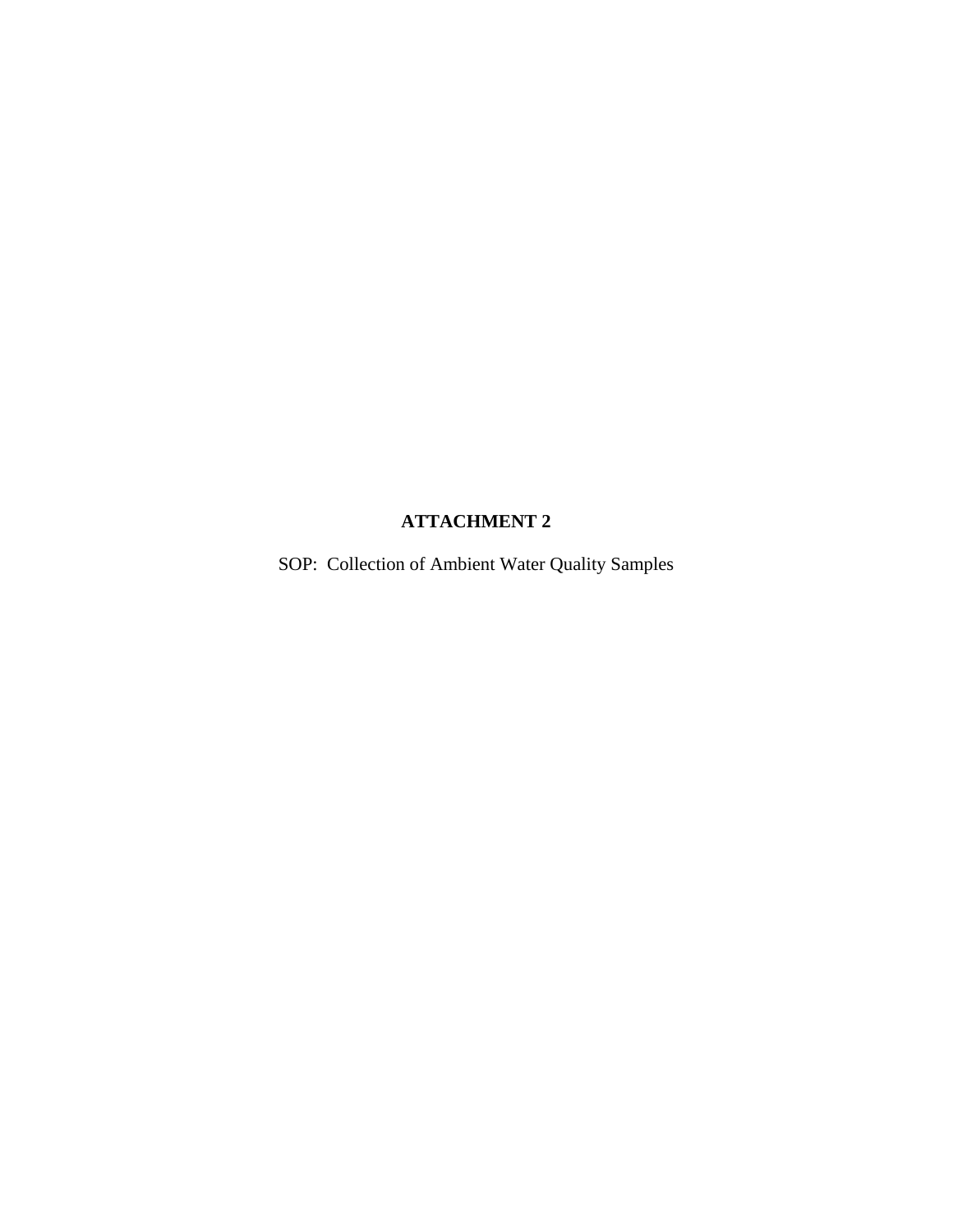# ATTACHMENT 2

SOP: Collection of Ambient Water Quality Samples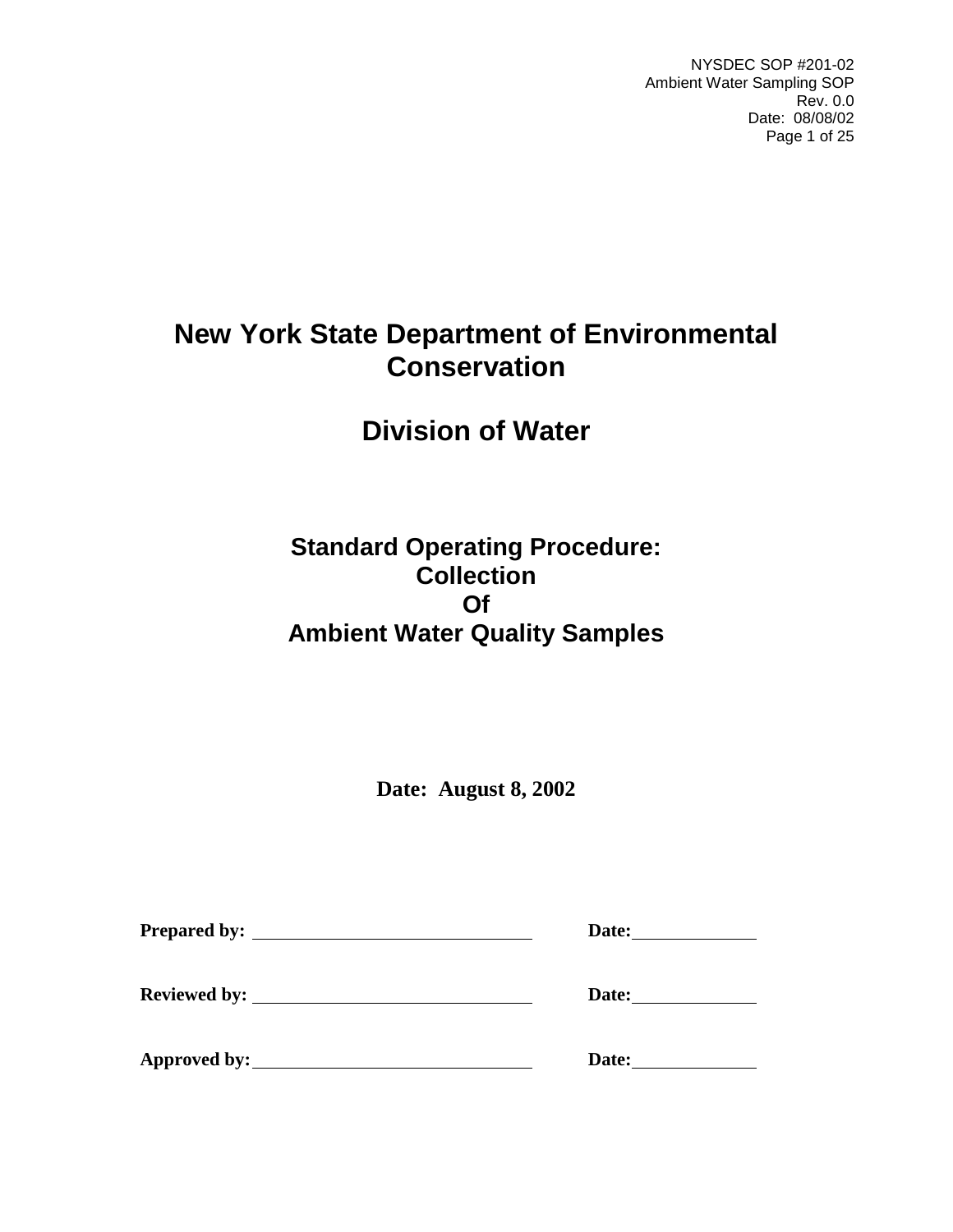# New York State Department of Environmental Conservation

# Division of Water

## Standard Operating Procedure: Collection Of Ambient Water Quality Samples

**Date: August 8, 2002**

**Prepared by:** \_\_\_\_\_\_\_\_\_\_\_\_\_\_\_\_\_\_\_\_\_\_\_\_\_\_\_\_\_\_ **Date:** \_\_\_\_\_\_\_\_\_\_\_\_

**Reviewed by:** \_\_\_\_\_\_\_\_\_\_\_\_\_\_\_\_\_\_\_\_\_\_\_\_\_\_\_\_\_\_ **Date:** \_\_\_\_\_\_\_\_\_\_\_\_

**Approved by:** \_\_\_\_\_\_\_\_\_\_\_\_\_\_\_\_\_\_\_\_\_\_\_\_\_\_\_\_\_\_ **Date:** \_\_\_\_\_\_\_\_\_\_\_\_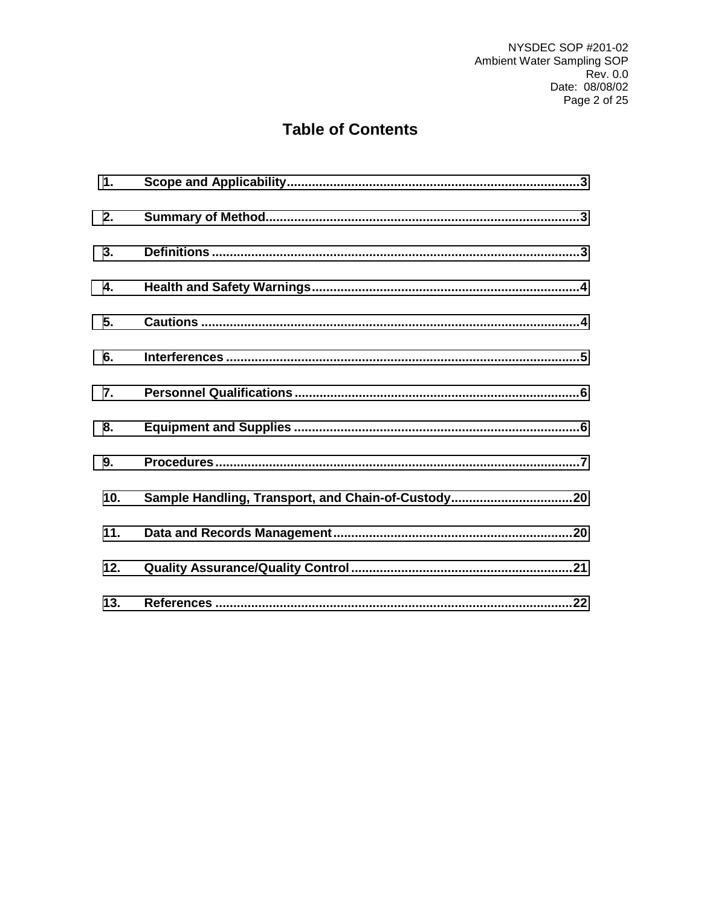# Table of Contents

1. Scope and Applicability....................3
2. Summary of Method....................3
3. Definitions....................3
4. Health and Safety Warnings....................4
5. Cautions....................4
6. Interferences....................5
7. Personnel Qualifications....................6
8. Equipment and Supplies....................6
9. Procedures....................7
10. Sample Handling, Transport, and Chain-of-Custody....................20
11. Data and Records Management....................20
12. Quality Assurance/Quality Control....................21
13. References....................22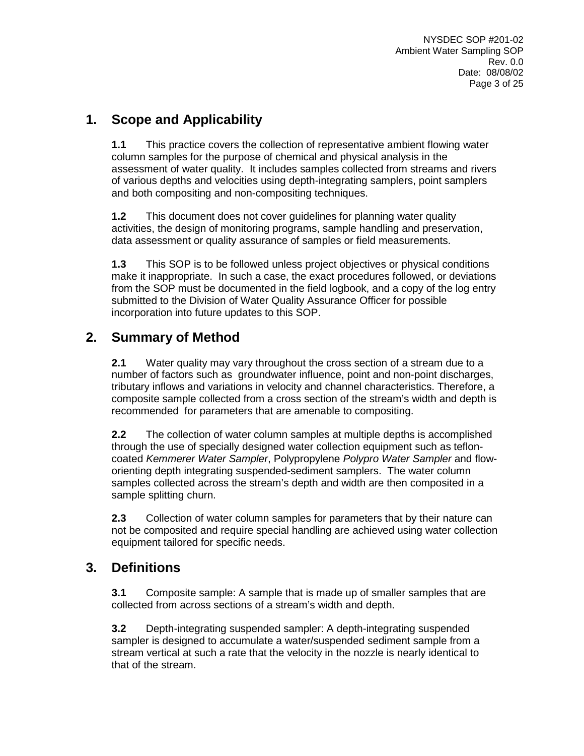## 1. Scope and Applicability

**1.1** This practice covers the collection of representative ambient flowing water column samples for the purpose of chemical and physical analysis in the assessment of water quality. It includes samples collected from streams and rivers of various depths and velocities using depth-integrating samplers, point samplers and both compositing and non-compositing techniques.

**1.2** This document does not cover guidelines for planning water quality activities, the design of monitoring programs, sample handling and preservation, data assessment or quality assurance of samples or field measurements.

**1.3** This SOP is to be followed unless project objectives or physical conditions make it inappropriate. In such a case, the exact procedures followed, or deviations from the SOP must be documented in the field logbook, and a copy of the log entry submitted to the Division of Water Quality Assurance Officer for possible incorporation into future updates to this SOP.

## 2. Summary of Method

**2.1** Water quality may vary throughout the cross section of a stream due to a number of factors such as groundwater influence, point and non-point discharges, tributary inflows and variations in velocity and channel characteristics. Therefore, a composite sample collected from a cross section of the stream's width and depth is recommended for parameters that are amenable to compositing.

**2.2** The collection of water column samples at multiple depths is accomplished through the use of specially designed water collection equipment such as teflon-coated *Kemmerer Water Sampler*, Polypropylene *Polypro Water Sampler* and flow-orienting depth integrating suspended-sediment samplers. The water column samples collected across the stream's depth and width are then composited in a sample splitting churn.

**2.3** Collection of water column samples for parameters that by their nature can not be composited and require special handling are achieved using water collection equipment tailored for specific needs.

## 3. Definitions

**3.1** Composite sample: A sample that is made up of smaller samples that are collected from across sections of a stream's width and depth.

**3.2** Depth-integrating suspended sampler: A depth-integrating suspended sampler is designed to accumulate a water/suspended sediment sample from a stream vertical at such a rate that the velocity in the nozzle is nearly identical to that of the stream.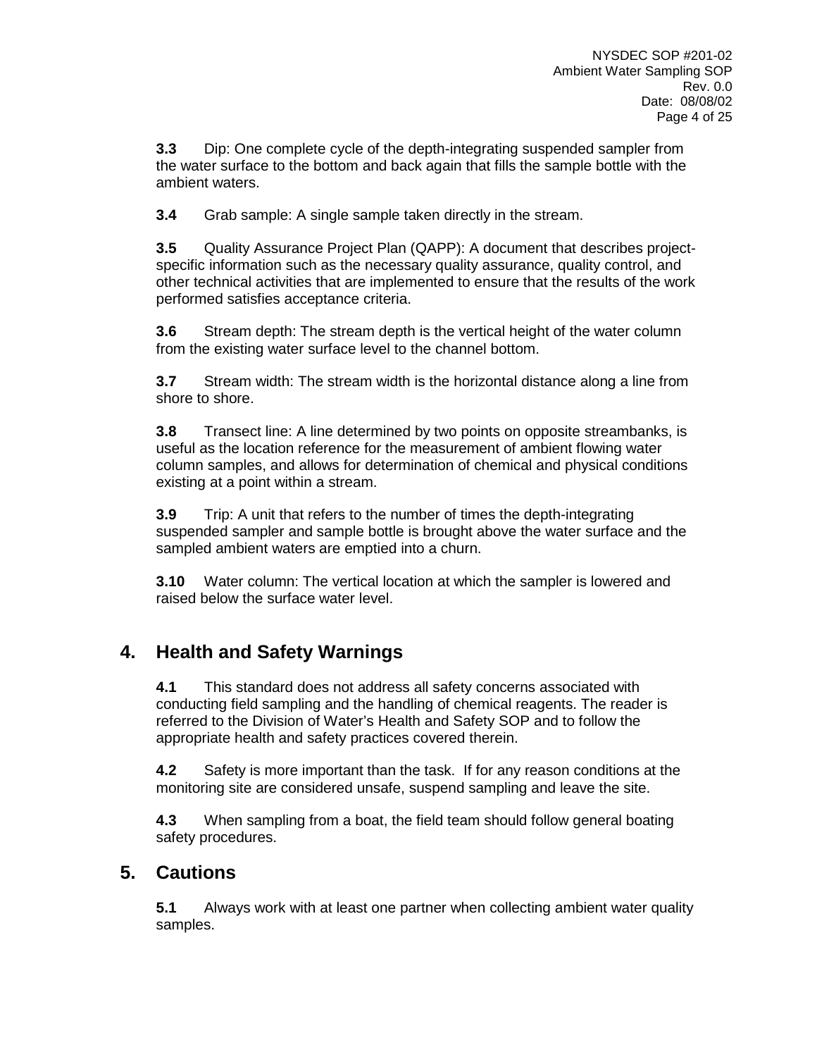**3.3** Dip: One complete cycle of the depth-integrating suspended sampler from the water surface to the bottom and back again that fills the sample bottle with the ambient waters.

**3.4** Grab sample: A single sample taken directly in the stream.

**3.5** Quality Assurance Project Plan (QAPP): A document that describes project-specific information such as the necessary quality assurance, quality control, and other technical activities that are implemented to ensure that the results of the work performed satisfies acceptance criteria.

**3.6** Stream depth: The stream depth is the vertical height of the water column from the existing water surface level to the channel bottom.

**3.7** Stream width: The stream width is the horizontal distance along a line from shore to shore.

**3.8** Transect line: A line determined by two points on opposite streambanks, is useful as the location reference for the measurement of ambient flowing water column samples, and allows for determination of chemical and physical conditions existing at a point within a stream.

**3.9** Trip: A unit that refers to the number of times the depth-integrating suspended sampler and sample bottle is brought above the water surface and the sampled ambient waters are emptied into a churn.

**3.10** Water column: The vertical location at which the sampler is lowered and raised below the surface water level.

## 4. Health and Safety Warnings

**4.1** This standard does not address all safety concerns associated with conducting field sampling and the handling of chemical reagents. The reader is referred to the Division of Water's Health and Safety SOP and to follow the appropriate health and safety practices covered therein.

**4.2** Safety is more important than the task. If for any reason conditions at the monitoring site are considered unsafe, suspend sampling and leave the site.

**4.3** When sampling from a boat, the field team should follow general boating safety procedures.

## 5. Cautions

**5.1** Always work with at least one partner when collecting ambient water quality samples.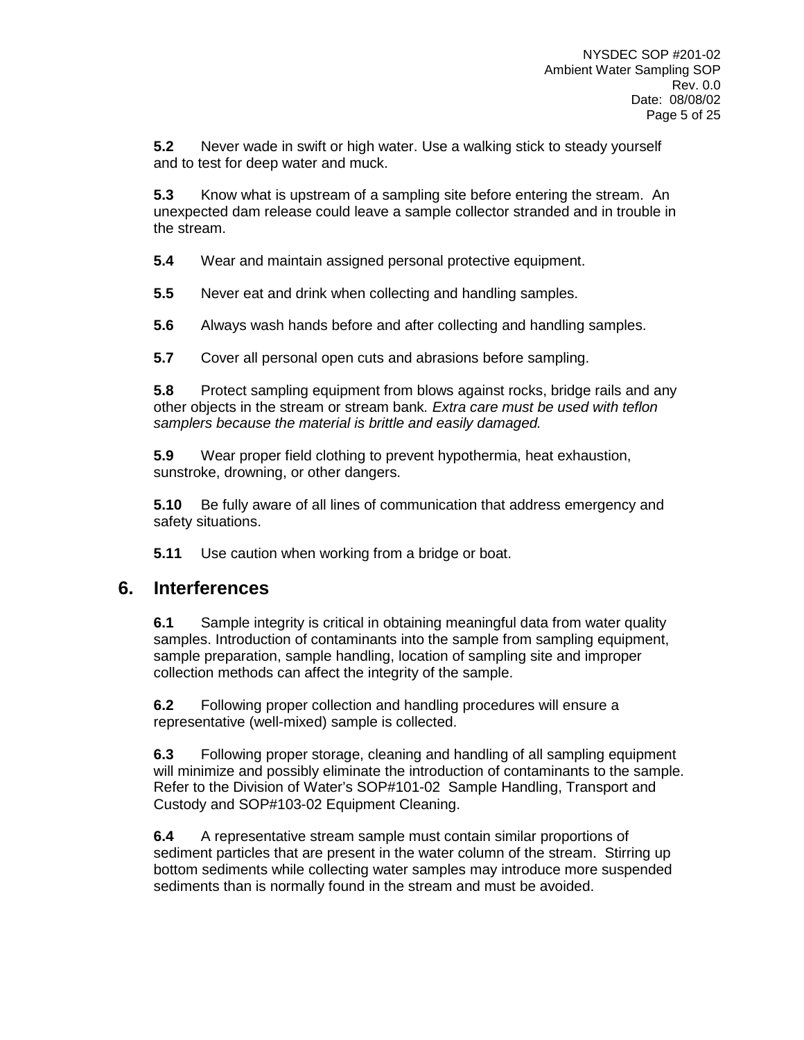**5.2** Never wade in swift or high water. Use a walking stick to steady yourself and to test for deep water and muck.

**5.3** Know what is upstream of a sampling site before entering the stream. An unexpected dam release could leave a sample collector stranded and in trouble in the stream.

**5.4** Wear and maintain assigned personal protective equipment.

**5.5** Never eat and drink when collecting and handling samples.

**5.6** Always wash hands before and after collecting and handling samples.

**5.7** Cover all personal open cuts and abrasions before sampling.

**5.8** Protect sampling equipment from blows against rocks, bridge rails and any other objects in the stream or stream bank. *Extra care must be used with teflon samplers because the material is brittle and easily damaged.*

**5.9** Wear proper field clothing to prevent hypothermia, heat exhaustion, sunstroke, drowning, or other dangers.

**5.10** Be fully aware of all lines of communication that address emergency and safety situations.

**5.11** Use caution when working from a bridge or boat.

## 6. Interferences

**6.1** Sample integrity is critical in obtaining meaningful data from water quality samples. Introduction of contaminants into the sample from sampling equipment, sample preparation, sample handling, location of sampling site and improper collection methods can affect the integrity of the sample.

**6.2** Following proper collection and handling procedures will ensure a representative (well-mixed) sample is collected.

**6.3** Following proper storage, cleaning and handling of all sampling equipment will minimize and possibly eliminate the introduction of contaminants to the sample. Refer to the Division of Water's SOP#101-02 Sample Handling, Transport and Custody and SOP#103-02 Equipment Cleaning.

**6.4** A representative stream sample must contain similar proportions of sediment particles that are present in the water column of the stream. Stirring up bottom sediments while collecting water samples may introduce more suspended sediments than is normally found in the stream and must be avoided.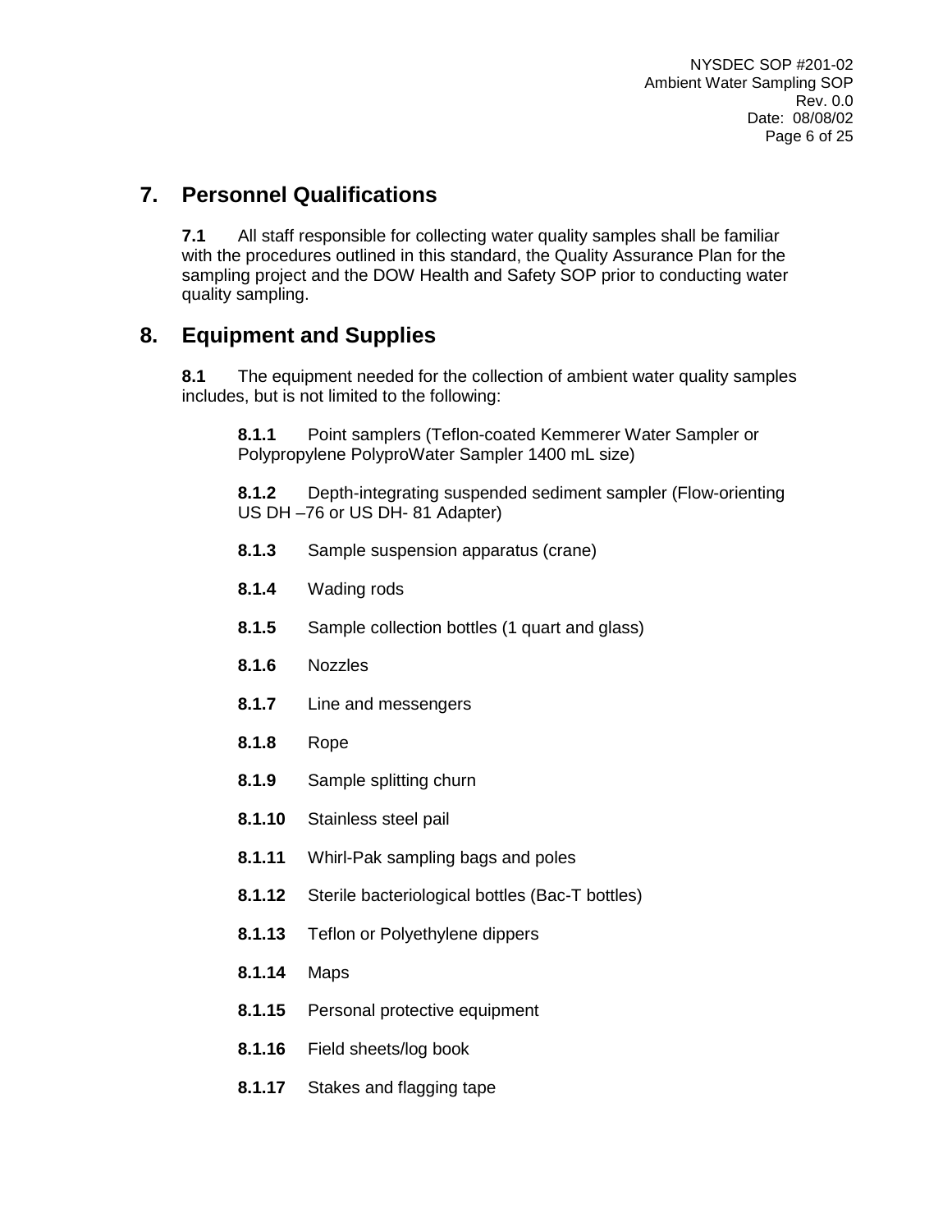## 7. Personnel Qualifications

**7.1** All staff responsible for collecting water quality samples shall be familiar with the procedures outlined in this standard, the Quality Assurance Plan for the sampling project and the DOW Health and Safety SOP prior to conducting water quality sampling.

## 8. Equipment and Supplies

**8.1** The equipment needed for the collection of ambient water quality samples includes, but is not limited to the following:

**8.1.1** Point samplers (Teflon-coated Kemmerer Water Sampler or Polypropylene PolyproWater Sampler 1400 mL size)

**8.1.2** Depth-integrating suspended sediment sampler (Flow-orienting US DH –76 or US DH- 81 Adapter)

**8.1.3** Sample suspension apparatus (crane)

**8.1.4** Wading rods

**8.1.5** Sample collection bottles (1 quart and glass)

**8.1.6** Nozzles

**8.1.7** Line and messengers

**8.1.8** Rope

**8.1.9** Sample splitting churn

**8.1.10** Stainless steel pail

**8.1.11** Whirl-Pak sampling bags and poles

**8.1.12** Sterile bacteriological bottles (Bac-T bottles)

**8.1.13** Teflon or Polyethylene dippers

**8.1.14** Maps

**8.1.15** Personal protective equipment

**8.1.16** Field sheets/log book

**8.1.17** Stakes and flagging tape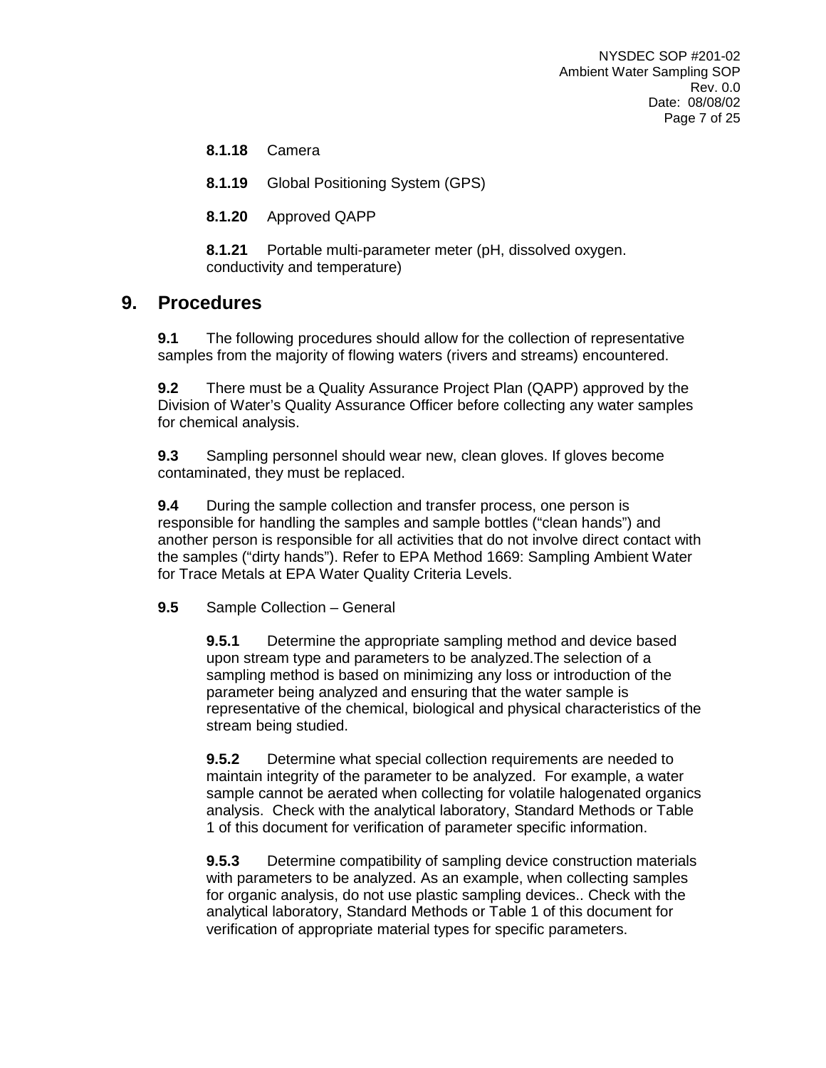**8.1.18** Camera

**8.1.19** Global Positioning System (GPS)

**8.1.20** Approved QAPP

**8.1.21** Portable multi-parameter meter (pH, dissolved oxygen. conductivity and temperature)

## 9. Procedures

**9.1** The following procedures should allow for the collection of representative samples from the majority of flowing waters (rivers and streams) encountered.

**9.2** There must be a Quality Assurance Project Plan (QAPP) approved by the Division of Water's Quality Assurance Officer before collecting any water samples for chemical analysis.

**9.3** Sampling personnel should wear new, clean gloves. If gloves become contaminated, they must be replaced.

**9.4** During the sample collection and transfer process, one person is responsible for handling the samples and sample bottles ("clean hands") and another person is responsible for all activities that do not involve direct contact with the samples ("dirty hands"). Refer to EPA Method 1669: Sampling Ambient Water for Trace Metals at EPA Water Quality Criteria Levels.

**9.5** Sample Collection – General

**9.5.1** Determine the appropriate sampling method and device based upon stream type and parameters to be analyzed.The selection of a sampling method is based on minimizing any loss or introduction of the parameter being analyzed and ensuring that the water sample is representative of the chemical, biological and physical characteristics of the stream being studied.

**9.5.2** Determine what special collection requirements are needed to maintain integrity of the parameter to be analyzed. For example, a water sample cannot be aerated when collecting for volatile halogenated organics analysis. Check with the analytical laboratory, Standard Methods or Table 1 of this document for verification of parameter specific information.

**9.5.3** Determine compatibility of sampling device construction materials with parameters to be analyzed. As an example, when collecting samples for organic analysis, do not use plastic sampling devices.. Check with the analytical laboratory, Standard Methods or Table 1 of this document for verification of appropriate material types for specific parameters.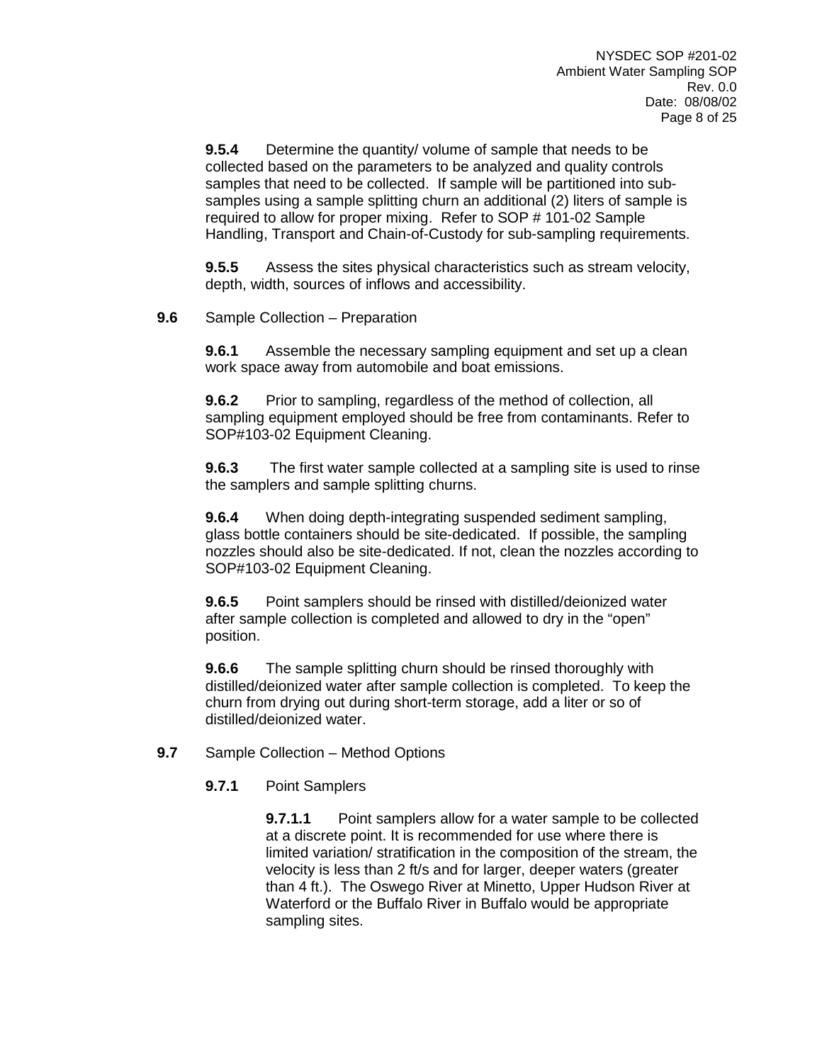**9.5.4** Determine the quantity/ volume of sample that needs to be collected based on the parameters to be analyzed and quality controls samples that need to be collected. If sample will be partitioned into sub-samples using a sample splitting churn an additional (2) liters of sample is required to allow for proper mixing. Refer to SOP # 101-02 Sample Handling, Transport and Chain-of-Custody for sub-sampling requirements.

**9.5.5** Assess the sites physical characteristics such as stream velocity, depth, width, sources of inflows and accessibility.

**9.6** Sample Collection – Preparation

**9.6.1** Assemble the necessary sampling equipment and set up a clean work space away from automobile and boat emissions.

**9.6.2** Prior to sampling, regardless of the method of collection, all sampling equipment employed should be free from contaminants. Refer to SOP#103-02 Equipment Cleaning.

**9.6.3** The first water sample collected at a sampling site is used to rinse the samplers and sample splitting churns.

**9.6.4** When doing depth-integrating suspended sediment sampling, glass bottle containers should be site-dedicated. If possible, the sampling nozzles should also be site-dedicated. If not, clean the nozzles according to SOP#103-02 Equipment Cleaning.

**9.6.5** Point samplers should be rinsed with distilled/deionized water after sample collection is completed and allowed to dry in the “open” position.

**9.6.6** The sample splitting churn should be rinsed thoroughly with distilled/deionized water after sample collection is completed. To keep the churn from drying out during short-term storage, add a liter or so of distilled/deionized water.

**9.7** Sample Collection – Method Options

**9.7.1** Point Samplers

**9.7.1.1** Point samplers allow for a water sample to be collected at a discrete point. It is recommended for use where there is limited variation/ stratification in the composition of the stream, the velocity is less than 2 ft/s and for larger, deeper waters (greater than 4 ft.). The Oswego River at Minetto, Upper Hudson River at Waterford or the Buffalo River in Buffalo would be appropriate sampling sites.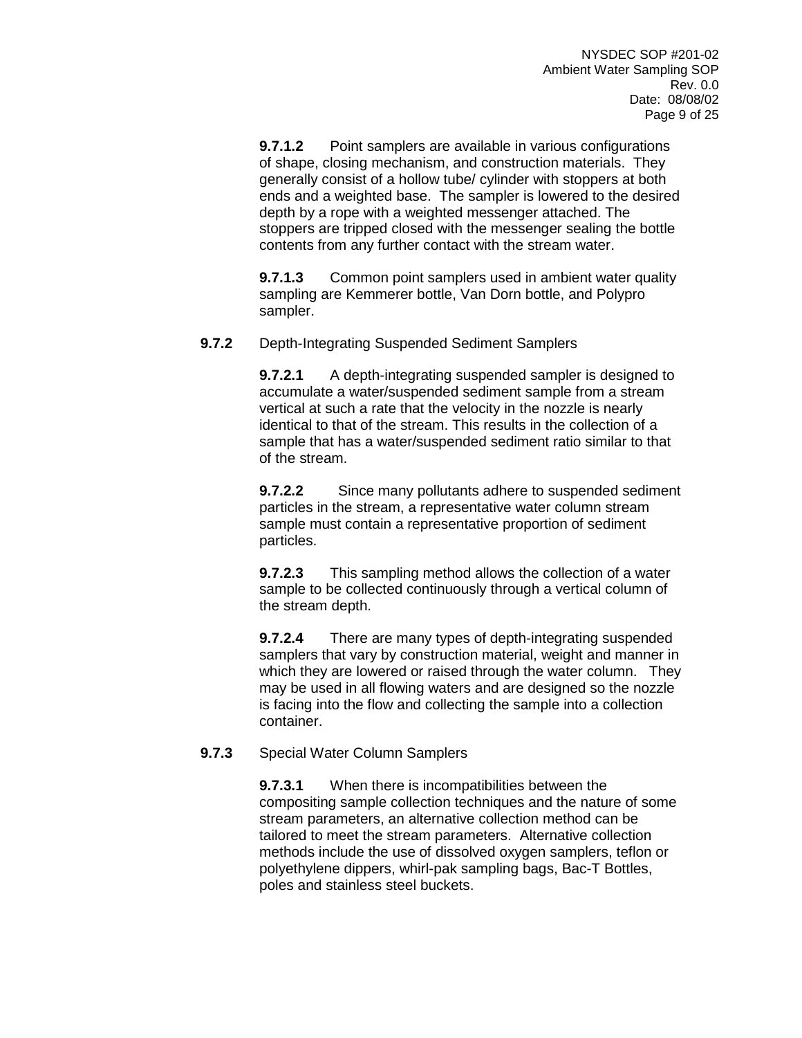**9.7.1.2** Point samplers are available in various configurations of shape, closing mechanism, and construction materials. They generally consist of a hollow tube/ cylinder with stoppers at both ends and a weighted base. The sampler is lowered to the desired depth by a rope with a weighted messenger attached. The stoppers are tripped closed with the messenger sealing the bottle contents from any further contact with the stream water.

**9.7.1.3** Common point samplers used in ambient water quality sampling are Kemmerer bottle, Van Dorn bottle, and Polypro sampler.

**9.7.2** Depth-Integrating Suspended Sediment Samplers

**9.7.2.1** A depth-integrating suspended sampler is designed to accumulate a water/suspended sediment sample from a stream vertical at such a rate that the velocity in the nozzle is nearly identical to that of the stream. This results in the collection of a sample that has a water/suspended sediment ratio similar to that of the stream.

**9.7.2.2** Since many pollutants adhere to suspended sediment particles in the stream, a representative water column stream sample must contain a representative proportion of sediment particles.

**9.7.2.3** This sampling method allows the collection of a water sample to be collected continuously through a vertical column of the stream depth.

**9.7.2.4** There are many types of depth-integrating suspended samplers that vary by construction material, weight and manner in which they are lowered or raised through the water column. They may be used in all flowing waters and are designed so the nozzle is facing into the flow and collecting the sample into a collection container.

**9.7.3** Special Water Column Samplers

**9.7.3.1** When there is incompatibilities between the compositing sample collection techniques and the nature of some stream parameters, an alternative collection method can be tailored to meet the stream parameters. Alternative collection methods include the use of dissolved oxygen samplers, teflon or polyethylene dippers, whirl-pak sampling bags, Bac-T Bottles, poles and stainless steel buckets.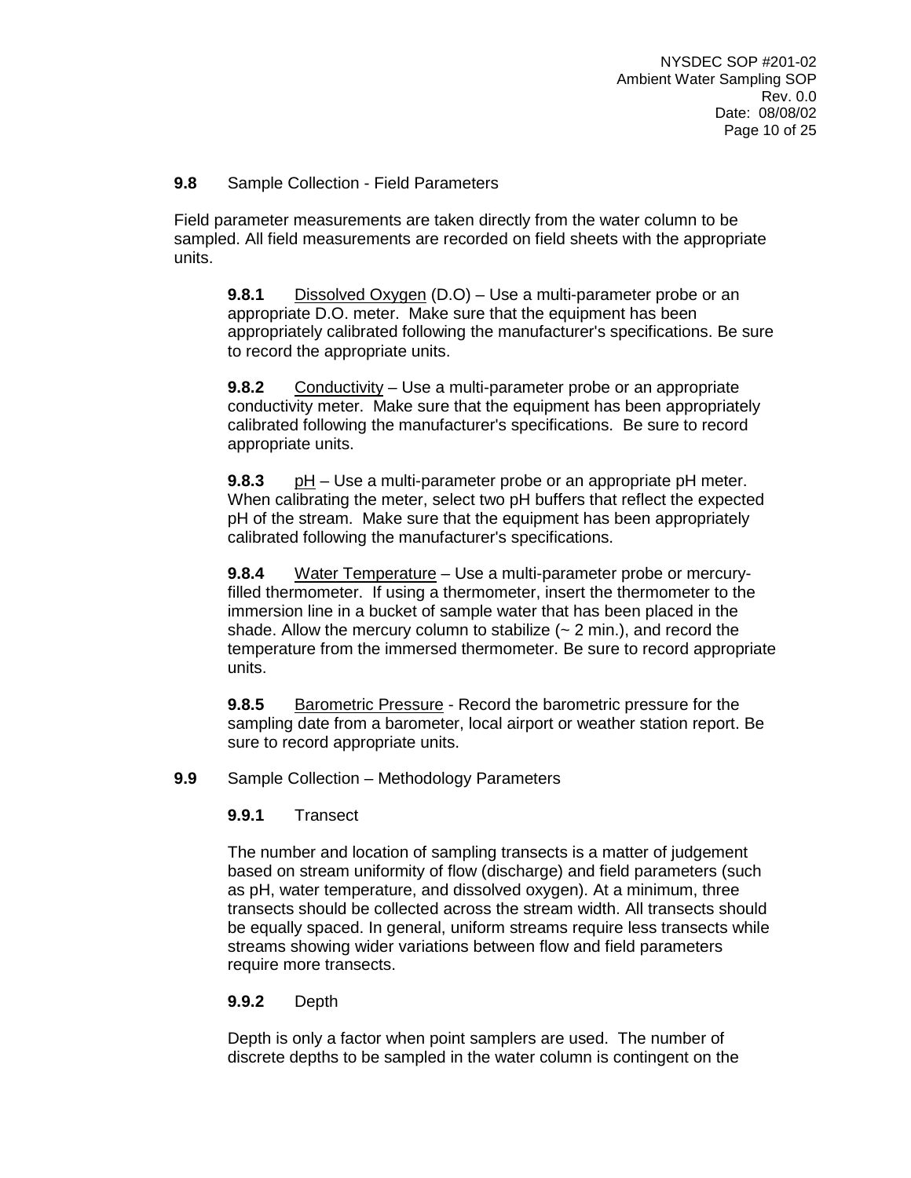## 9.8 Sample Collection - Field Parameters

Field parameter measurements are taken directly from the water column to be sampled. All field measurements are recorded on field sheets with the appropriate units.

**9.8.1** Dissolved Oxygen (D.O) – Use a multi-parameter probe or an appropriate D.O. meter. Make sure that the equipment has been appropriately calibrated following the manufacturer's specifications. Be sure to record the appropriate units.

**9.8.2** Conductivity – Use a multi-parameter probe or an appropriate conductivity meter. Make sure that the equipment has been appropriately calibrated following the manufacturer's specifications. Be sure to record appropriate units.

**9.8.3** pH – Use a multi-parameter probe or an appropriate pH meter. When calibrating the meter, select two pH buffers that reflect the expected pH of the stream. Make sure that the equipment has been appropriately calibrated following the manufacturer's specifications.

**9.8.4** Water Temperature – Use a multi-parameter probe or mercury-filled thermometer. If using a thermometer, insert the thermometer to the immersion line in a bucket of sample water that has been placed in the shade. Allow the mercury column to stabilize (~ 2 min.), and record the temperature from the immersed thermometer. Be sure to record appropriate units.

**9.8.5** Barometric Pressure - Record the barometric pressure for the sampling date from a barometer, local airport or weather station report. Be sure to record appropriate units.

## 9.9 Sample Collection – Methodology Parameters

### 9.9.1 Transect

The number and location of sampling transects is a matter of judgement based on stream uniformity of flow (discharge) and field parameters (such as pH, water temperature, and dissolved oxygen). At a minimum, three transects should be collected across the stream width. All transects should be equally spaced. In general, uniform streams require less transects while streams showing wider variations between flow and field parameters require more transects.

### 9.9.2 Depth

Depth is only a factor when point samplers are used. The number of discrete depths to be sampled in the water column is contingent on the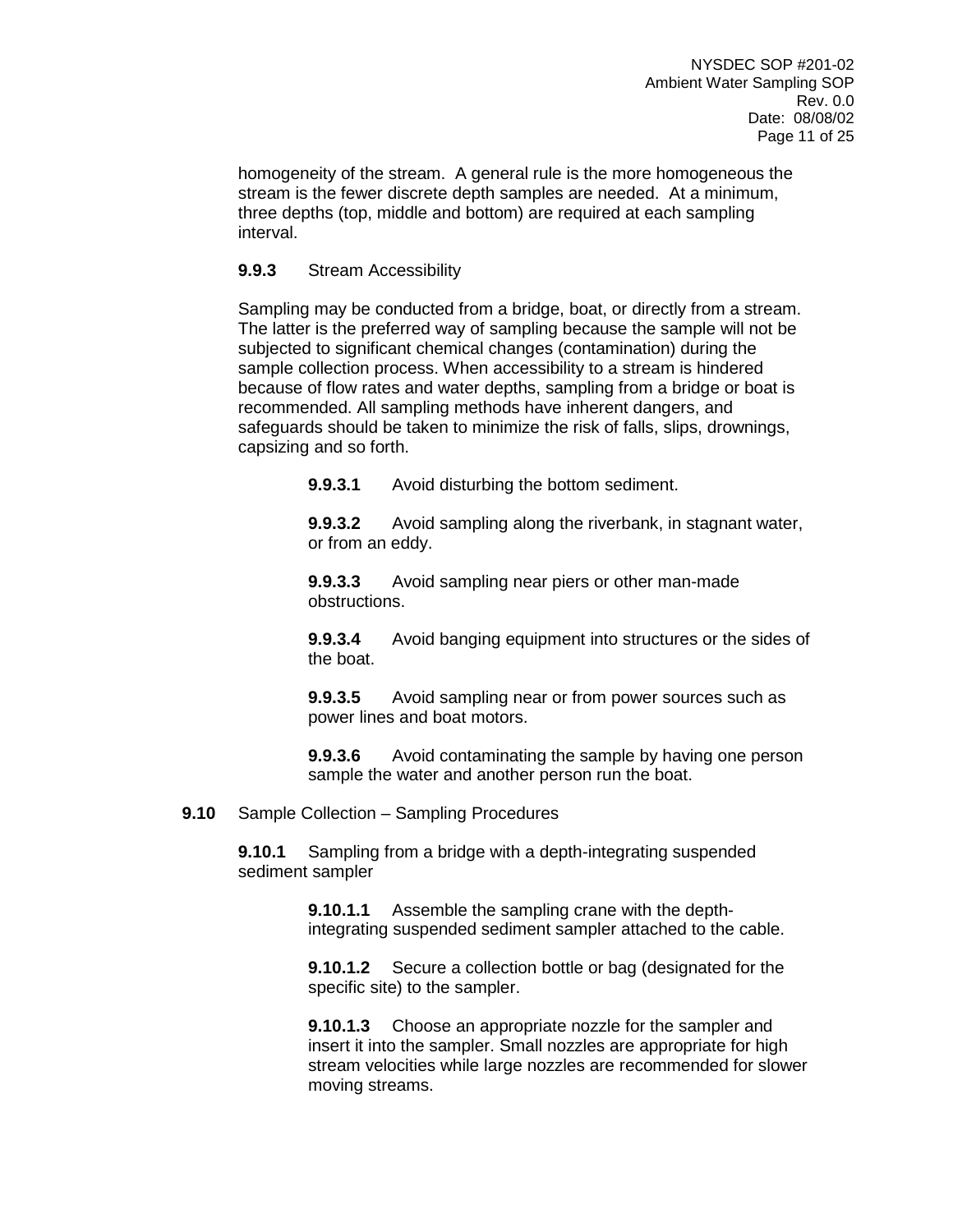homogeneity of the stream. A general rule is the more homogeneous the stream is the fewer discrete depth samples are needed. At a minimum, three depths (top, middle and bottom) are required at each sampling interval.

**9.9.3** Stream Accessibility

Sampling may be conducted from a bridge, boat, or directly from a stream. The latter is the preferred way of sampling because the sample will not be subjected to significant chemical changes (contamination) during the sample collection process. When accessibility to a stream is hindered because of flow rates and water depths, sampling from a bridge or boat is recommended. All sampling methods have inherent dangers, and safeguards should be taken to minimize the risk of falls, slips, drownings, capsizing and so forth.

**9.9.3.1** Avoid disturbing the bottom sediment.

**9.9.3.2** Avoid sampling along the riverbank, in stagnant water, or from an eddy.

**9.9.3.3** Avoid sampling near piers or other man-made obstructions.

**9.9.3.4** Avoid banging equipment into structures or the sides of the boat.

**9.9.3.5** Avoid sampling near or from power sources such as power lines and boat motors.

**9.9.3.6** Avoid contaminating the sample by having one person sample the water and another person run the boat.

**9.10** Sample Collection – Sampling Procedures

**9.10.1** Sampling from a bridge with a depth-integrating suspended sediment sampler

**9.10.1.1** Assemble the sampling crane with the depth-integrating suspended sediment sampler attached to the cable.

**9.10.1.2** Secure a collection bottle or bag (designated for the specific site) to the sampler.

**9.10.1.3** Choose an appropriate nozzle for the sampler and insert it into the sampler. Small nozzles are appropriate for high stream velocities while large nozzles are recommended for slower moving streams.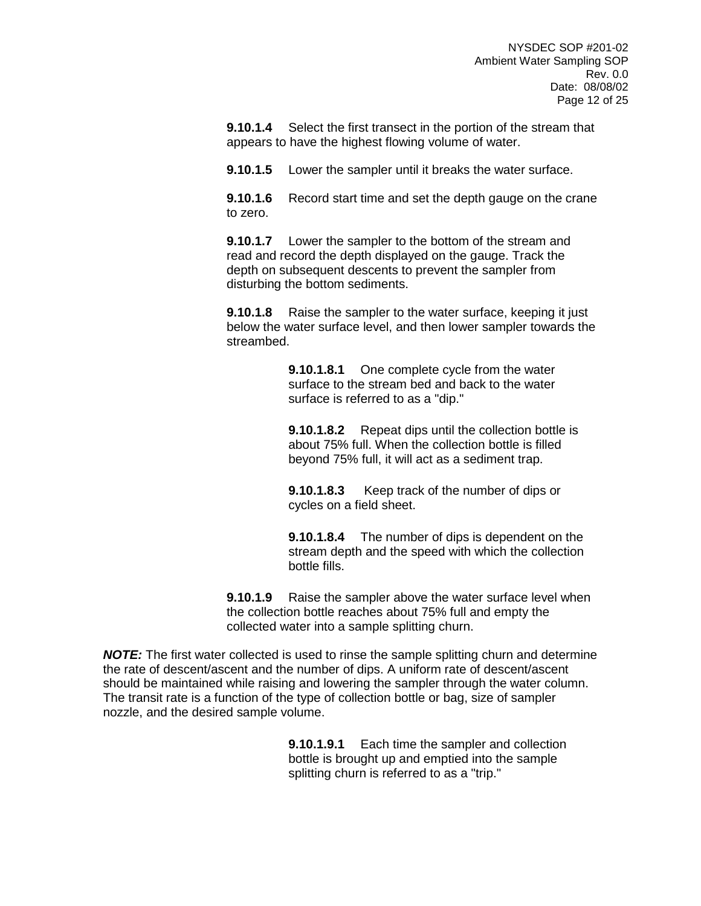**9.10.1.4** Select the first transect in the portion of the stream that appears to have the highest flowing volume of water.

**9.10.1.5** Lower the sampler until it breaks the water surface.

**9.10.1.6** Record start time and set the depth gauge on the crane to zero.

**9.10.1.7** Lower the sampler to the bottom of the stream and read and record the depth displayed on the gauge. Track the depth on subsequent descents to prevent the sampler from disturbing the bottom sediments.

**9.10.1.8** Raise the sampler to the water surface, keeping it just below the water surface level, and then lower sampler towards the streambed.

**9.10.1.8.1** One complete cycle from the water surface to the stream bed and back to the water surface is referred to as a "dip."

**9.10.1.8.2** Repeat dips until the collection bottle is about 75% full. When the collection bottle is filled beyond 75% full, it will act as a sediment trap.

**9.10.1.8.3** Keep track of the number of dips or cycles on a field sheet.

**9.10.1.8.4** The number of dips is dependent on the stream depth and the speed with which the collection bottle fills.

**9.10.1.9** Raise the sampler above the water surface level when the collection bottle reaches about 75% full and empty the collected water into a sample splitting churn.

***NOTE:*** The first water collected is used to rinse the sample splitting churn and determine the rate of descent/ascent and the number of dips. A uniform rate of descent/ascent should be maintained while raising and lowering the sampler through the water column. The transit rate is a function of the type of collection bottle or bag, size of sampler nozzle, and the desired sample volume.

**9.10.1.9.1** Each time the sampler and collection bottle is brought up and emptied into the sample splitting churn is referred to as a "trip."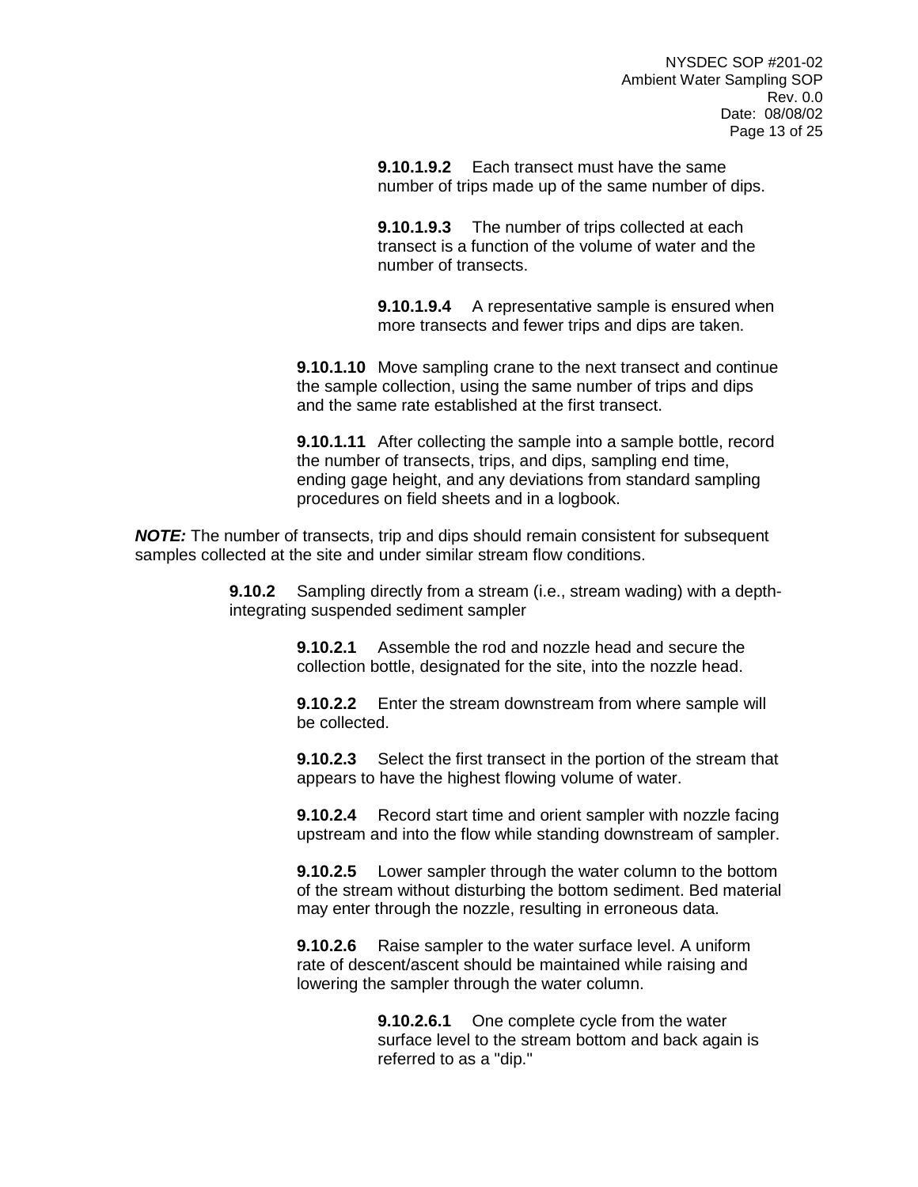**9.10.1.9.2** Each transect must have the same number of trips made up of the same number of dips.

**9.10.1.9.3** The number of trips collected at each transect is a function of the volume of water and the number of transects.

**9.10.1.9.4** A representative sample is ensured when more transects and fewer trips and dips are taken.

**9.10.1.10** Move sampling crane to the next transect and continue the sample collection, using the same number of trips and dips and the same rate established at the first transect.

**9.10.1.11** After collecting the sample into a sample bottle, record the number of transects, trips, and dips, sampling end time, ending gage height, and any deviations from standard sampling procedures on field sheets and in a logbook.

***NOTE:*** The number of transects, trip and dips should remain consistent for subsequent samples collected at the site and under similar stream flow conditions.

**9.10.2** Sampling directly from a stream (i.e., stream wading) with a depth-integrating suspended sediment sampler

**9.10.2.1** Assemble the rod and nozzle head and secure the collection bottle, designated for the site, into the nozzle head.

**9.10.2.2** Enter the stream downstream from where sample will be collected.

**9.10.2.3** Select the first transect in the portion of the stream that appears to have the highest flowing volume of water.

**9.10.2.4** Record start time and orient sampler with nozzle facing upstream and into the flow while standing downstream of sampler.

**9.10.2.5** Lower sampler through the water column to the bottom of the stream without disturbing the bottom sediment. Bed material may enter through the nozzle, resulting in erroneous data.

**9.10.2.6** Raise sampler to the water surface level. A uniform rate of descent/ascent should be maintained while raising and lowering the sampler through the water column.

**9.10.2.6.1** One complete cycle from the water surface level to the stream bottom and back again is referred to as a "dip."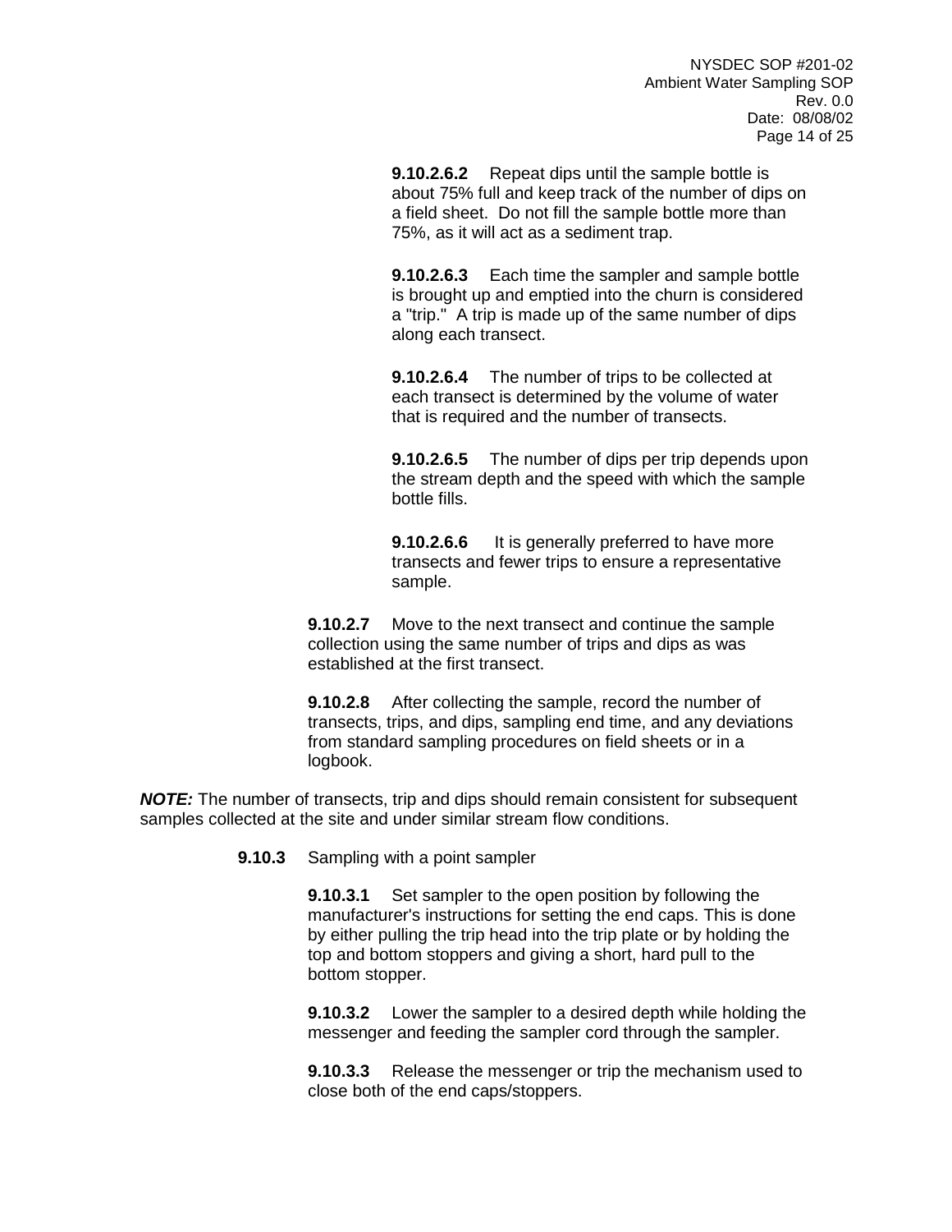**9.10.2.6.2** Repeat dips until the sample bottle is about 75% full and keep track of the number of dips on a field sheet. Do not fill the sample bottle more than 75%, as it will act as a sediment trap.

**9.10.2.6.3** Each time the sampler and sample bottle is brought up and emptied into the churn is considered a "trip." A trip is made up of the same number of dips along each transect.

**9.10.2.6.4** The number of trips to be collected at each transect is determined by the volume of water that is required and the number of transects.

**9.10.2.6.5** The number of dips per trip depends upon the stream depth and the speed with which the sample bottle fills.

**9.10.2.6.6** It is generally preferred to have more transects and fewer trips to ensure a representative sample.

**9.10.2.7** Move to the next transect and continue the sample collection using the same number of trips and dips as was established at the first transect.

**9.10.2.8** After collecting the sample, record the number of transects, trips, and dips, sampling end time, and any deviations from standard sampling procedures on field sheets or in a logbook.

***NOTE:*** The number of transects, trip and dips should remain consistent for subsequent samples collected at the site and under similar stream flow conditions.

**9.10.3** Sampling with a point sampler

**9.10.3.1** Set sampler to the open position by following the manufacturer's instructions for setting the end caps. This is done by either pulling the trip head into the trip plate or by holding the top and bottom stoppers and giving a short, hard pull to the bottom stopper.

**9.10.3.2** Lower the sampler to a desired depth while holding the messenger and feeding the sampler cord through the sampler.

**9.10.3.3** Release the messenger or trip the mechanism used to close both of the end caps/stoppers.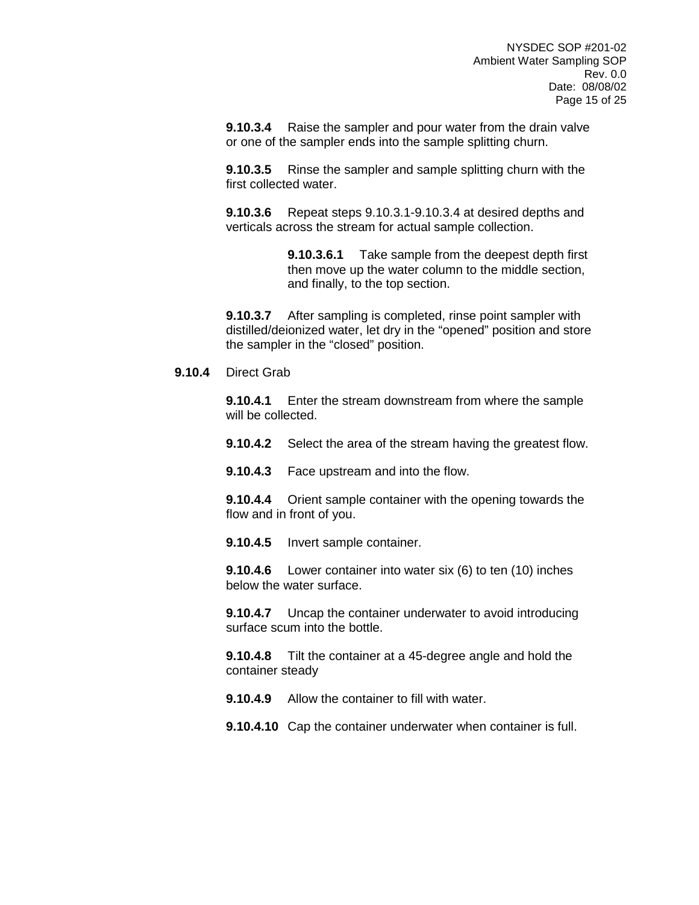**9.10.3.4** Raise the sampler and pour water from the drain valve or one of the sampler ends into the sample splitting churn.

**9.10.3.5** Rinse the sampler and sample splitting churn with the first collected water.

**9.10.3.6** Repeat steps 9.10.3.1-9.10.3.4 at desired depths and verticals across the stream for actual sample collection.

> **9.10.3.6.1** Take sample from the deepest depth first then move up the water column to the middle section, and finally, to the top section.

**9.10.3.7** After sampling is completed, rinse point sampler with distilled/deionized water, let dry in the "opened" position and store the sampler in the "closed" position.

**9.10.4** Direct Grab

**9.10.4.1** Enter the stream downstream from where the sample will be collected.

**9.10.4.2** Select the area of the stream having the greatest flow.

**9.10.4.3** Face upstream and into the flow.

**9.10.4.4** Orient sample container with the opening towards the flow and in front of you.

**9.10.4.5** Invert sample container.

**9.10.4.6** Lower container into water six (6) to ten (10) inches below the water surface.

**9.10.4.7** Uncap the container underwater to avoid introducing surface scum into the bottle.

**9.10.4.8** Tilt the container at a 45-degree angle and hold the container steady

**9.10.4.9** Allow the container to fill with water.

**9.10.4.10** Cap the container underwater when container is full.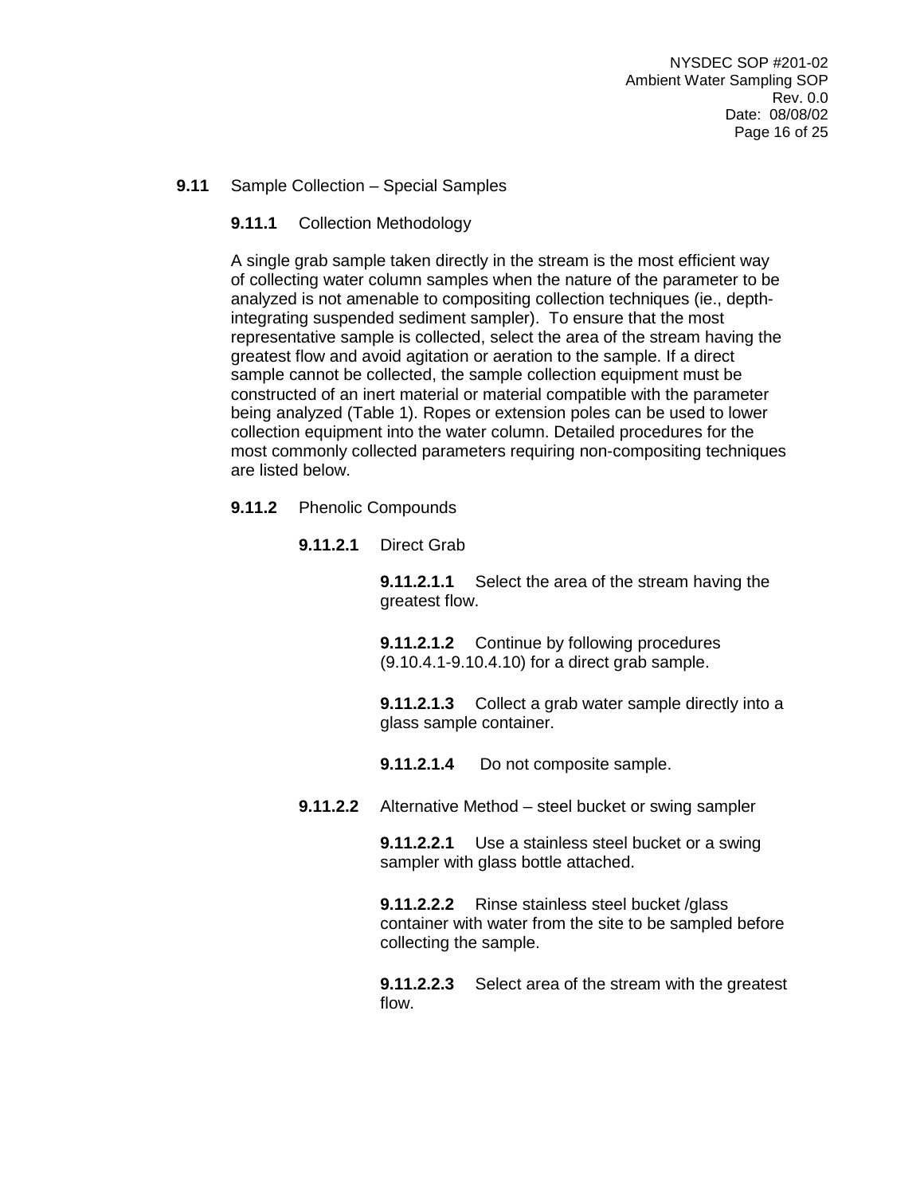**9.11** Sample Collection – Special Samples

**9.11.1** Collection Methodology

A single grab sample taken directly in the stream is the most efficient way of collecting water column samples when the nature of the parameter to be analyzed is not amenable to compositing collection techniques (ie., depth-integrating suspended sediment sampler). To ensure that the most representative sample is collected, select the area of the stream having the greatest flow and avoid agitation or aeration to the sample. If a direct sample cannot be collected, the sample collection equipment must be constructed of an inert material or material compatible with the parameter being analyzed (Table 1). Ropes or extension poles can be used to lower collection equipment into the water column. Detailed procedures for the most commonly collected parameters requiring non-compositing techniques are listed below.

**9.11.2** Phenolic Compounds

**9.11.2.1** Direct Grab

**9.11.2.1.1** Select the area of the stream having the greatest flow.

**9.11.2.1.2** Continue by following procedures (9.10.4.1-9.10.4.10) for a direct grab sample.

**9.11.2.1.3** Collect a grab water sample directly into a glass sample container.

**9.11.2.1.4** Do not composite sample.

**9.11.2.2** Alternative Method – steel bucket or swing sampler

**9.11.2.2.1** Use a stainless steel bucket or a swing sampler with glass bottle attached.

**9.11.2.2.2** Rinse stainless steel bucket /glass container with water from the site to be sampled before collecting the sample.

**9.11.2.2.3** Select area of the stream with the greatest flow.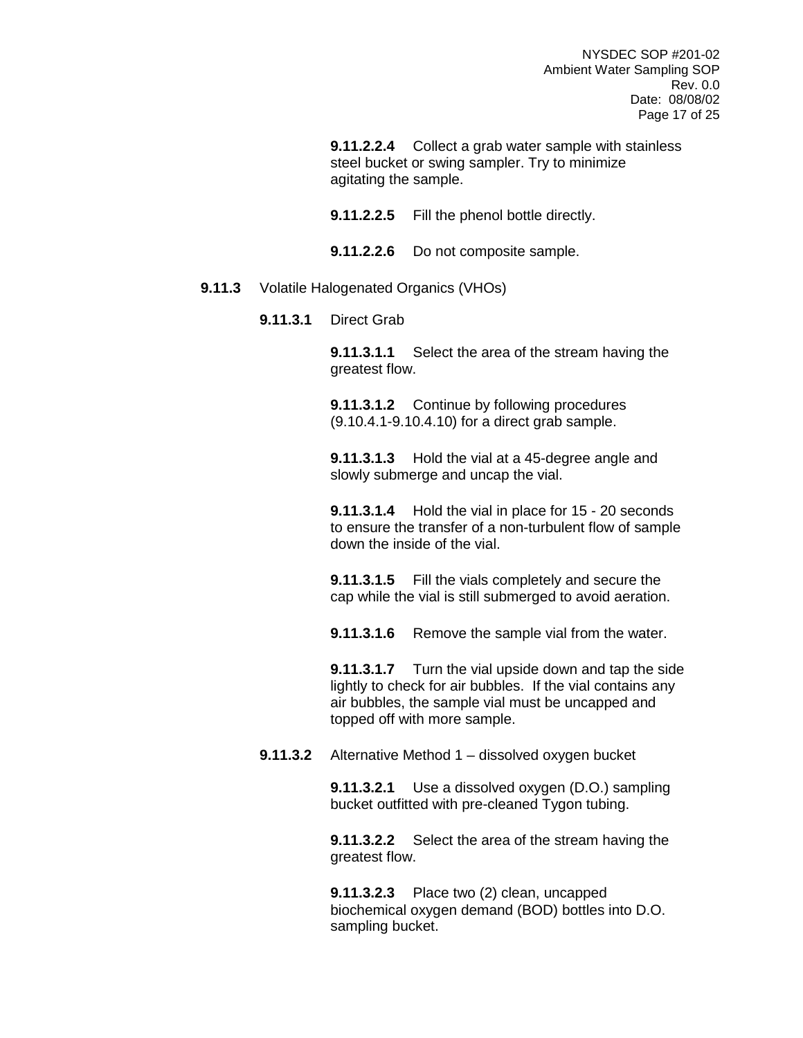**9.11.2.2.4** Collect a grab water sample with stainless steel bucket or swing sampler. Try to minimize agitating the sample.

**9.11.2.2.5** Fill the phenol bottle directly.

**9.11.2.2.6** Do not composite sample.

**9.11.3** Volatile Halogenated Organics (VHOs)

**9.11.3.1** Direct Grab

**9.11.3.1.1** Select the area of the stream having the greatest flow.

**9.11.3.1.2** Continue by following procedures (9.10.4.1-9.10.4.10) for a direct grab sample.

**9.11.3.1.3** Hold the vial at a 45-degree angle and slowly submerge and uncap the vial.

**9.11.3.1.4** Hold the vial in place for 15 - 20 seconds to ensure the transfer of a non-turbulent flow of sample down the inside of the vial.

**9.11.3.1.5** Fill the vials completely and secure the cap while the vial is still submerged to avoid aeration.

**9.11.3.1.6** Remove the sample vial from the water.

**9.11.3.1.7** Turn the vial upside down and tap the side lightly to check for air bubbles. If the vial contains any air bubbles, the sample vial must be uncapped and topped off with more sample.

**9.11.3.2** Alternative Method 1 – dissolved oxygen bucket

**9.11.3.2.1** Use a dissolved oxygen (D.O.) sampling bucket outfitted with pre-cleaned Tygon tubing.

**9.11.3.2.2** Select the area of the stream having the greatest flow.

**9.11.3.2.3** Place two (2) clean, uncapped biochemical oxygen demand (BOD) bottles into D.O. sampling bucket.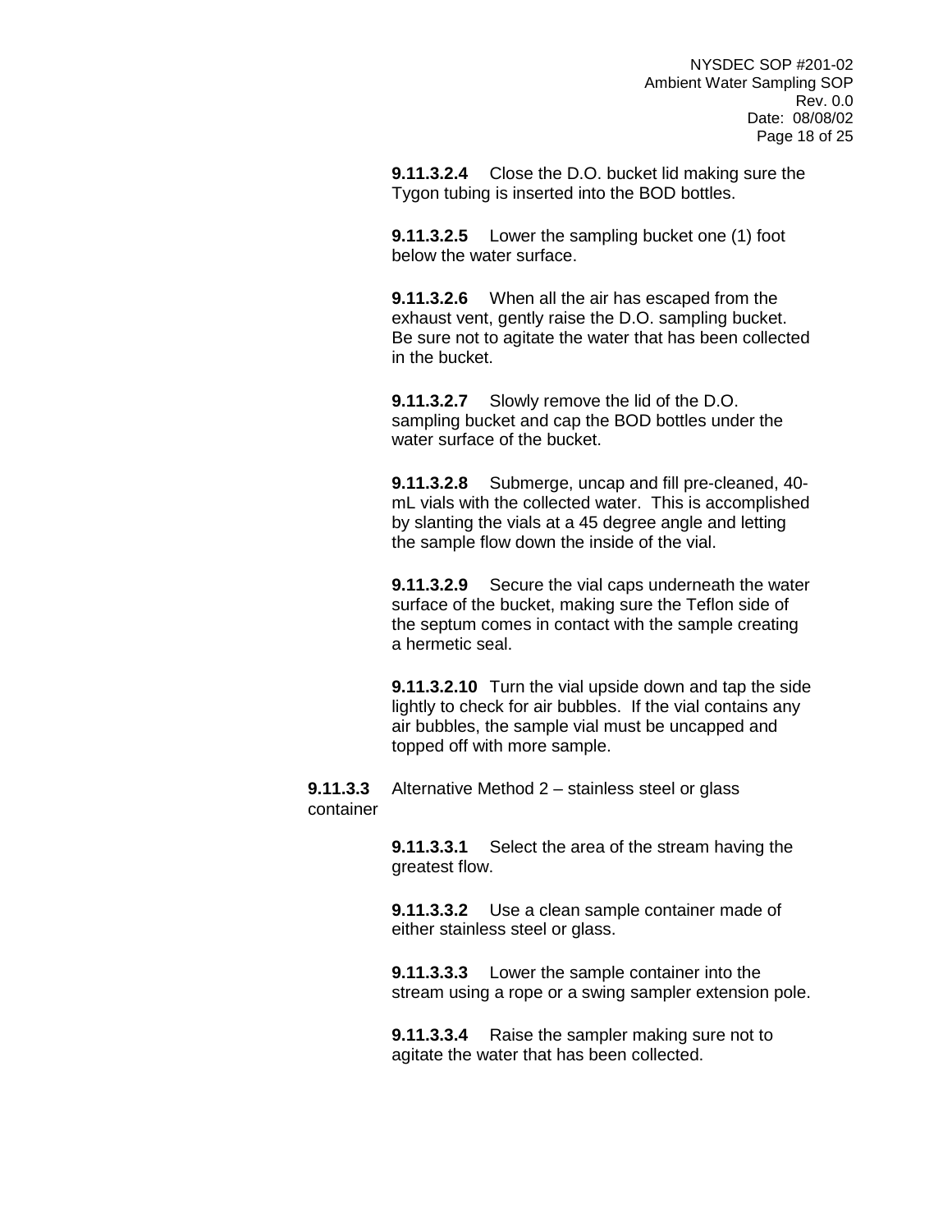**9.11.3.2.4** Close the D.O. bucket lid making sure the Tygon tubing is inserted into the BOD bottles.

**9.11.3.2.5** Lower the sampling bucket one (1) foot below the water surface.

**9.11.3.2.6** When all the air has escaped from the exhaust vent, gently raise the D.O. sampling bucket. Be sure not to agitate the water that has been collected in the bucket.

**9.11.3.2.7** Slowly remove the lid of the D.O. sampling bucket and cap the BOD bottles under the water surface of the bucket.

**9.11.3.2.8** Submerge, uncap and fill pre-cleaned, 40-mL vials with the collected water. This is accomplished by slanting the vials at a 45 degree angle and letting the sample flow down the inside of the vial.

**9.11.3.2.9** Secure the vial caps underneath the water surface of the bucket, making sure the Teflon side of the septum comes in contact with the sample creating a hermetic seal.

**9.11.3.2.10** Turn the vial upside down and tap the side lightly to check for air bubbles. If the vial contains any air bubbles, the sample vial must be uncapped and topped off with more sample.

**9.11.3.3** Alternative Method 2 – stainless steel or glass container

**9.11.3.3.1** Select the area of the stream having the greatest flow.

**9.11.3.3.2** Use a clean sample container made of either stainless steel or glass.

**9.11.3.3.3** Lower the sample container into the stream using a rope or a swing sampler extension pole.

**9.11.3.3.4** Raise the sampler making sure not to agitate the water that has been collected.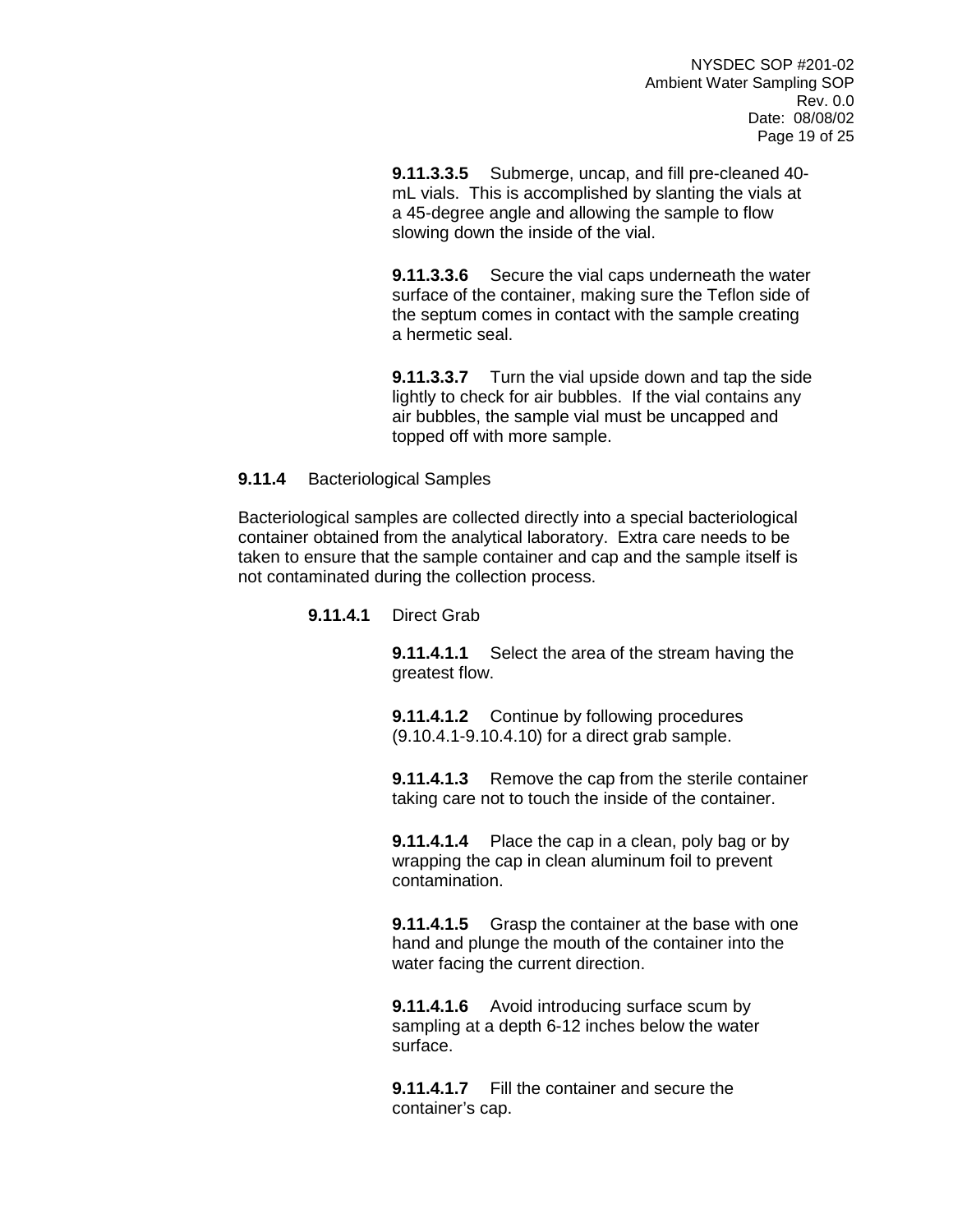**9.11.3.3.5** Submerge, uncap, and fill pre-cleaned 40-mL vials. This is accomplished by slanting the vials at a 45-degree angle and allowing the sample to flow slowing down the inside of the vial.

**9.11.3.3.6** Secure the vial caps underneath the water surface of the container, making sure the Teflon side of the septum comes in contact with the sample creating a hermetic seal.

**9.11.3.3.7** Turn the vial upside down and tap the side lightly to check for air bubbles. If the vial contains any air bubbles, the sample vial must be uncapped and topped off with more sample.

**9.11.4** Bacteriological Samples

Bacteriological samples are collected directly into a special bacteriological container obtained from the analytical laboratory. Extra care needs to be taken to ensure that the sample container and cap and the sample itself is not contaminated during the collection process.

**9.11.4.1** Direct Grab

**9.11.4.1.1** Select the area of the stream having the greatest flow.

**9.11.4.1.2** Continue by following procedures (9.10.4.1-9.10.4.10) for a direct grab sample.

**9.11.4.1.3** Remove the cap from the sterile container taking care not to touch the inside of the container.

**9.11.4.1.4** Place the cap in a clean, poly bag or by wrapping the cap in clean aluminum foil to prevent contamination.

**9.11.4.1.5** Grasp the container at the base with one hand and plunge the mouth of the container into the water facing the current direction.

**9.11.4.1.6** Avoid introducing surface scum by sampling at a depth 6-12 inches below the water surface.

**9.11.4.1.7** Fill the container and secure the container's cap.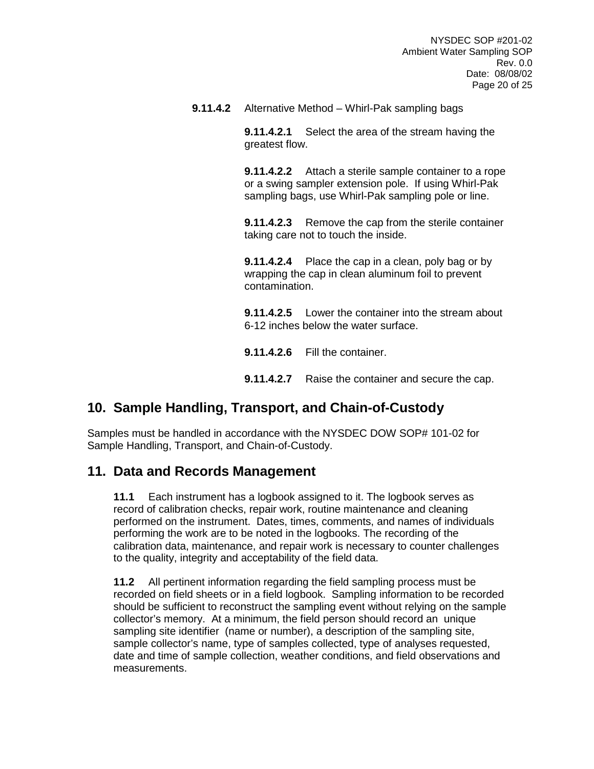**9.11.4.2** Alternative Method – Whirl-Pak sampling bags

**9.11.4.2.1** Select the area of the stream having the greatest flow.

**9.11.4.2.2** Attach a sterile sample container to a rope or a swing sampler extension pole. If using Whirl-Pak sampling bags, use Whirl-Pak sampling pole or line.

**9.11.4.2.3** Remove the cap from the sterile container taking care not to touch the inside.

**9.11.4.2.4** Place the cap in a clean, poly bag or by wrapping the cap in clean aluminum foil to prevent contamination.

**9.11.4.2.5** Lower the container into the stream about 6-12 inches below the water surface.

**9.11.4.2.6** Fill the container.

**9.11.4.2.7** Raise the container and secure the cap.

## 10. Sample Handling, Transport, and Chain-of-Custody

Samples must be handled in accordance with the NYSDEC DOW SOP# 101-02 for Sample Handling, Transport, and Chain-of-Custody.

## 11. Data and Records Management

**11.1** Each instrument has a logbook assigned to it. The logbook serves as record of calibration checks, repair work, routine maintenance and cleaning performed on the instrument. Dates, times, comments, and names of individuals performing the work are to be noted in the logbooks. The recording of the calibration data, maintenance, and repair work is necessary to counter challenges to the quality, integrity and acceptability of the field data.

**11.2** All pertinent information regarding the field sampling process must be recorded on field sheets or in a field logbook. Sampling information to be recorded should be sufficient to reconstruct the sampling event without relying on the sample collector's memory. At a minimum, the field person should record an unique sampling site identifier (name or number), a description of the sampling site, sample collector's name, type of samples collected, type of analyses requested, date and time of sample collection, weather conditions, and field observations and measurements.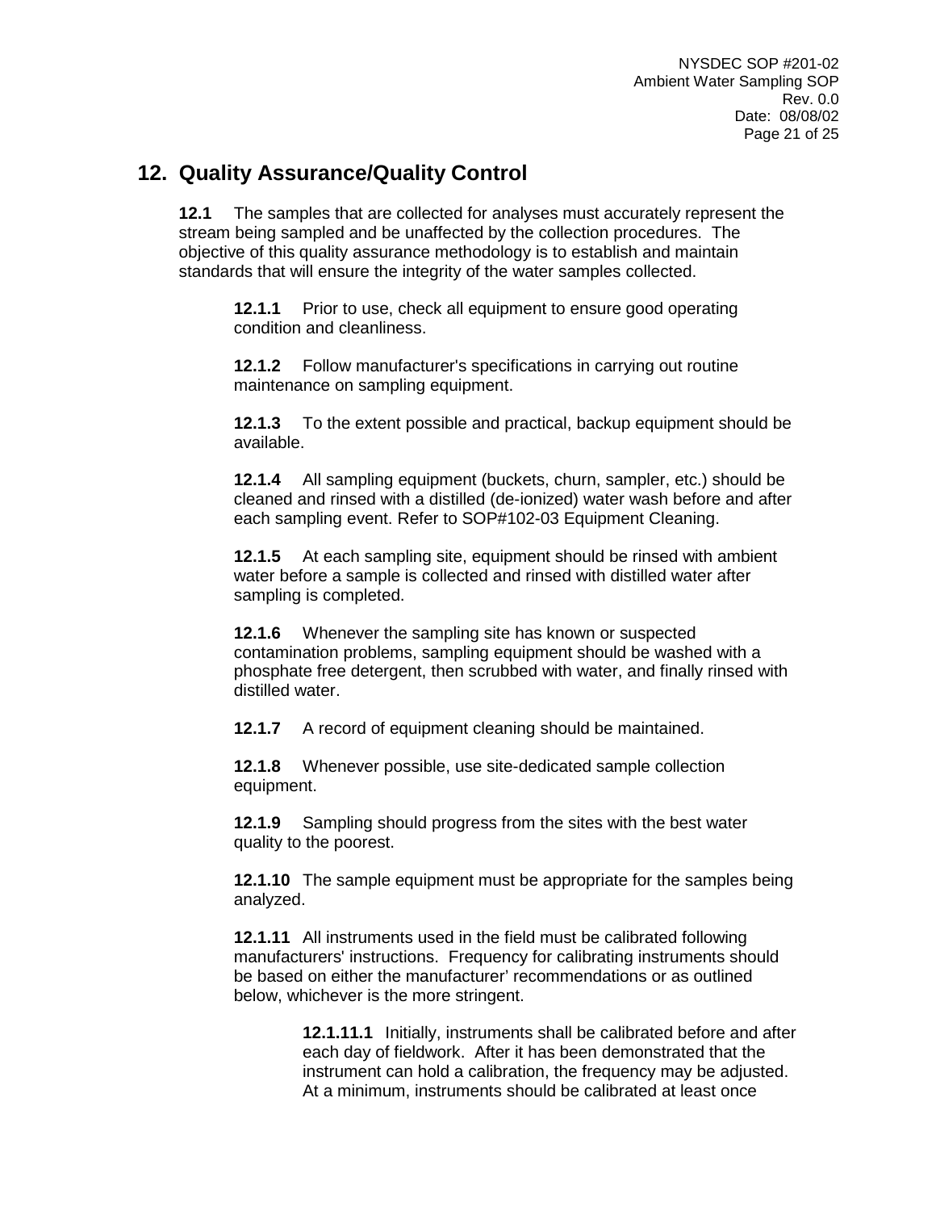## 12. Quality Assurance/Quality Control

**12.1** The samples that are collected for analyses must accurately represent the stream being sampled and be unaffected by the collection procedures. The objective of this quality assurance methodology is to establish and maintain standards that will ensure the integrity of the water samples collected.

**12.1.1** Prior to use, check all equipment to ensure good operating condition and cleanliness.

**12.1.2** Follow manufacturer's specifications in carrying out routine maintenance on sampling equipment.

**12.1.3** To the extent possible and practical, backup equipment should be available.

**12.1.4** All sampling equipment (buckets, churn, sampler, etc.) should be cleaned and rinsed with a distilled (de-ionized) water wash before and after each sampling event. Refer to SOP#102-03 Equipment Cleaning.

**12.1.5** At each sampling site, equipment should be rinsed with ambient water before a sample is collected and rinsed with distilled water after sampling is completed.

**12.1.6** Whenever the sampling site has known or suspected contamination problems, sampling equipment should be washed with a phosphate free detergent, then scrubbed with water, and finally rinsed with distilled water.

**12.1.7** A record of equipment cleaning should be maintained.

**12.1.8** Whenever possible, use site-dedicated sample collection equipment.

**12.1.9** Sampling should progress from the sites with the best water quality to the poorest.

**12.1.10** The sample equipment must be appropriate for the samples being analyzed.

**12.1.11** All instruments used in the field must be calibrated following manufacturers' instructions. Frequency for calibrating instruments should be based on either the manufacturer' recommendations or as outlined below, whichever is the more stringent.

**12.1.11.1** Initially, instruments shall be calibrated before and after each day of fieldwork. After it has been demonstrated that the instrument can hold a calibration, the frequency may be adjusted. At a minimum, instruments should be calibrated at least once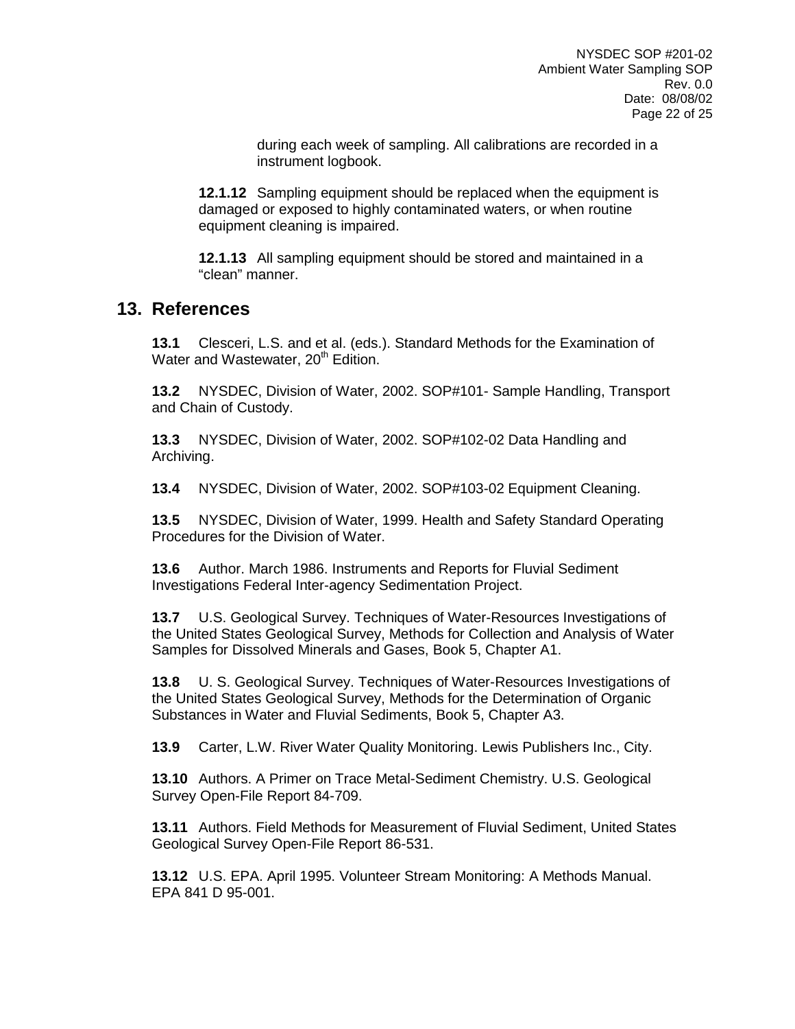during each week of sampling. All calibrations are recorded in a instrument logbook.

**12.1.12** Sampling equipment should be replaced when the equipment is damaged or exposed to highly contaminated waters, or when routine equipment cleaning is impaired.

**12.1.13** All sampling equipment should be stored and maintained in a "clean" manner.

## 13. References

**13.1** Clesceri, L.S. and et al. (eds.). Standard Methods for the Examination of Water and Wastewater, 20th Edition.

**13.2** NYSDEC, Division of Water, 2002. SOP#101- Sample Handling, Transport and Chain of Custody.

**13.3** NYSDEC, Division of Water, 2002. SOP#102-02 Data Handling and Archiving.

**13.4** NYSDEC, Division of Water, 2002. SOP#103-02 Equipment Cleaning.

**13.5** NYSDEC, Division of Water, 1999. Health and Safety Standard Operating Procedures for the Division of Water.

**13.6** Author. March 1986. Instruments and Reports for Fluvial Sediment Investigations Federal Inter-agency Sedimentation Project.

**13.7** U.S. Geological Survey. Techniques of Water-Resources Investigations of the United States Geological Survey, Methods for Collection and Analysis of Water Samples for Dissolved Minerals and Gases, Book 5, Chapter A1.

**13.8** U. S. Geological Survey. Techniques of Water-Resources Investigations of the United States Geological Survey, Methods for the Determination of Organic Substances in Water and Fluvial Sediments, Book 5, Chapter A3.

**13.9** Carter, L.W. River Water Quality Monitoring. Lewis Publishers Inc., City.

**13.10** Authors. A Primer on Trace Metal-Sediment Chemistry. U.S. Geological Survey Open-File Report 84-709.

**13.11** Authors. Field Methods for Measurement of Fluvial Sediment, United States Geological Survey Open-File Report 86-531.

**13.12** U.S. EPA. April 1995. Volunteer Stream Monitoring: A Methods Manual. EPA 841 D 95-001.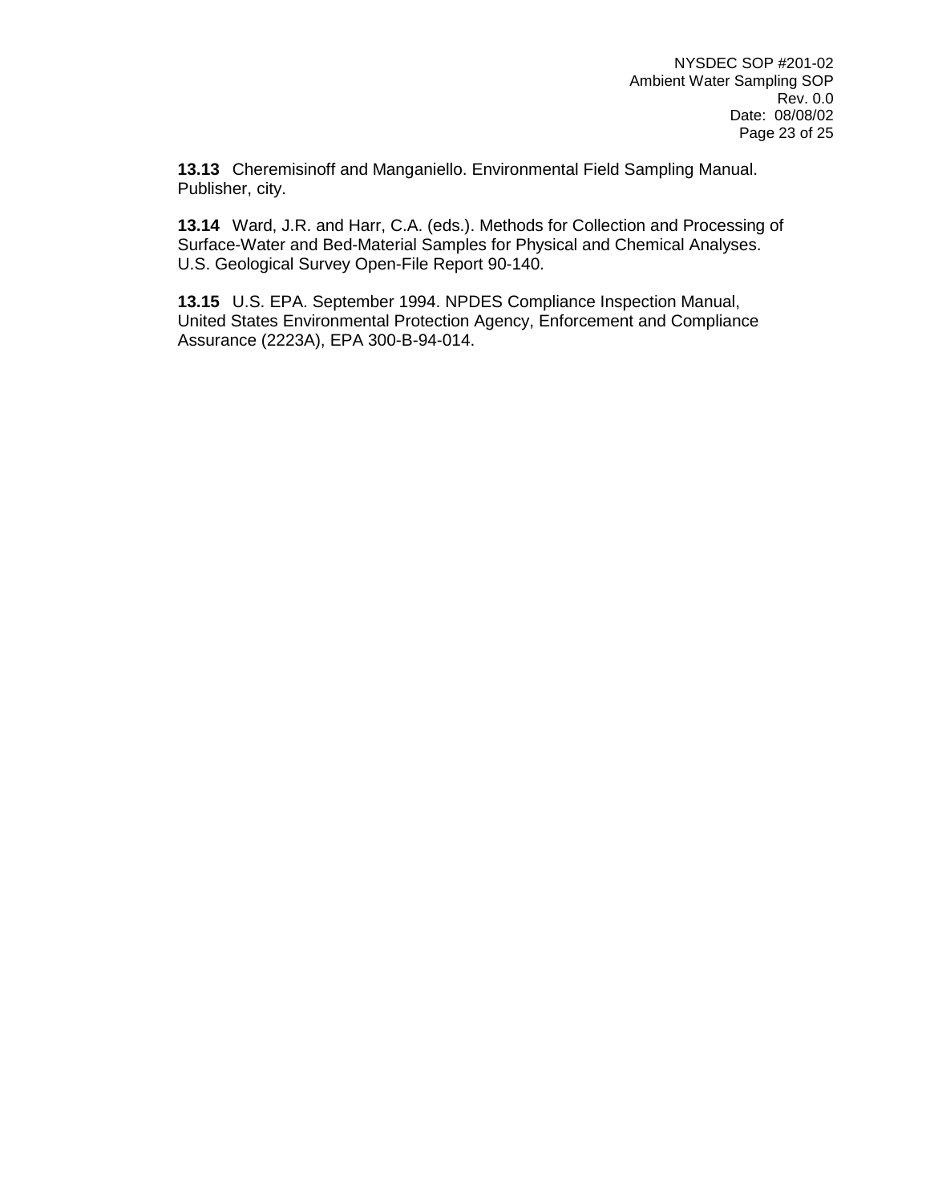**13.13** Cheremisinoff and Manganiello. Environmental Field Sampling Manual. Publisher, city.

**13.14** Ward, J.R. and Harr, C.A. (eds.). Methods for Collection and Processing of Surface-Water and Bed-Material Samples for Physical and Chemical Analyses. U.S. Geological Survey Open-File Report 90-140.

**13.15** U.S. EPA. September 1994. NPDES Compliance Inspection Manual, United States Environmental Protection Agency, Enforcement and Compliance Assurance (2223A), EPA 300-B-94-014.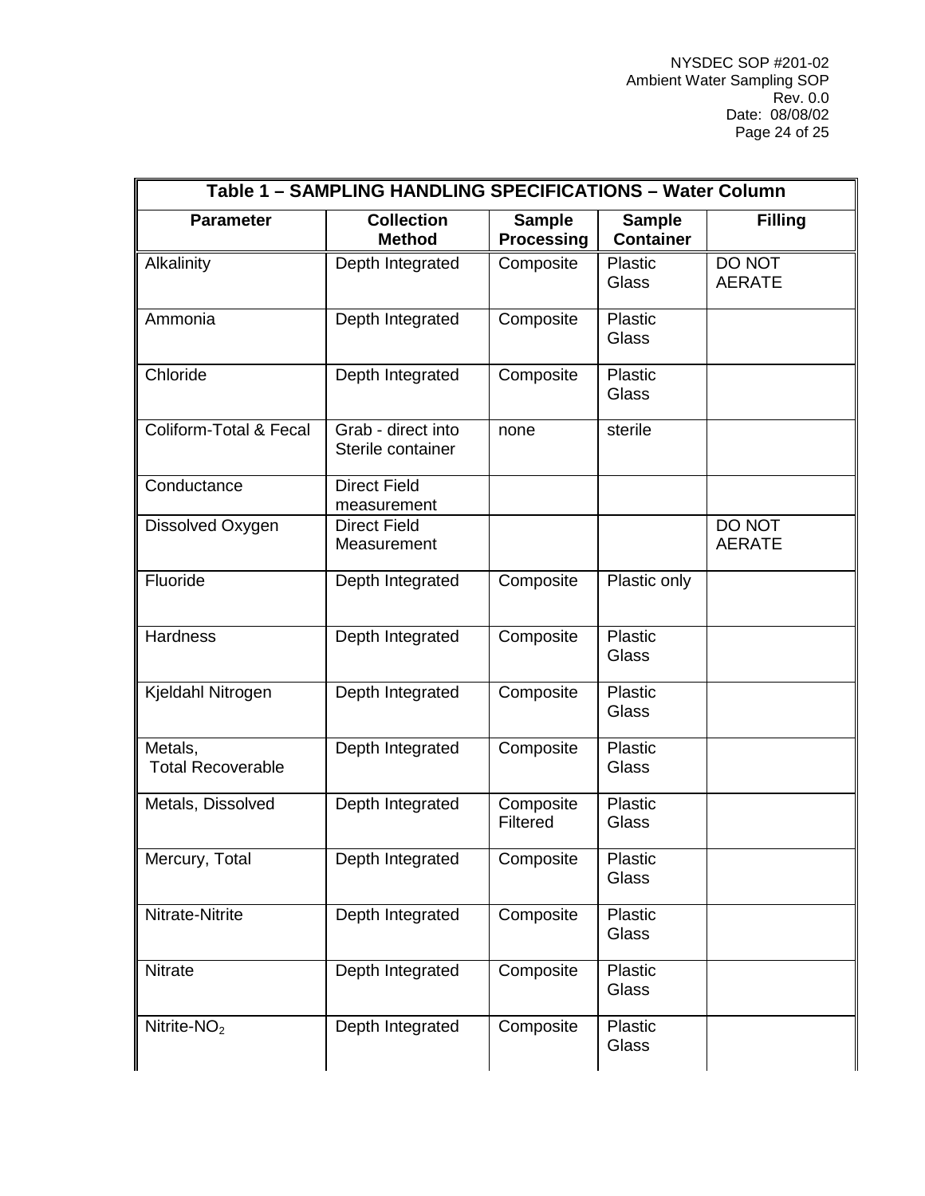| Table 1 – SAMPLING HANDLING SPECIFICATIONS – Water Column | | | | |
|---|---|---|---|---|
| **Parameter** | **Collection Method** | **Sample Processing** | **Sample Container** | **Filling** |
| Alkalinity | Depth Integrated | Composite | Plastic Glass | DO NOT AERATE |
| Ammonia | Depth Integrated | Composite | Plastic Glass | |
| Chloride | Depth Integrated | Composite | Plastic Glass | |
| Coliform-Total & Fecal | Grab - direct into Sterile container | none | sterile | |
| Conductance | Direct Field measurement | | | |
| Dissolved Oxygen | Direct Field Measurement | | | DO NOT AERATE |
| Fluoride | Depth Integrated | Composite | Plastic only | |
| Hardness | Depth Integrated | Composite | Plastic Glass | |
| Kjeldahl Nitrogen | Depth Integrated | Composite | Plastic Glass | |
| Metals, Total Recoverable | Depth Integrated | Composite | Plastic Glass | |
| Metals, Dissolved | Depth Integrated | Composite Filtered | Plastic Glass | |
| Mercury, Total | Depth Integrated | Composite | Plastic Glass | |
| Nitrate-Nitrite | Depth Integrated | Composite | Plastic Glass | |
| Nitrate | Depth Integrated | Composite | Plastic Glass | |
| Nitrite-$NO_2$ | Depth Integrated | Composite | Plastic Glass | |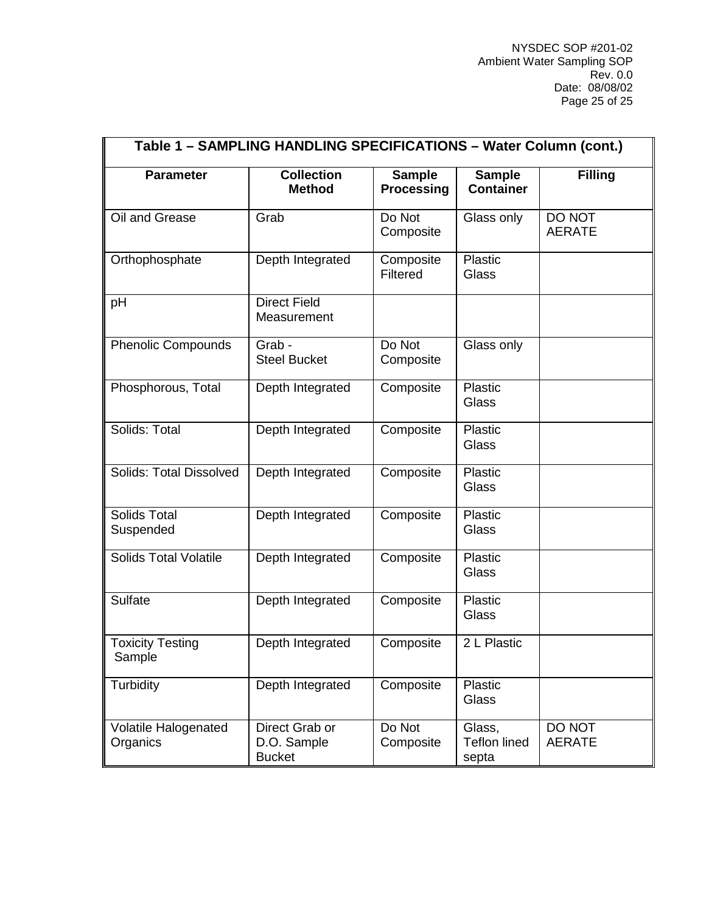**Table 1 – SAMPLING HANDLING SPECIFICATIONS – Water Column (cont.)**

| Parameter | Collection Method | Sample Processing | Sample Container | Filling |
|---|---|---|---|---|
| Oil and Grease | Grab | Do Not Composite | Glass only | DO NOT AERATE |
| Orthophosphate | Depth Integrated | Composite Filtered | Plastic Glass | |
| pH | Direct Field Measurement | | | |
| Phenolic Compounds | Grab - Steel Bucket | Do Not Composite | Glass only | |
| Phosphorous, Total | Depth Integrated | Composite | Plastic Glass | |
| Solids: Total | Depth Integrated | Composite | Plastic Glass | |
| Solids: Total Dissolved | Depth Integrated | Composite | Plastic Glass | |
| Solids Total Suspended | Depth Integrated | Composite | Plastic Glass | |
| Solids Total Volatile | Depth Integrated | Composite | Plastic Glass | |
| Sulfate | Depth Integrated | Composite | Plastic Glass | |
| Toxicity Testing Sample | Depth Integrated | Composite | 2 L Plastic | |
| Turbidity | Depth Integrated | Composite | Plastic Glass | |
| Volatile Halogenated Organics | Direct Grab or D.O. Sample Bucket | Do Not Composite | Glass, Teflon lined septa | DO NOT AERATE |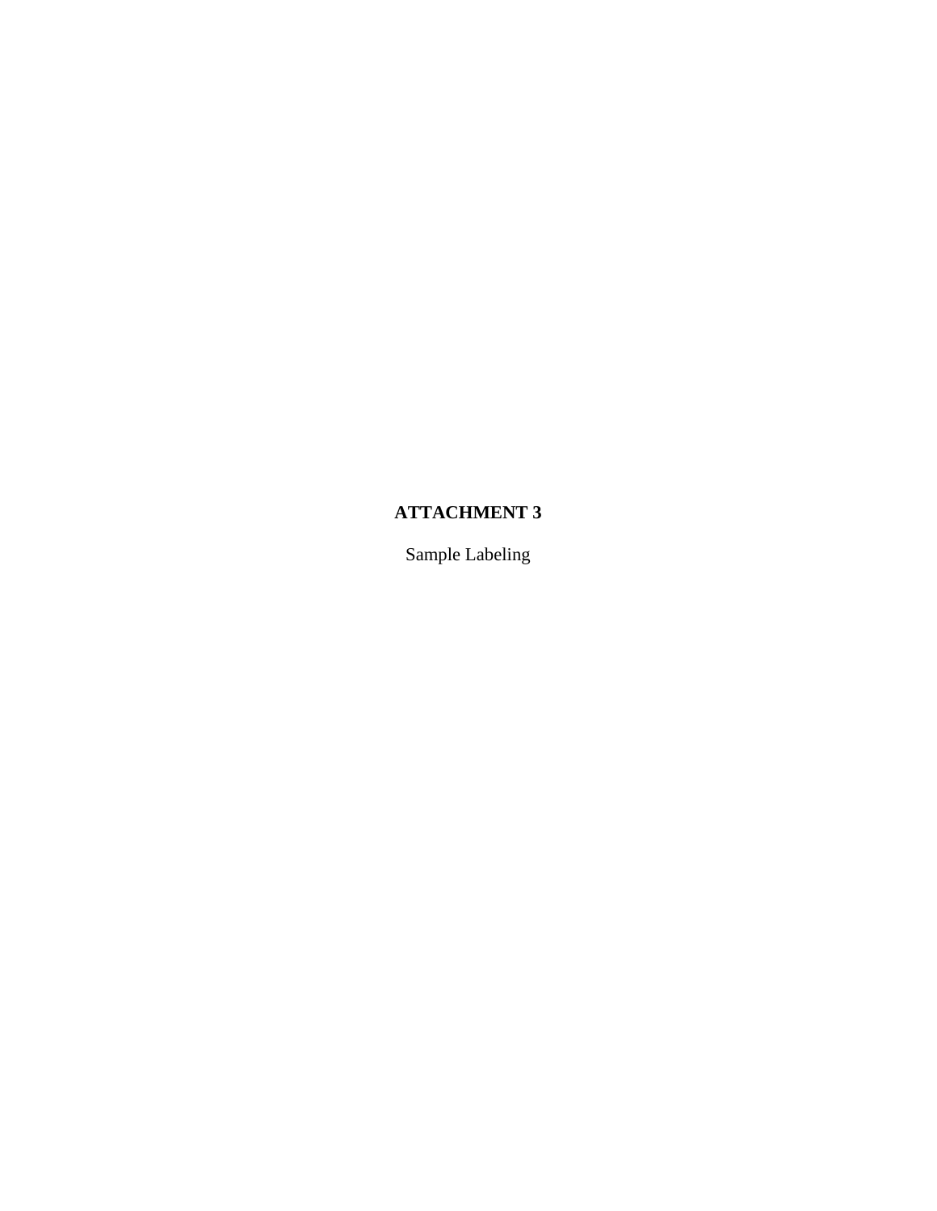**ATTACHMENT 3**

Sample Labeling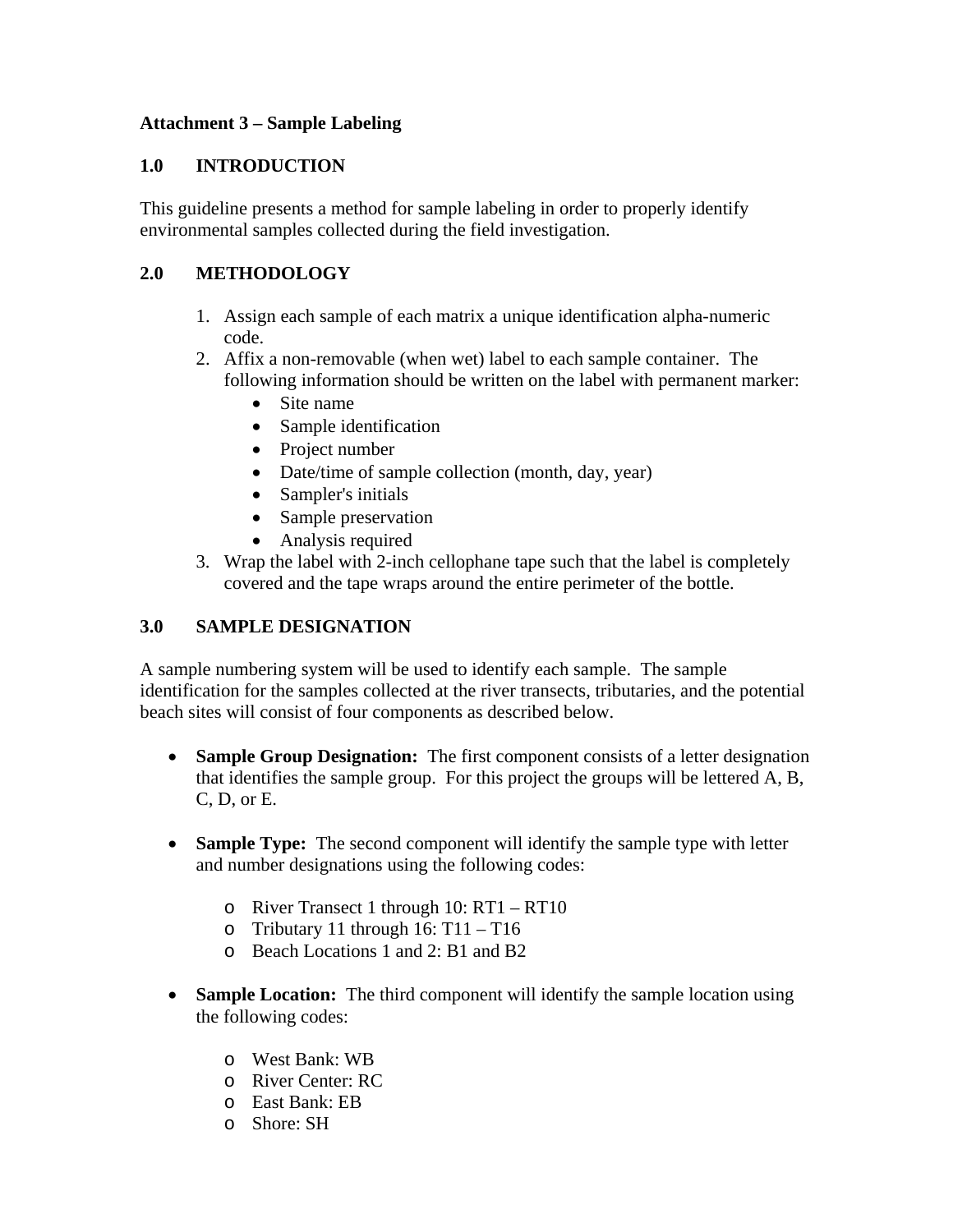**Attachment 3 – Sample Labeling**

## 1.0 INTRODUCTION

This guideline presents a method for sample labeling in order to properly identify environmental samples collected during the field investigation.

## 2.0 METHODOLOGY

1. Assign each sample of each matrix a unique identification alpha-numeric code.
2. Affix a non-removable (when wet) label to each sample container. The following information should be written on the label with permanent marker:
   - Site name
   - Sample identification
   - Project number
   - Date/time of sample collection (month, day, year)
   - Sampler's initials
   - Sample preservation
   - Analysis required
3. Wrap the label with 2-inch cellophane tape such that the label is completely covered and the tape wraps around the entire perimeter of the bottle.

## 3.0 SAMPLE DESIGNATION

A sample numbering system will be used to identify each sample. The sample identification for the samples collected at the river transects, tributaries, and the potential beach sites will consist of four components as described below.

- **Sample Group Designation:** The first component consists of a letter designation that identifies the sample group. For this project the groups will be lettered A, B, C, D, or E.

- **Sample Type:** The second component will identify the sample type with letter and number designations using the following codes:

  - River Transect 1 through 10: RT1 – RT10
  - Tributary 11 through 16: T11 – T16
  - Beach Locations 1 and 2: B1 and B2

- **Sample Location:** The third component will identify the sample location using the following codes:

  - West Bank: WB
  - River Center: RC
  - East Bank: EB
  - Shore: SH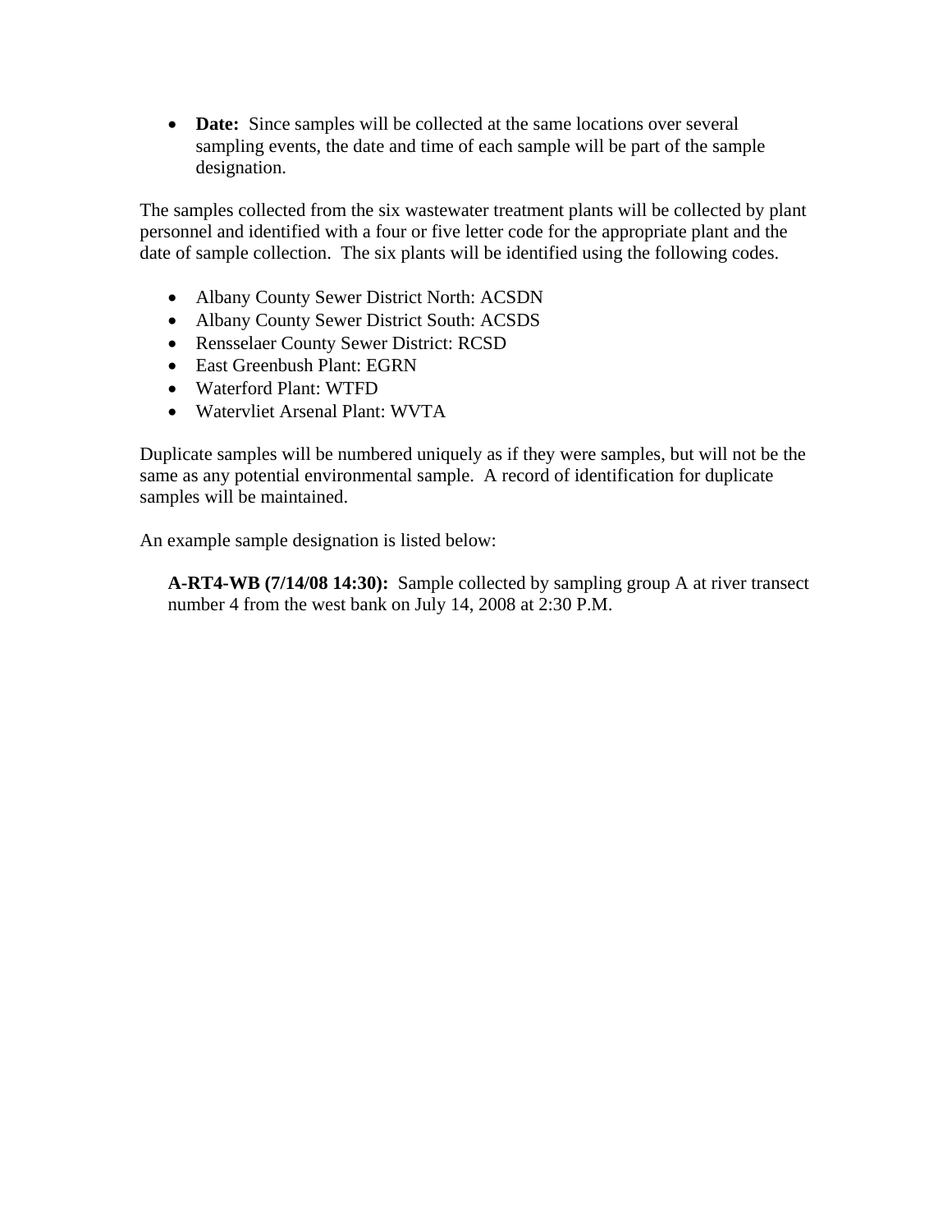- **Date:** Since samples will be collected at the same locations over several sampling events, the date and time of each sample will be part of the sample designation.

The samples collected from the six wastewater treatment plants will be collected by plant personnel and identified with a four or five letter code for the appropriate plant and the date of sample collection. The six plants will be identified using the following codes.

- Albany County Sewer District North: ACSDN
- Albany County Sewer District South: ACSDS
- Rensselaer County Sewer District: RCSD
- East Greenbush Plant: EGRN
- Waterford Plant: WTFD
- Watervliet Arsenal Plant: WVTA

Duplicate samples will be numbered uniquely as if they were samples, but will not be the same as any potential environmental sample. A record of identification for duplicate samples will be maintained.

An example sample designation is listed below:

> **A-RT4-WB (7/14/08 14:30):** Sample collected by sampling group A at river transect number 4 from the west bank on July 14, 2008 at 2:30 P.M.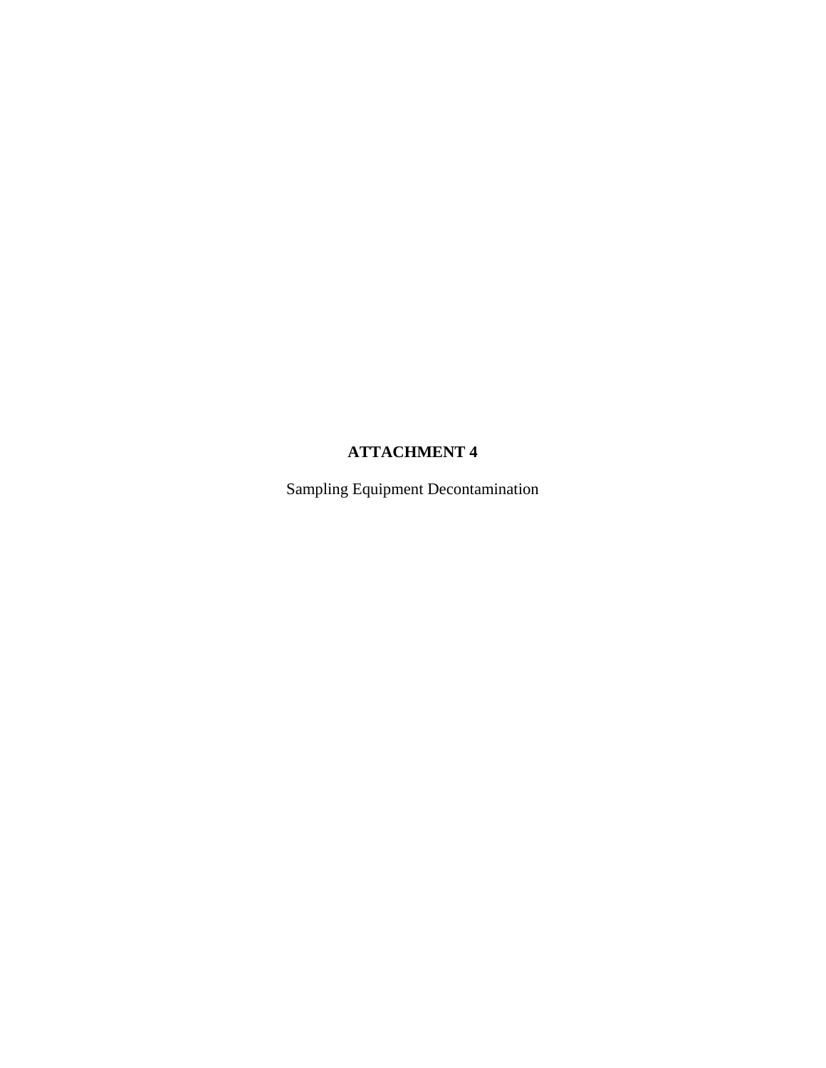# ATTACHMENT 4

Sampling Equipment Decontamination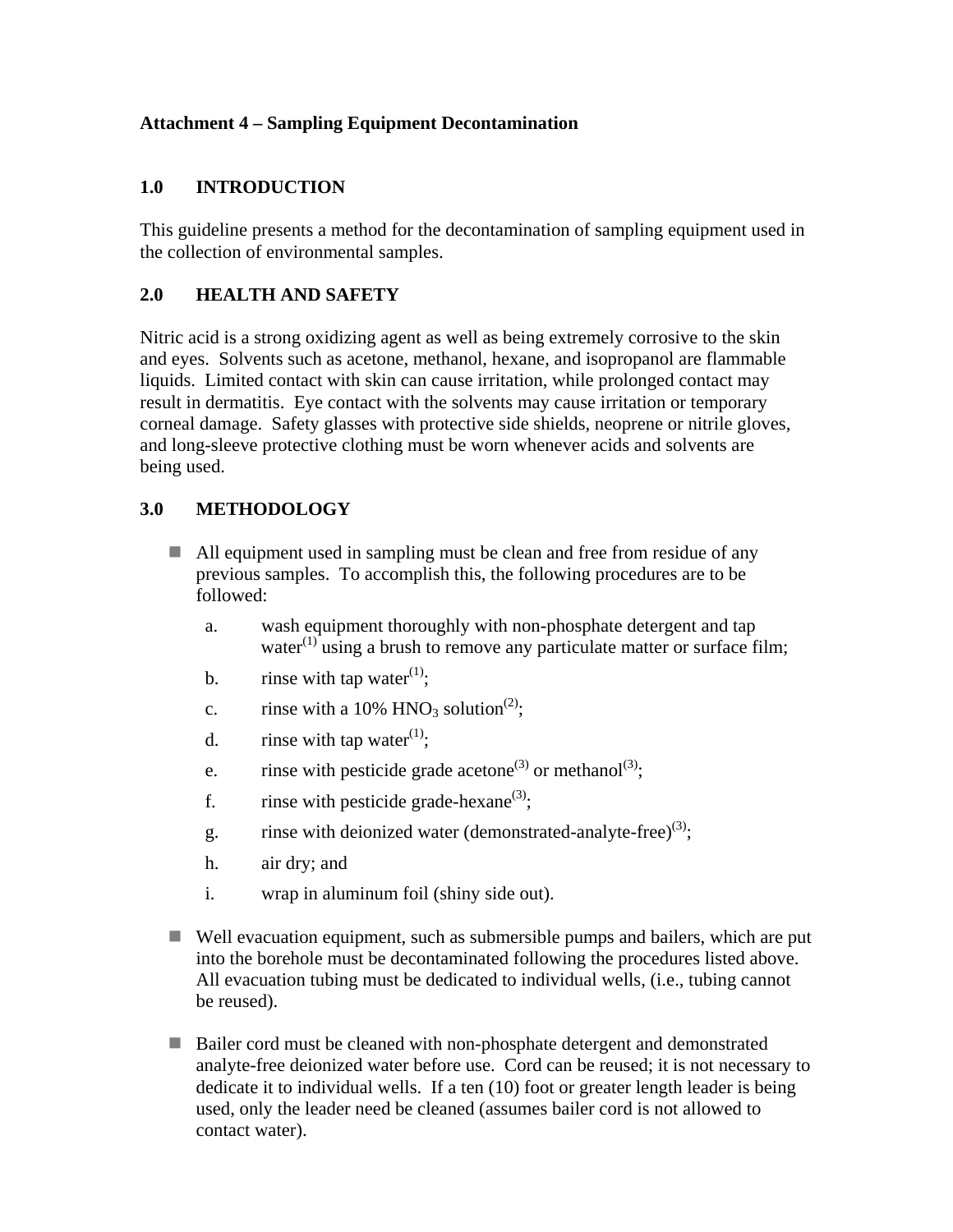**Attachment 4 – Sampling Equipment Decontamination**

## 1.0 INTRODUCTION

This guideline presents a method for the decontamination of sampling equipment used in the collection of environmental samples.

## 2.0 HEALTH AND SAFETY

Nitric acid is a strong oxidizing agent as well as being extremely corrosive to the skin and eyes. Solvents such as acetone, methanol, hexane, and isopropanol are flammable liquids. Limited contact with skin can cause irritation, while prolonged contact may result in dermatitis. Eye contact with the solvents may cause irritation or temporary corneal damage. Safety glasses with protective side shields, neoprene or nitrile gloves, and long-sleeve protective clothing must be worn whenever acids and solvents are being used.

## 3.0 METHODOLOGY

- All equipment used in sampling must be clean and free from residue of any previous samples. To accomplish this, the following procedures are to be followed:
  a. wash equipment thoroughly with non-phosphate detergent and tap water(1) using a brush to remove any particulate matter or surface film;
  b. rinse with tap water(1);
  c. rinse with a 10% $HNO_3$ solution(2);
  d. rinse with tap water(1);
  e. rinse with pesticide grade acetone(3) or methanol(3);
  f. rinse with pesticide grade-hexane(3);
  g. rinse with deionized water (demonstrated-analyte-free)(3);
  h. air dry; and
  i. wrap in aluminum foil (shiny side out).
- Well evacuation equipment, such as submersible pumps and bailers, which are put into the borehole must be decontaminated following the procedures listed above. All evacuation tubing must be dedicated to individual wells, (i.e., tubing cannot be reused).
- Bailer cord must be cleaned with non-phosphate detergent and demonstrated analyte-free deionized water before use. Cord can be reused; it is not necessary to dedicate it to individual wells. If a ten (10) foot or greater length leader is being used, only the leader need be cleaned (assumes bailer cord is not allowed to contact water).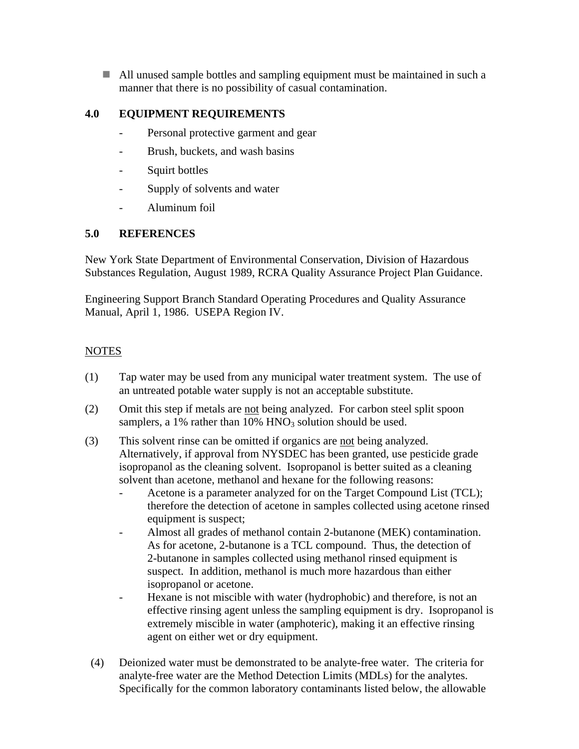- All unused sample bottles and sampling equipment must be maintained in such a manner that there is no possibility of casual contamination.

## 4.0 EQUIPMENT REQUIREMENTS

- Personal protective garment and gear
- Brush, buckets, and wash basins
- Squirt bottles
- Supply of solvents and water
- Aluminum foil

## 5.0 REFERENCES

New York State Department of Environmental Conservation, Division of Hazardous Substances Regulation, August 1989, RCRA Quality Assurance Project Plan Guidance.

Engineering Support Branch Standard Operating Procedures and Quality Assurance Manual, April 1, 1986. USEPA Region IV.

NOTES

(1) Tap water may be used from any municipal water treatment system. The use of an untreated potable water supply is not an acceptable substitute.

(2) Omit this step if metals are not being analyzed. For carbon steel split spoon samplers, a 1% rather than 10% $HNO_3$ solution should be used.

(3) This solvent rinse can be omitted if organics are not being analyzed. Alternatively, if approval from NYSDEC has been granted, use pesticide grade isopropanol as the cleaning solvent. Isopropanol is better suited as a cleaning solvent than acetone, methanol and hexane for the following reasons:
   - Acetone is a parameter analyzed for on the Target Compound List (TCL); therefore the detection of acetone in samples collected using acetone rinsed equipment is suspect;
   - Almost all grades of methanol contain 2-butanone (MEK) contamination. As for acetone, 2-butanone is a TCL compound. Thus, the detection of 2-butanone in samples collected using methanol rinsed equipment is suspect. In addition, methanol is much more hazardous than either isopropanol or acetone.
   - Hexane is not miscible with water (hydrophobic) and therefore, is not an effective rinsing agent unless the sampling equipment is dry. Isopropanol is extremely miscible in water (amphoteric), making it an effective rinsing agent on either wet or dry equipment.

(4) Deionized water must be demonstrated to be analyte-free water. The criteria for analyte-free water are the Method Detection Limits (MDLs) for the analytes. Specifically for the common laboratory contaminants listed below, the allowable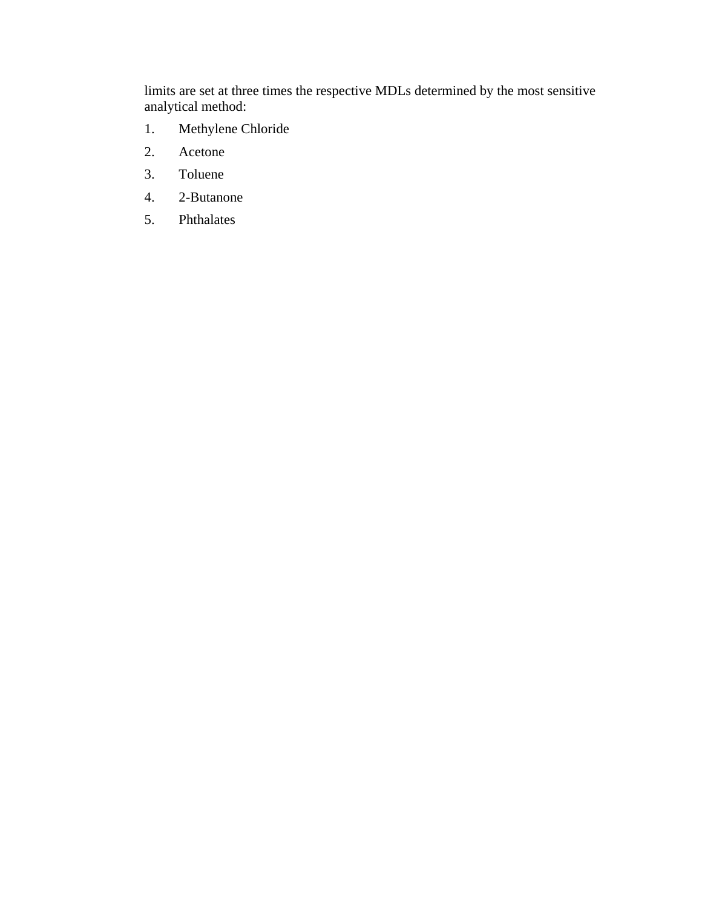limits are set at three times the respective MDLs determined by the most sensitive analytical method:

1. Methylene Chloride
2. Acetone
3. Toluene
4. 2-Butanone
5. Phthalates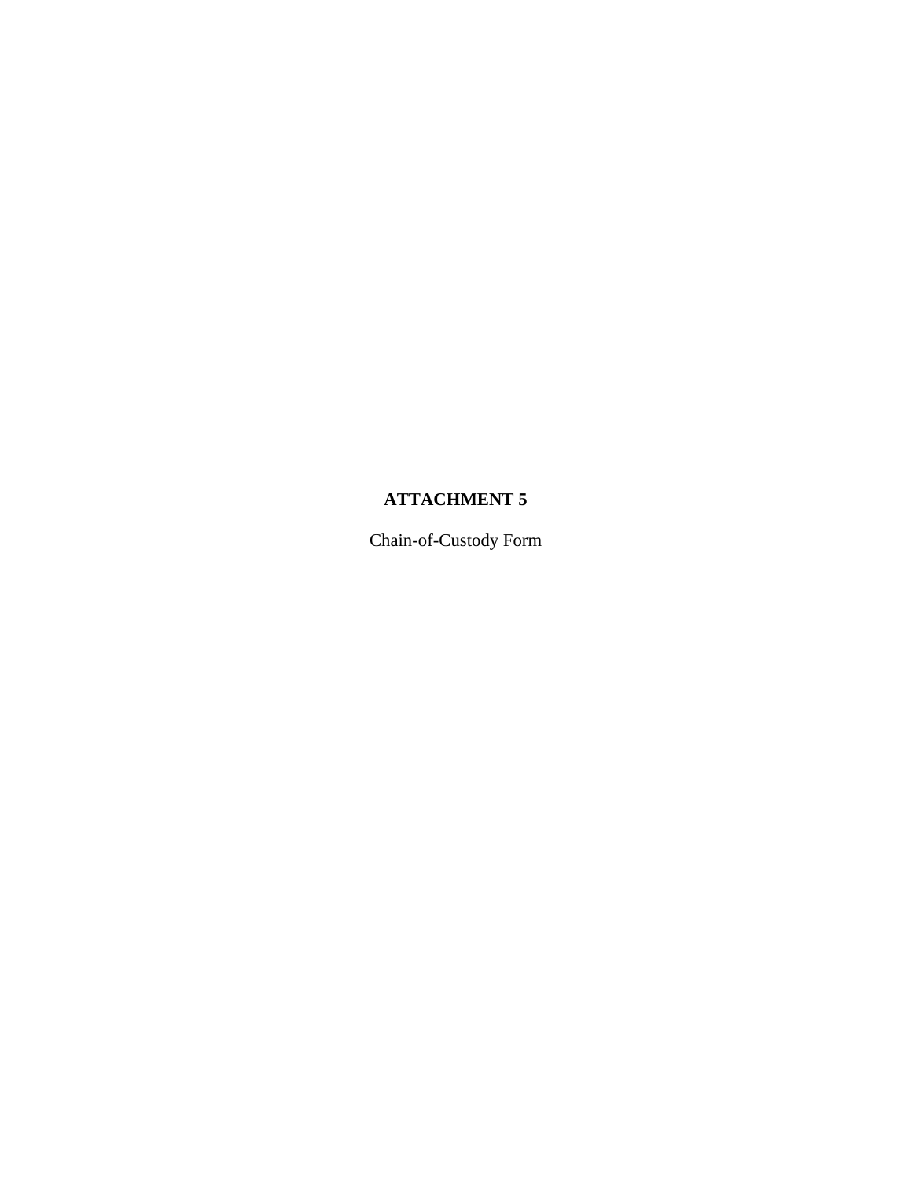# ATTACHMENT 5

Chain-of-Custody Form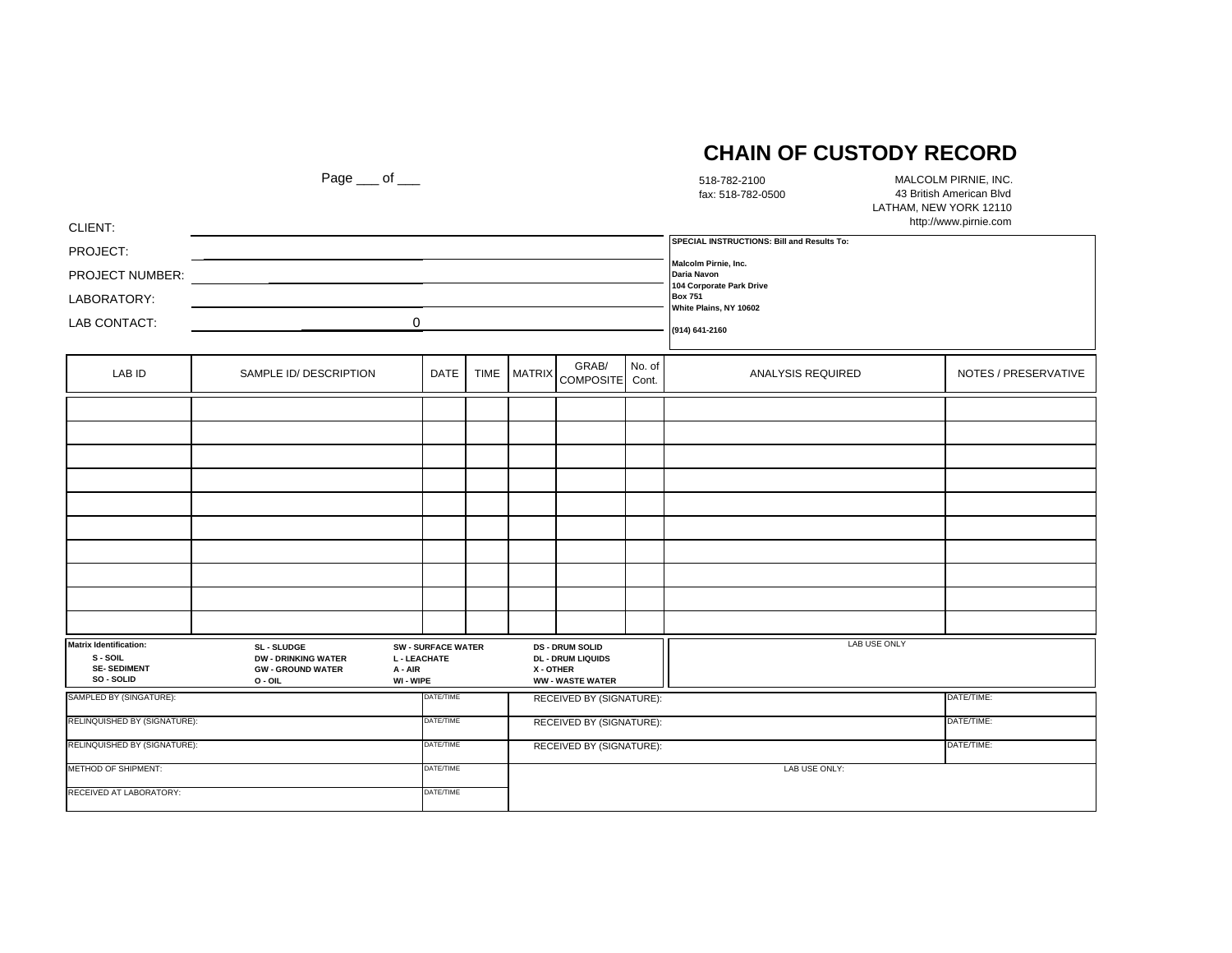# CHAIN OF CUSTODY RECORD

Page ___ of ___

518-782-2100
fax: 518-782-0500

MALCOLM PIRNIE, INC.
43 British American Blvd
LATHAM, NEW YORK 12110
http://www.pirnie.com

CLIENT:

PROJECT:

PROJECT NUMBER:

LABORATORY:

LAB CONTACT: 0

**SPECIAL INSTRUCTIONS: Bill and Results To:**

**Malcolm Pirnie, Inc.**
**Daria Navon**
**104 Corporate Park Drive**
**Box 751**
**White Plains, NY 10602**

**(914) 641-2160**

| LAB ID | SAMPLE ID/ DESCRIPTION | DATE | TIME | MATRIX | GRAB/ COMPOSITE | No. of Cont. | ANALYSIS REQUIRED | NOTES / PRESERVATIVE |
|---|---|---|---|---|---|---|---|---|
| | | | | | | | | |
| | | | | | | | | |
| | | | | | | | | |
| | | | | | | | | |
| | | | | | | | | |
| | | | | | | | | |
| | | | | | | | | |
| | | | | | | | | |
| | | | | | | | | |
| | | | | | | | | |

**Matrix Identification:**

| | | | |
|---|---|---|---|
| **S - SOIL** | **SL - SLUDGE** | **SW - SURFACE WATER** | **DS - DRUM SOLID** |
| **SE- SEDIMENT** | **DW - DRINKING WATER** | **L - LEACHATE** | **DL - DRUM LIQUIDS** |
| **SO - SOLID** | **GW - GROUND WATER** | **A - AIR** | **X - OTHER** |
| | **O - OIL** | **WI - WIPE** | **WW - WASTE WATER** |

LAB USE ONLY

| | | | |
|---|---|---|---|
| SAMPLED BY (SINGATURE): | DATE/TIME | RECEIVED BY (SIGNATURE): | DATE/TIME: |
| RELINQUISHED BY (SIGNATURE): | DATE/TIME | RECEIVED BY (SIGNATURE): | DATE/TIME: |
| RELINQUISHED BY (SIGNATURE): | DATE/TIME | RECEIVED BY (SIGNATURE): | DATE/TIME: |
| METHOD OF SHIPMENT: | DATE/TIME | LAB USE ONLY: | |
| RECEIVED AT LABORATORY: | DATE/TIME | | |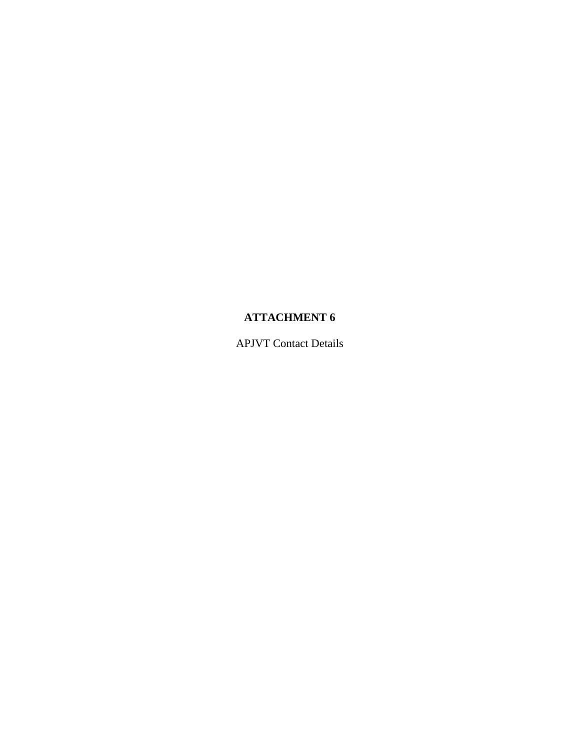# ATTACHMENT 6

APJVT Contact Details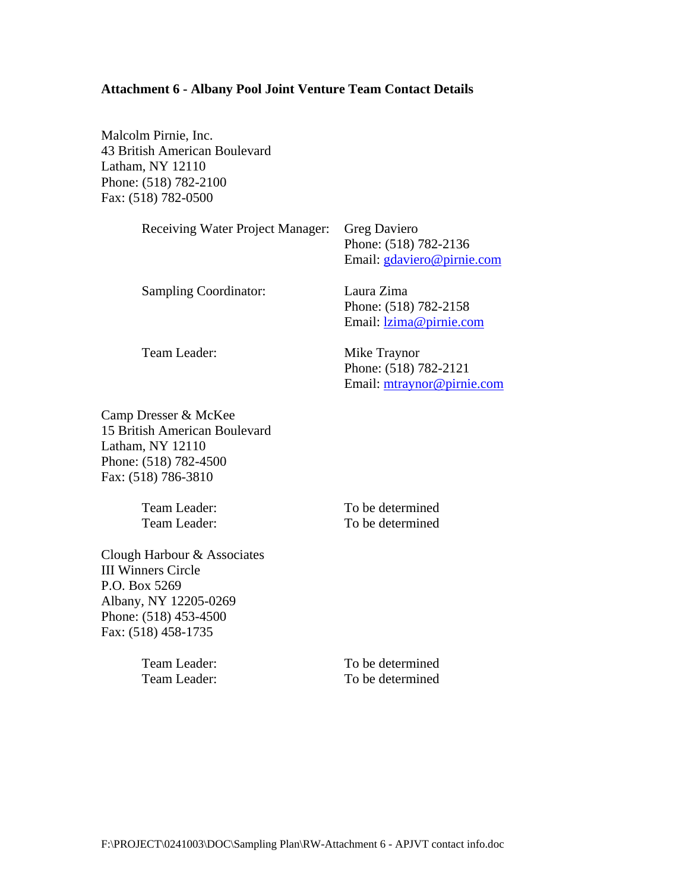**Attachment 6 - Albany Pool Joint Venture Team Contact Details**

Malcolm Pirnie, Inc.
43 British American Boulevard
Latham, NY 12110
Phone: (518) 782-2100
Fax: (518) 782-0500

| | |
|---|---|
| Receiving Water Project Manager: | Greg Daviero<br>Phone: (518) 782-2136<br>Email: gdaviero@pirnie.com |
| Sampling Coordinator: | Laura Zima<br>Phone: (518) 782-2158<br>Email: lzima@pirnie.com |
| Team Leader: | Mike Traynor<br>Phone: (518) 782-2121<br>Email: mtraynor@pirnie.com |

Camp Dresser & McKee
15 British American Boulevard
Latham, NY 12110
Phone: (518) 782-4500
Fax: (518) 786-3810

| | |
|---|---|
| Team Leader: | To be determined |
| Team Leader: | To be determined |

Clough Harbour & Associates
III Winners Circle
P.O. Box 5269
Albany, NY 12205-0269
Phone: (518) 453-4500
Fax: (518) 458-1735

| | |
|---|---|
| Team Leader: | To be determined |
| Team Leader: | To be determined |

F:\PROJECT\0241003\DOC\Sampling Plan\RW-Attachment 6 - APJVT contact info.doc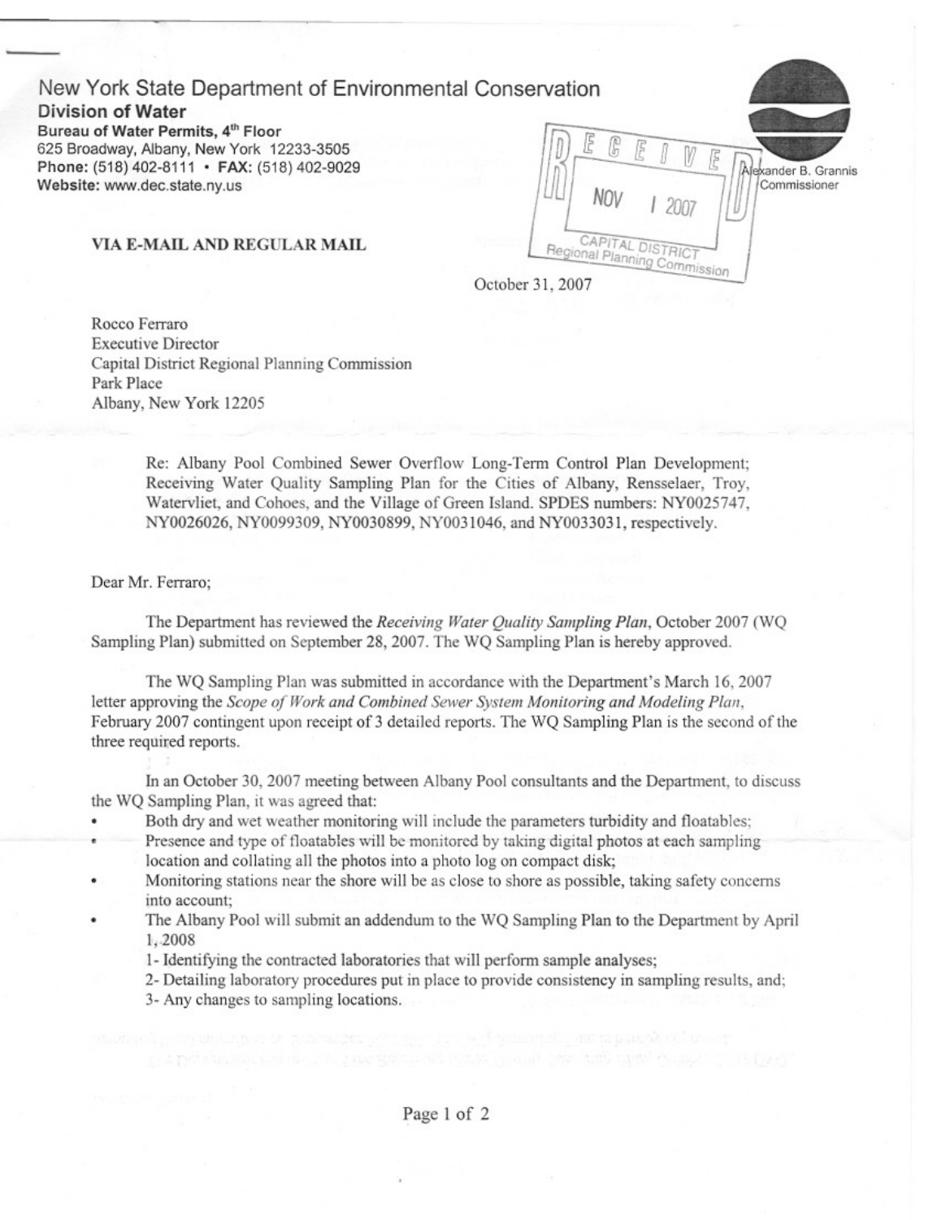New York State Department of Environmental Conservation
**Division of Water**
**Bureau of Water Permits, 4th Floor**
625 Broadway, Albany, New York 12233-3505
**Phone:** (518) 402-8111 • **FAX:** (518) 402-9029
**Website:** www.dec.state.ny.us

Alexander B. Grannis
Commissioner

RECEIVED
NOV 1 2007
CAPITAL DISTRICT
Regional Planning Commission

**VIA E-MAIL AND REGULAR MAIL**

October 31, 2007

Rocco Ferraro
Executive Director
Capital District Regional Planning Commission
Park Place
Albany, New York 12205

Re: Albany Pool Combined Sewer Overflow Long-Term Control Plan Development; Receiving Water Quality Sampling Plan for the Cities of Albany, Rensselaer, Troy, Watervliet, and Cohoes, and the Village of Green Island. SPDES numbers: NY0025747, NY0026026, NY0099309, NY0030899, NY0031046, and NY0033031, respectively.

Dear Mr. Ferraro;

The Department has reviewed the *Receiving Water Quality Sampling Plan*, October 2007 (WQ Sampling Plan) submitted on September 28, 2007. The WQ Sampling Plan is hereby approved.

The WQ Sampling Plan was submitted in accordance with the Department's March 16, 2007 letter approving the *Scope of Work and Combined Sewer System Monitoring and Modeling Plan*, February 2007 contingent upon receipt of 3 detailed reports. The WQ Sampling Plan is the second of the three required reports.

In an October 30, 2007 meeting between Albany Pool consultants and the Department, to discuss the WQ Sampling Plan, it was agreed that:

- Both dry and wet weather monitoring will include the parameters turbidity and floatables;
- Presence and type of floatables will be monitored by taking digital photos at each sampling location and collating all the photos into a photo log on compact disk;
- Monitoring stations near the shore will be as close to shore as possible, taking safety concerns into account;
- The Albany Pool will submit an addendum to the WQ Sampling Plan to the Department by April 1, 2008
  1- Identifying the contracted laboratories that will perform sample analyses;
  2- Detailing laboratory procedures put in place to provide consistency in sampling results, and;
  3- Any changes to sampling locations.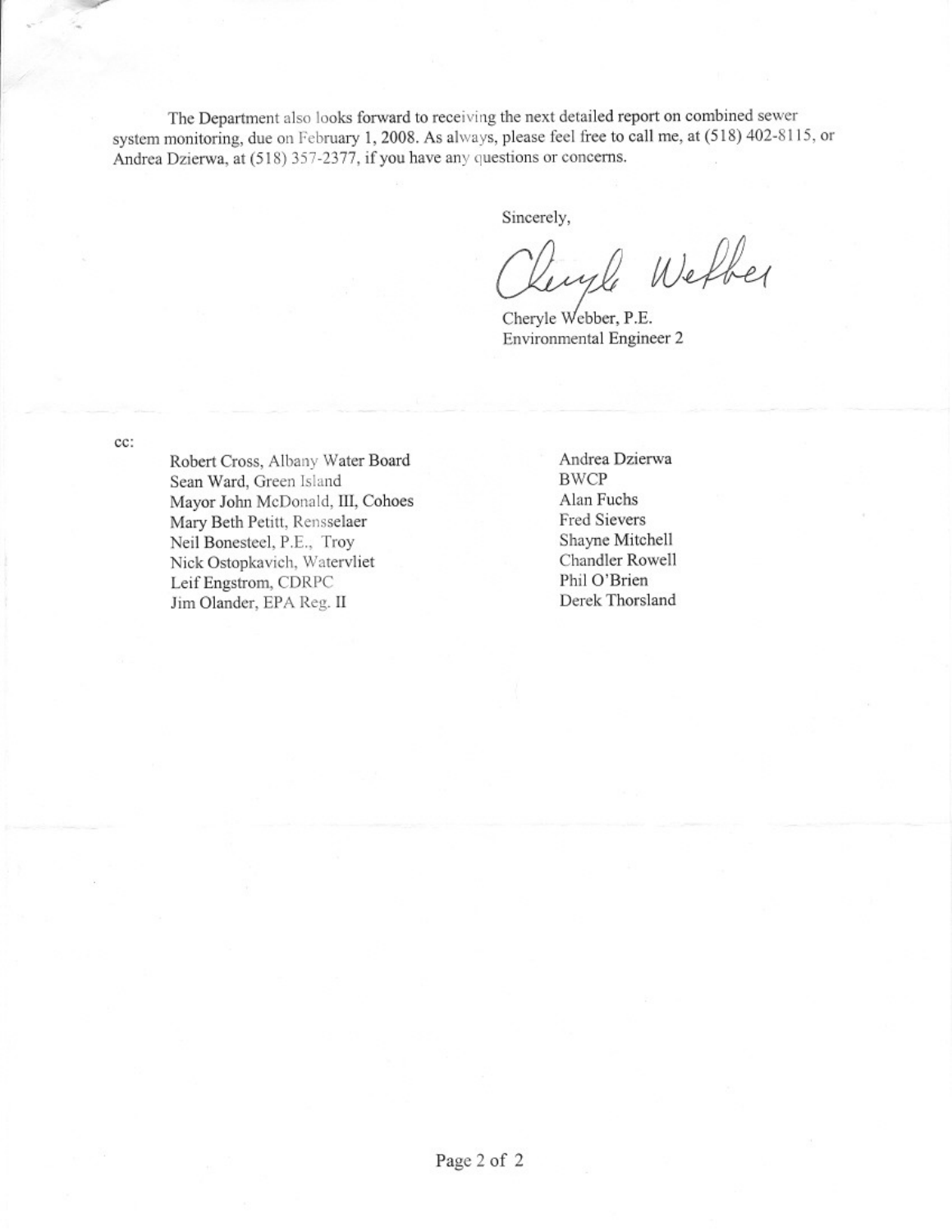The Department also looks forward to receiving the next detailed report on combined sewer system monitoring, due on February 1, 2008. As always, please feel free to call me, at (518) 402-8115, or Andrea Dzierwa, at (518) 357-2377, if you have any questions or concerns.

Sincerely,

Cheryle Webber

Cheryle Webber, P.E.
Environmental Engineer 2

cc:

Robert Cross, Albany Water Board
Sean Ward, Green Island
Mayor John McDonald, III, Cohoes
Mary Beth Petitt, Rensselaer
Neil Bonesteel, P.E., Troy
Nick Ostopkavich, Watervliet
Leif Engstrom, CDRPC
Jim Olander, EPA Reg. II

Andrea Dzierwa
BWCP
Alan Fuchs
Fred Sievers
Shayne Mitchell
Chandler Rowell
Phil O'Brien
Derek Thorsland